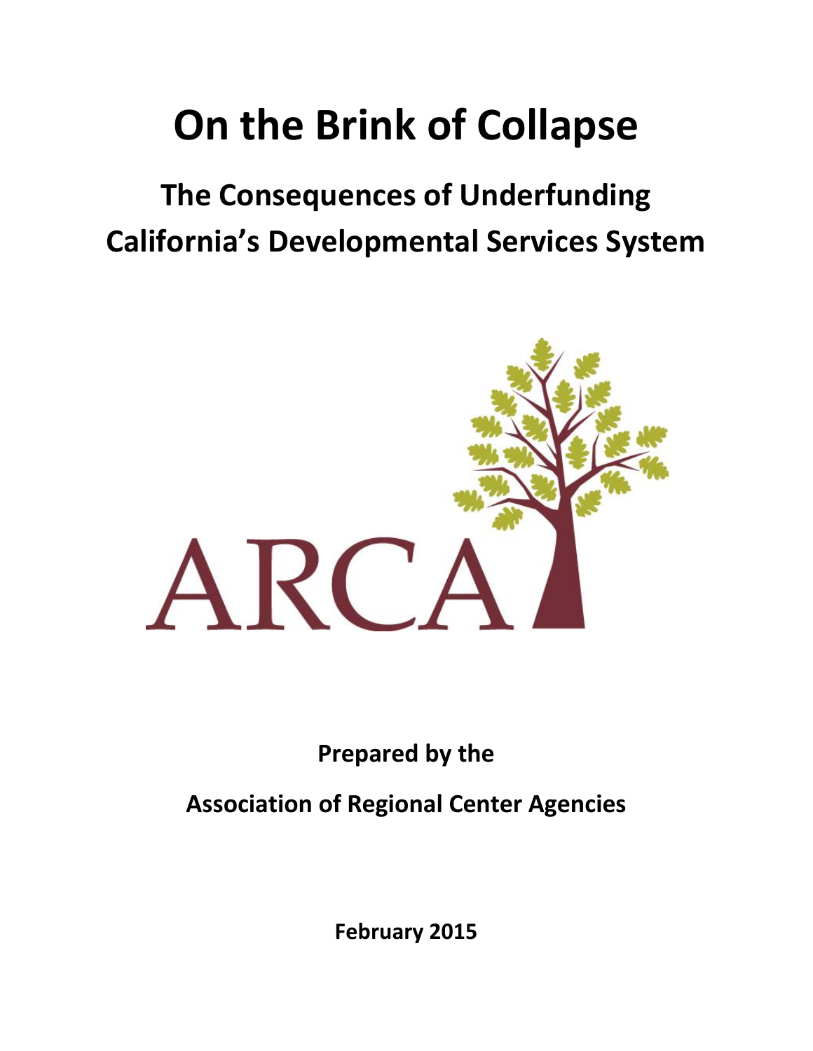# On the Brink of Collapse

## The Consequences of Underfunding California's Developmental Services System

ARCA

**Prepared by the**

**Association of Regional Center Agencies**

**February 2015**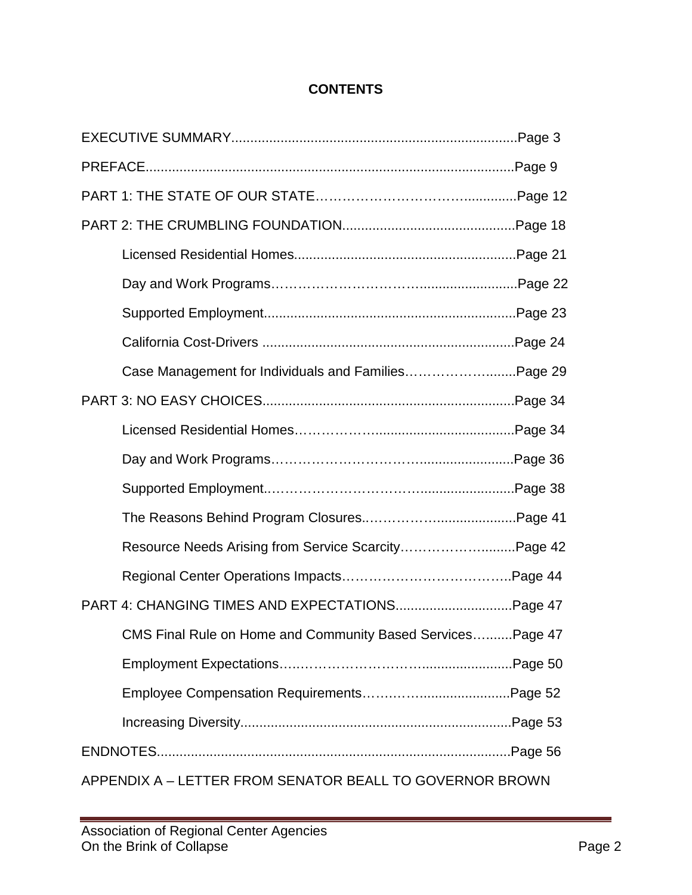# CONTENTS

EXECUTIVE SUMMARY....................................................................................Page 3

PREFACE.......................................................................................................Page 9

PART 1: THE STATE OF OUR STATE……………………………….............Page 12

PART 2: THE CRUMBLING FOUNDATION..............................................Page 18

- Licensed Residential Homes..........................................................Page 21
- Day and Work Programs…………………………….........................Page 22
- Supported Employment..................................................................Page 23
- California Cost-Drivers ..................................................................Page 24
- Case Management for Individuals and Families……………….........Page 29

PART 3: NO EASY CHOICES...................................................................Page 34

- Licensed Residential Homes…………………......................................Page 34
- Day and Work Programs…………………………….........................Page 36
- Supported Employment.……………………………........................Page 38
- The Reasons Behind Program Closures..………………....................Page 41
- Resource Needs Arising from Service Scarcity…………………..........Page 42
- Regional Center Operations Impacts…………………………………..Page 44

PART 4: CHANGING TIMES AND EXPECTATIONS...............................Page 47

- CMS Final Rule on Home and Community Based Services….......Page 47
- Employment Expectations…..……………………….........................Page 50
- Employee Compensation Requirements……..…........................Page 52
- Increasing Diversity.......................................................................Page 53

ENDNOTES...............................................................................................Page 56

APPENDIX A – LETTER FROM SENATOR BEALL TO GOVERNOR BROWN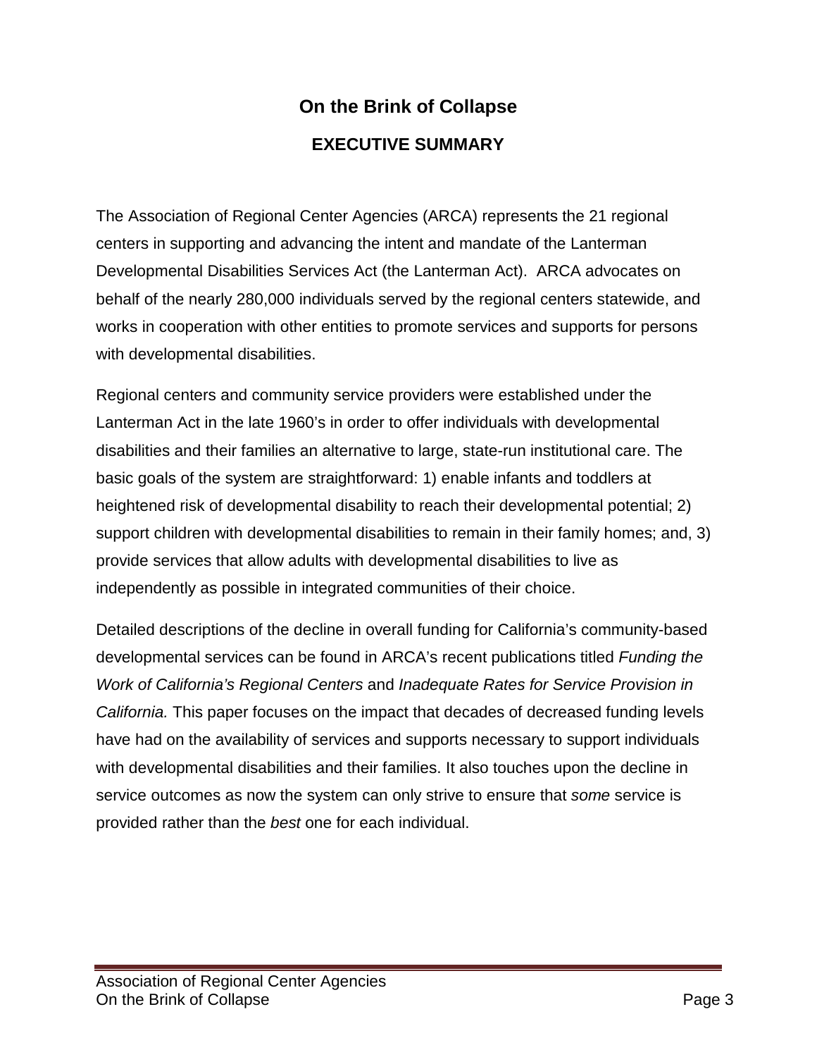# On the Brink of Collapse

## EXECUTIVE SUMMARY

The Association of Regional Center Agencies (ARCA) represents the 21 regional centers in supporting and advancing the intent and mandate of the Lanterman Developmental Disabilities Services Act (the Lanterman Act). ARCA advocates on behalf of the nearly 280,000 individuals served by the regional centers statewide, and works in cooperation with other entities to promote services and supports for persons with developmental disabilities.

Regional centers and community service providers were established under the Lanterman Act in the late 1960's in order to offer individuals with developmental disabilities and their families an alternative to large, state-run institutional care. The basic goals of the system are straightforward: 1) enable infants and toddlers at heightened risk of developmental disability to reach their developmental potential; 2) support children with developmental disabilities to remain in their family homes; and, 3) provide services that allow adults with developmental disabilities to live as independently as possible in integrated communities of their choice.

Detailed descriptions of the decline in overall funding for California's community-based developmental services can be found in ARCA's recent publications titled *Funding the Work of California's Regional Centers* and *Inadequate Rates for Service Provision in California.* This paper focuses on the impact that decades of decreased funding levels have had on the availability of services and supports necessary to support individuals with developmental disabilities and their families. It also touches upon the decline in service outcomes as now the system can only strive to ensure that *some* service is provided rather than the *best* one for each individual.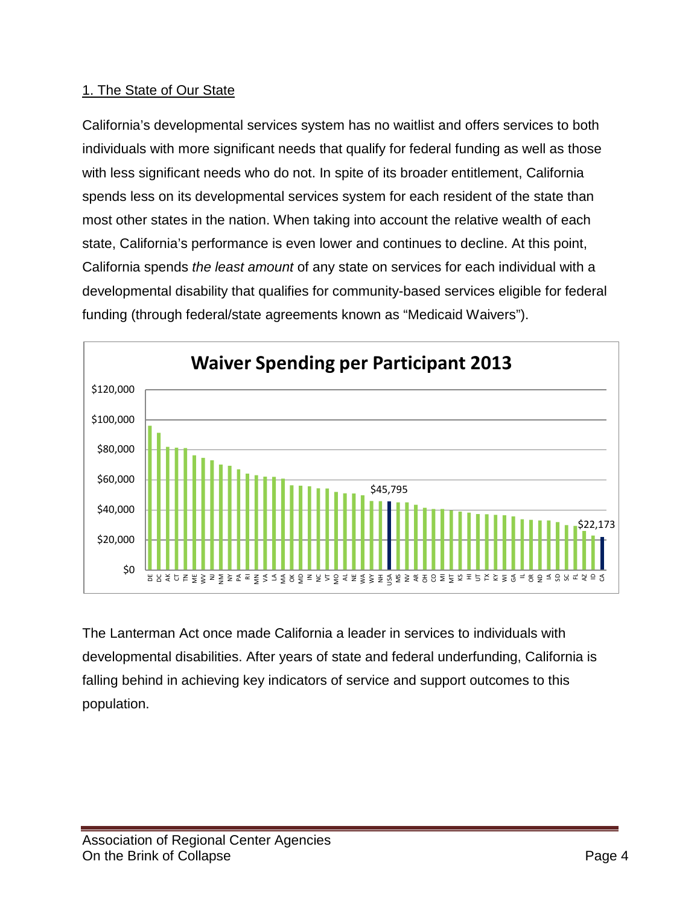1. The State of Our State

California's developmental services system has no waitlist and offers services to both individuals with more significant needs that qualify for federal funding as well as those with less significant needs who do not. In spite of its broader entitlement, California spends less on its developmental services system for each resident of the state than most other states in the nation. When taking into account the relative wealth of each state, California's performance is even lower and continues to decline. At this point, California spends *the least amount* of any state on services for each individual with a developmental disability that qualifies for community-based services eligible for federal funding (through federal/state agreements known as "Medicaid Waivers").

**Waiver Spending per Participant 2013**

$120,000
$100,000
$80,000
$60,000
$40,000
$20,000
$0

$45,795
$22,173

DE DC AK CT TN ME WV NJ NM NY PA RI MN VA LA MA OK MD IN NC VT MO AL NE WA WY NH USA MS NV AR OH CO MI MT KS HI UT TX KY WI GA IL OR ND IA SD SC FL AZ ID CA

The Lanterman Act once made California a leader in services to individuals with developmental disabilities. After years of state and federal underfunding, California is falling behind in achieving key indicators of service and support outcomes to this population.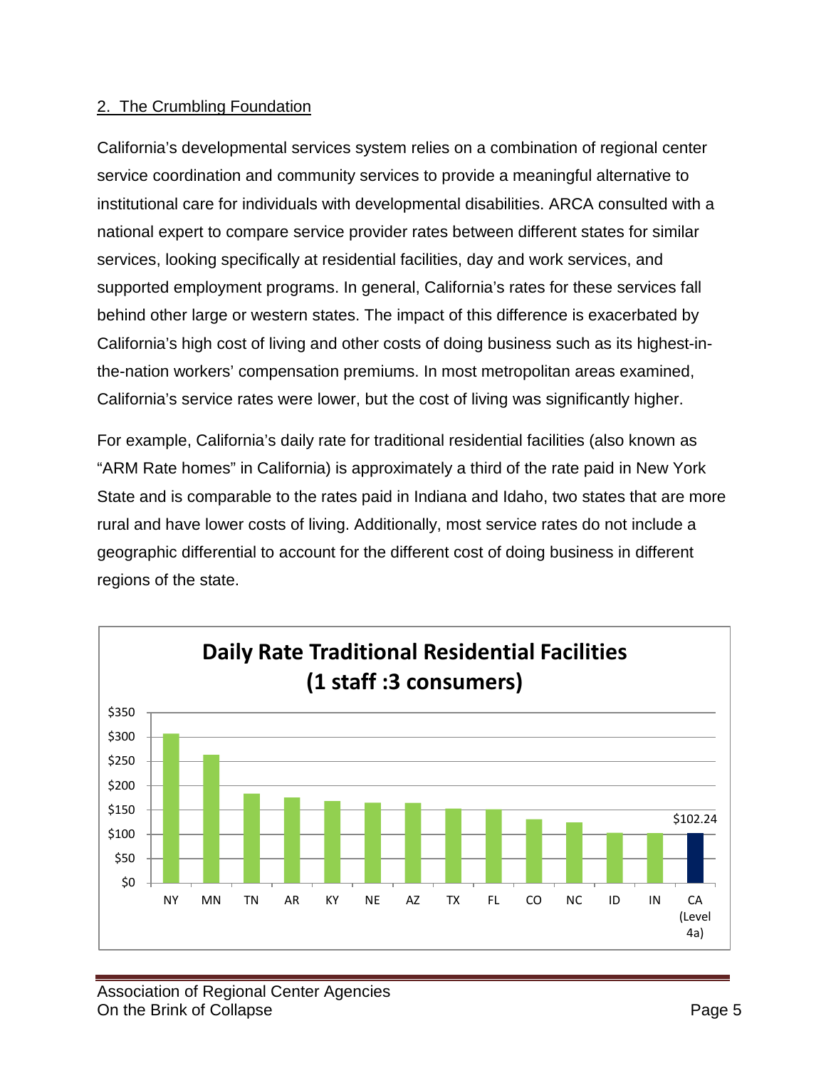## 2. The Crumbling Foundation

California's developmental services system relies on a combination of regional center service coordination and community services to provide a meaningful alternative to institutional care for individuals with developmental disabilities. ARCA consulted with a national expert to compare service provider rates between different states for similar services, looking specifically at residential facilities, day and work services, and supported employment programs. In general, California's rates for these services fall behind other large or western states. The impact of this difference is exacerbated by California's high cost of living and other costs of doing business such as its highest-in-the-nation workers' compensation premiums. In most metropolitan areas examined, California's service rates were lower, but the cost of living was significantly higher.

For example, California's daily rate for traditional residential facilities (also known as "ARM Rate homes" in California) is approximately a third of the rate paid in New York State and is comparable to the rates paid in Indiana and Idaho, two states that are more rural and have lower costs of living. Additionally, most service rates do not include a geographic differential to account for the different cost of doing business in different regions of the state.

**Daily Rate Traditional Residential Facilities (1 staff :3 consumers)**

| State | Daily Rate |
|---|---|
| NY | |
| MN | |
| TN | |
| AR | |
| KY | |
| NE | |
| AZ | |
| TX | |
| FL | |
| CO | |
| NC | |
| ID | |
| IN | |
| CA (Level 4a) | $102.24 |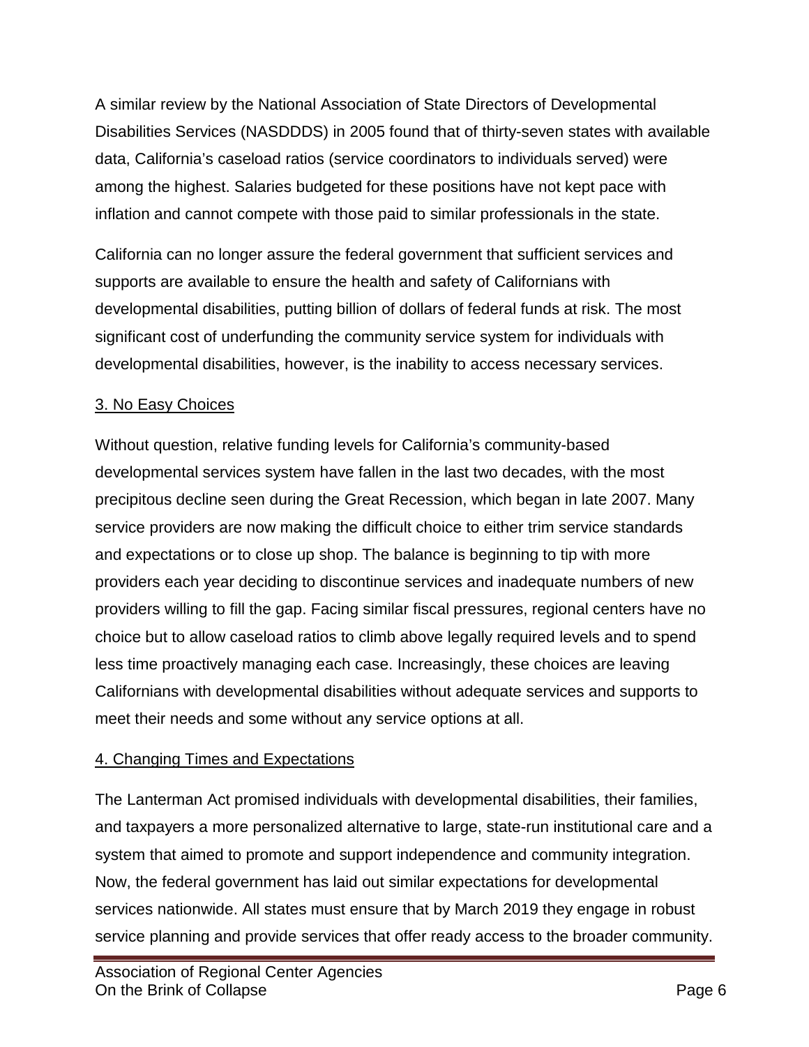A similar review by the National Association of State Directors of Developmental Disabilities Services (NASDDDS) in 2005 found that of thirty-seven states with available data, California's caseload ratios (service coordinators to individuals served) were among the highest. Salaries budgeted for these positions have not kept pace with inflation and cannot compete with those paid to similar professionals in the state.

California can no longer assure the federal government that sufficient services and supports are available to ensure the health and safety of Californians with developmental disabilities, putting billion of dollars of federal funds at risk. The most significant cost of underfunding the community service system for individuals with developmental disabilities, however, is the inability to access necessary services.

## 3. No Easy Choices

Without question, relative funding levels for California's community-based developmental services system have fallen in the last two decades, with the most precipitous decline seen during the Great Recession, which began in late 2007. Many service providers are now making the difficult choice to either trim service standards and expectations or to close up shop. The balance is beginning to tip with more providers each year deciding to discontinue services and inadequate numbers of new providers willing to fill the gap. Facing similar fiscal pressures, regional centers have no choice but to allow caseload ratios to climb above legally required levels and to spend less time proactively managing each case. Increasingly, these choices are leaving Californians with developmental disabilities without adequate services and supports to meet their needs and some without any service options at all.

## 4. Changing Times and Expectations

The Lanterman Act promised individuals with developmental disabilities, their families, and taxpayers a more personalized alternative to large, state-run institutional care and a system that aimed to promote and support independence and community integration. Now, the federal government has laid out similar expectations for developmental services nationwide. All states must ensure that by March 2019 they engage in robust service planning and provide services that offer ready access to the broader community.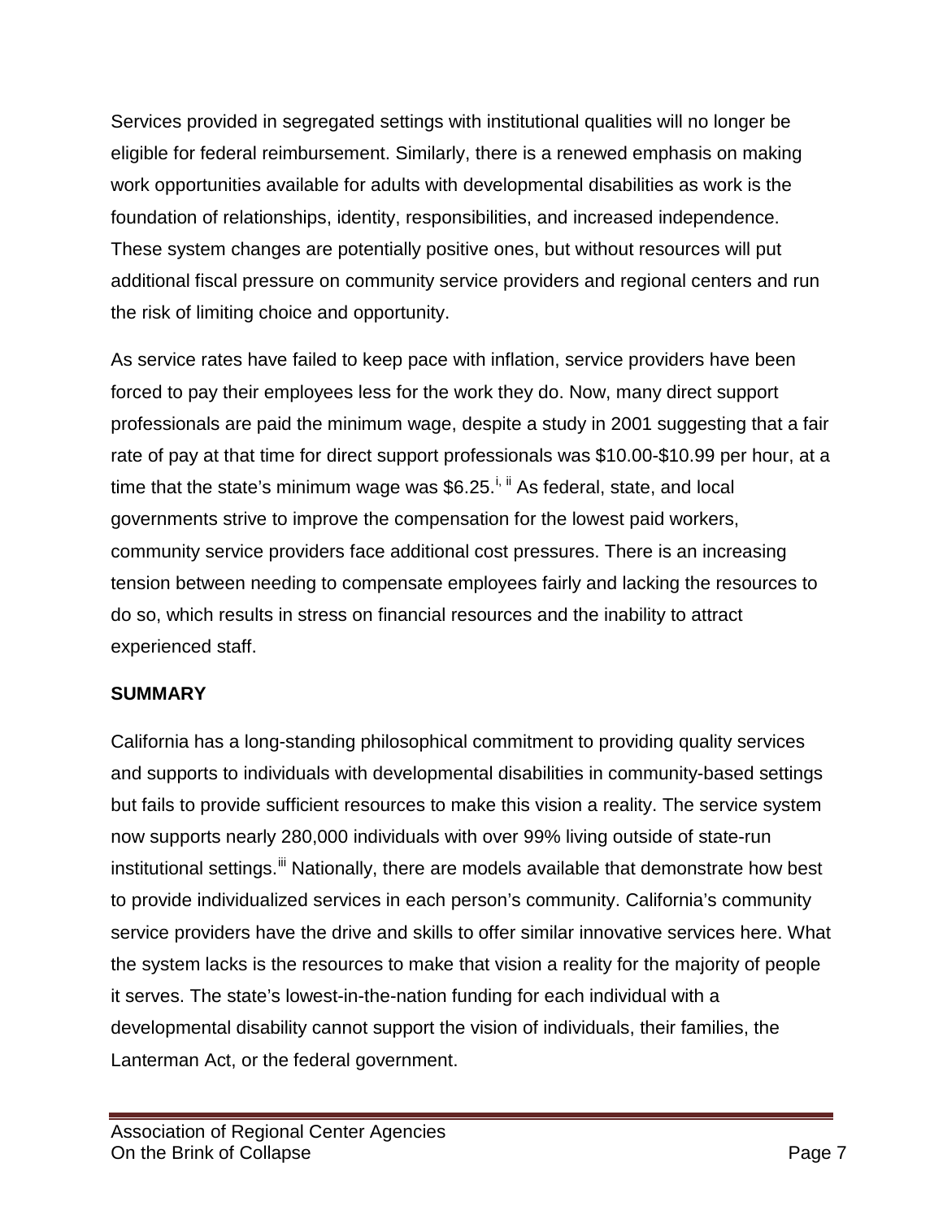Services provided in segregated settings with institutional qualities will no longer be eligible for federal reimbursement. Similarly, there is a renewed emphasis on making work opportunities available for adults with developmental disabilities as work is the foundation of relationships, identity, responsibilities, and increased independence. These system changes are potentially positive ones, but without resources will put additional fiscal pressure on community service providers and regional centers and run the risk of limiting choice and opportunity.

As service rates have failed to keep pace with inflation, service providers have been forced to pay their employees less for the work they do. Now, many direct support professionals are paid the minimum wage, despite a study in 2001 suggesting that a fair rate of pay at that time for direct support professionals was $10.00-$10.99 per hour, at a time that the state's minimum wage was $6.25.[i, ii] As federal, state, and local governments strive to improve the compensation for the lowest paid workers, community service providers face additional cost pressures. There is an increasing tension between needing to compensate employees fairly and lacking the resources to do so, which results in stress on financial resources and the inability to attract experienced staff.

## SUMMARY

California has a long-standing philosophical commitment to providing quality services and supports to individuals with developmental disabilities in community-based settings but fails to provide sufficient resources to make this vision a reality. The service system now supports nearly 280,000 individuals with over 99% living outside of state-run institutional settings.[iii] Nationally, there are models available that demonstrate how best to provide individualized services in each person's community. California's community service providers have the drive and skills to offer similar innovative services here. What the system lacks is the resources to make that vision a reality for the majority of people it serves. The state's lowest-in-the-nation funding for each individual with a developmental disability cannot support the vision of individuals, their families, the Lanterman Act, or the federal government.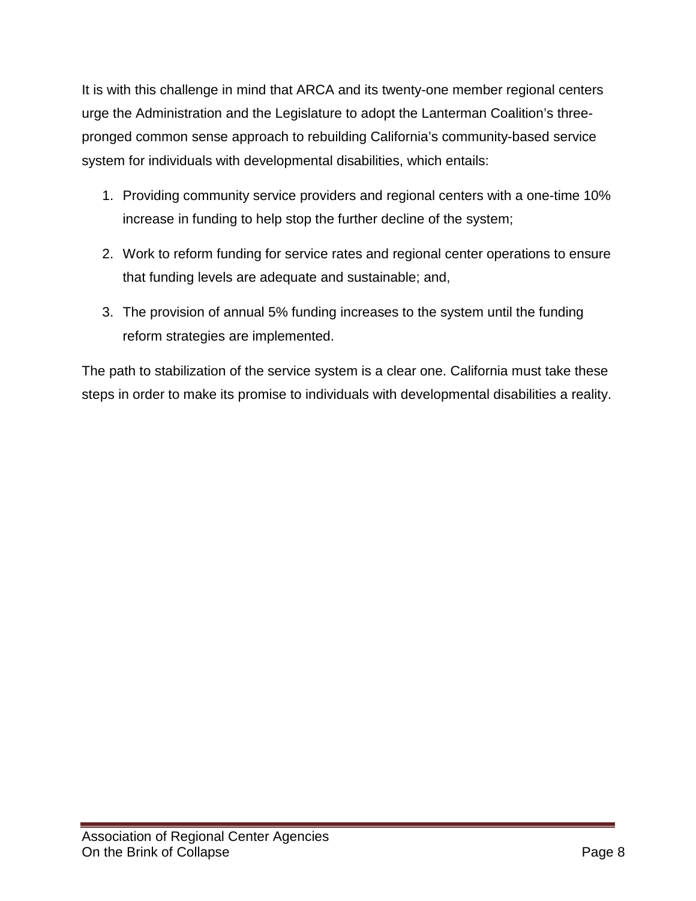It is with this challenge in mind that ARCA and its twenty-one member regional centers urge the Administration and the Legislature to adopt the Lanterman Coalition's three-pronged common sense approach to rebuilding California's community-based service system for individuals with developmental disabilities, which entails:

1. Providing community service providers and regional centers with a one-time 10% increase in funding to help stop the further decline of the system;

2. Work to reform funding for service rates and regional center operations to ensure that funding levels are adequate and sustainable; and,

3. The provision of annual 5% funding increases to the system until the funding reform strategies are implemented.

The path to stabilization of the service system is a clear one. California must take these steps in order to make its promise to individuals with developmental disabilities a reality.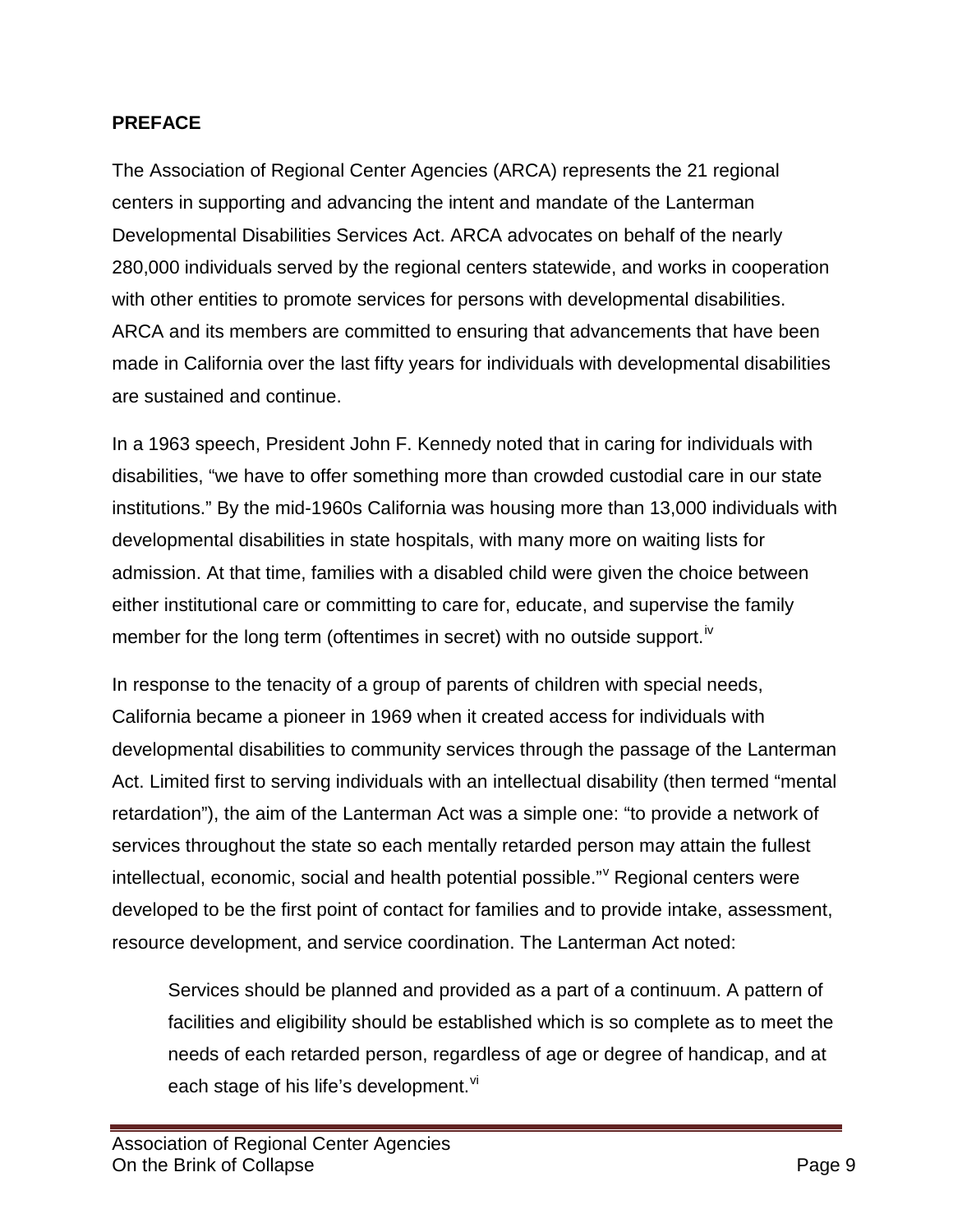## PREFACE

The Association of Regional Center Agencies (ARCA) represents the 21 regional centers in supporting and advancing the intent and mandate of the Lanterman Developmental Disabilities Services Act. ARCA advocates on behalf of the nearly 280,000 individuals served by the regional centers statewide, and works in cooperation with other entities to promote services for persons with developmental disabilities. ARCA and its members are committed to ensuring that advancements that have been made in California over the last fifty years for individuals with developmental disabilities are sustained and continue.

In a 1963 speech, President John F. Kennedy noted that in caring for individuals with disabilities, "we have to offer something more than crowded custodial care in our state institutions." By the mid-1960s California was housing more than 13,000 individuals with developmental disabilities in state hospitals, with many more on waiting lists for admission. At that time, families with a disabled child were given the choice between either institutional care or committing to care for, educate, and supervise the family member for the long term (oftentimes in secret) with no outside support.[iv]

In response to the tenacity of a group of parents of children with special needs, California became a pioneer in 1969 when it created access for individuals with developmental disabilities to community services through the passage of the Lanterman Act. Limited first to serving individuals with an intellectual disability (then termed "mental retardation"), the aim of the Lanterman Act was a simple one: "to provide a network of services throughout the state so each mentally retarded person may attain the fullest intellectual, economic, social and health potential possible."[v] Regional centers were developed to be the first point of contact for families and to provide intake, assessment, resource development, and service coordination. The Lanterman Act noted:

> Services should be planned and provided as a part of a continuum. A pattern of facilities and eligibility should be established which is so complete as to meet the needs of each retarded person, regardless of age or degree of handicap, and at each stage of his life's development.[vi]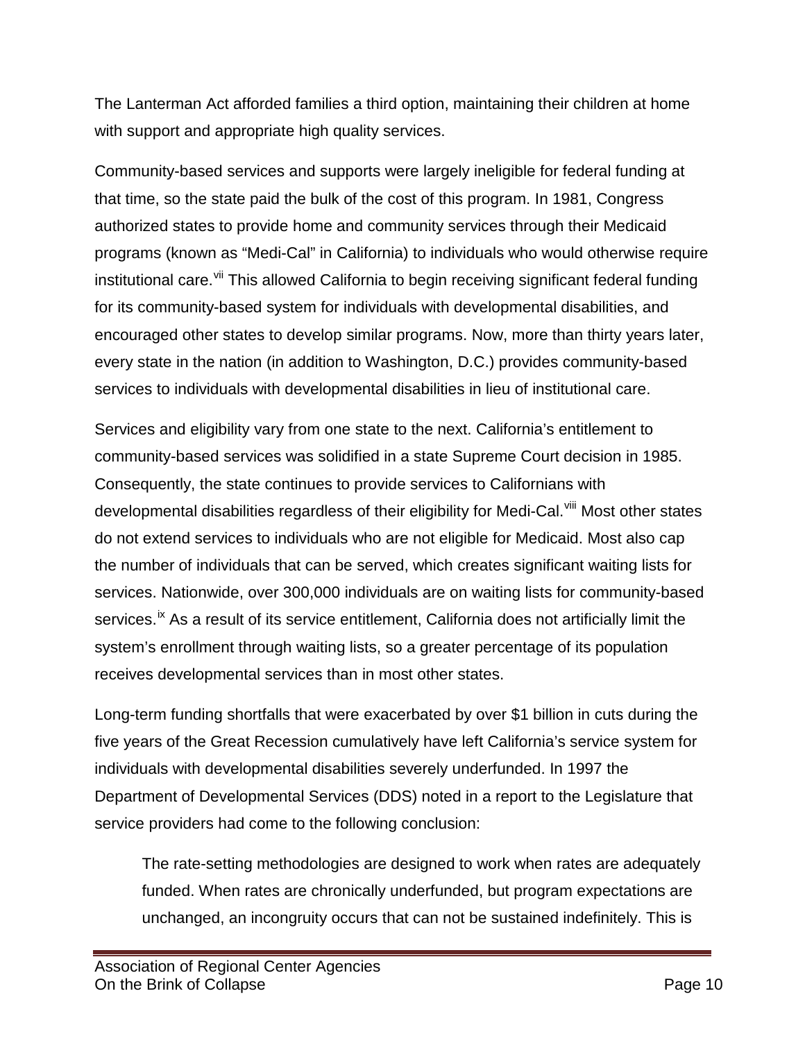The Lanterman Act afforded families a third option, maintaining their children at home with support and appropriate high quality services.

Community-based services and supports were largely ineligible for federal funding at that time, so the state paid the bulk of the cost of this program. In 1981, Congress authorized states to provide home and community services through their Medicaid programs (known as "Medi-Cal" in California) to individuals who would otherwise require institutional care.[vii] This allowed California to begin receiving significant federal funding for its community-based system for individuals with developmental disabilities, and encouraged other states to develop similar programs. Now, more than thirty years later, every state in the nation (in addition to Washington, D.C.) provides community-based services to individuals with developmental disabilities in lieu of institutional care.

Services and eligibility vary from one state to the next. California's entitlement to community-based services was solidified in a state Supreme Court decision in 1985. Consequently, the state continues to provide services to Californians with developmental disabilities regardless of their eligibility for Medi-Cal.[viii] Most other states do not extend services to individuals who are not eligible for Medicaid. Most also cap the number of individuals that can be served, which creates significant waiting lists for services. Nationwide, over 300,000 individuals are on waiting lists for community-based services.[ix] As a result of its service entitlement, California does not artificially limit the system's enrollment through waiting lists, so a greater percentage of its population receives developmental services than in most other states.

Long-term funding shortfalls that were exacerbated by over $1 billion in cuts during the five years of the Great Recession cumulatively have left California's service system for individuals with developmental disabilities severely underfunded. In 1997 the Department of Developmental Services (DDS) noted in a report to the Legislature that service providers had come to the following conclusion:

> The rate-setting methodologies are designed to work when rates are adequately funded. When rates are chronically underfunded, but program expectations are unchanged, an incongruity occurs that can not be sustained indefinitely. This is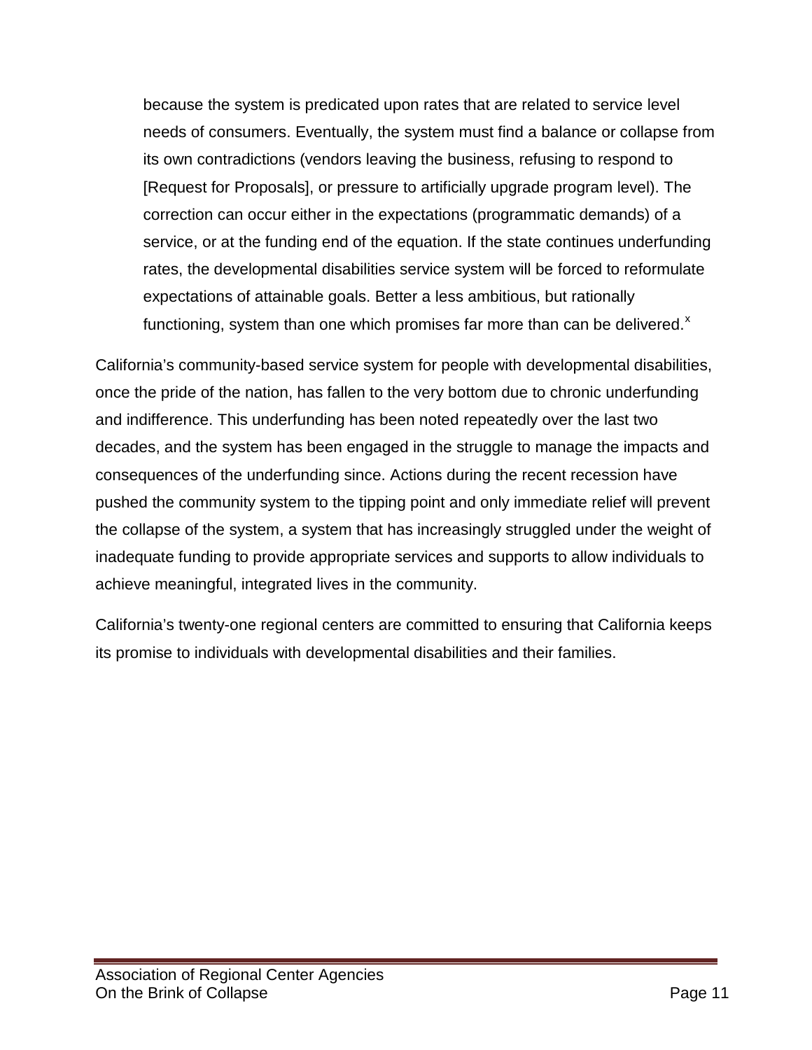> because the system is predicated upon rates that are related to service level needs of consumers. Eventually, the system must find a balance or collapse from its own contradictions (vendors leaving the business, refusing to respond to [Request for Proposals], or pressure to artificially upgrade program level). The correction can occur either in the expectations (programmatic demands) of a service, or at the funding end of the equation. If the state continues underfunding rates, the developmental disabilities service system will be forced to reformulate expectations of attainable goals. Better a less ambitious, but rationally functioning, system than one which promises far more than can be delivered.[x]

California's community-based service system for people with developmental disabilities, once the pride of the nation, has fallen to the very bottom due to chronic underfunding and indifference. This underfunding has been noted repeatedly over the last two decades, and the system has been engaged in the struggle to manage the impacts and consequences of the underfunding since. Actions during the recent recession have pushed the community system to the tipping point and only immediate relief will prevent the collapse of the system, a system that has increasingly struggled under the weight of inadequate funding to provide appropriate services and supports to allow individuals to achieve meaningful, integrated lives in the community.

California's twenty-one regional centers are committed to ensuring that California keeps its promise to individuals with developmental disabilities and their families.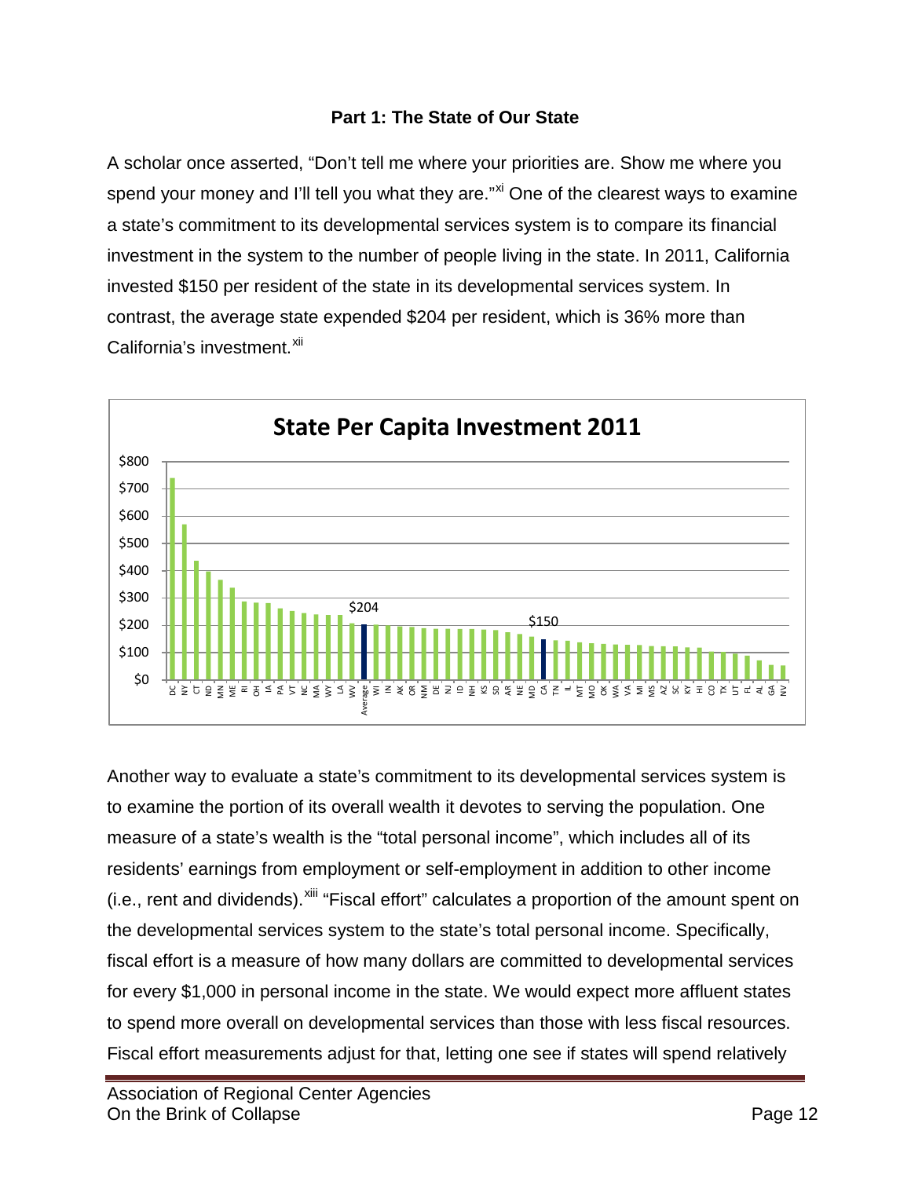### Part 1: The State of Our State

A scholar once asserted, "Don't tell me where your priorities are. Show me where you spend your money and I'll tell you what they are."[xi] One of the clearest ways to examine a state's commitment to its developmental services system is to compare its financial investment in the system to the number of people living in the state. In 2011, California invested $150 per resident of the state in its developmental services system. In contrast, the average state expended $204 per resident, which is 36% more than California's investment.[xii]

Another way to evaluate a state's commitment to its developmental services system is to examine the portion of its overall wealth it devotes to serving the population. One measure of a state's wealth is the "total personal income", which includes all of its residents' earnings from employment or self-employment in addition to other income (i.e., rent and dividends).[xiii] "Fiscal effort" calculates a proportion of the amount spent on the developmental services system to the state's total personal income. Specifically, fiscal effort is a measure of how many dollars are committed to developmental services for every $1,000 in personal income in the state. We would expect more affluent states to spend more overall on developmental services than those with less fiscal resources. Fiscal effort measurements adjust for that, letting one see if states will spend relatively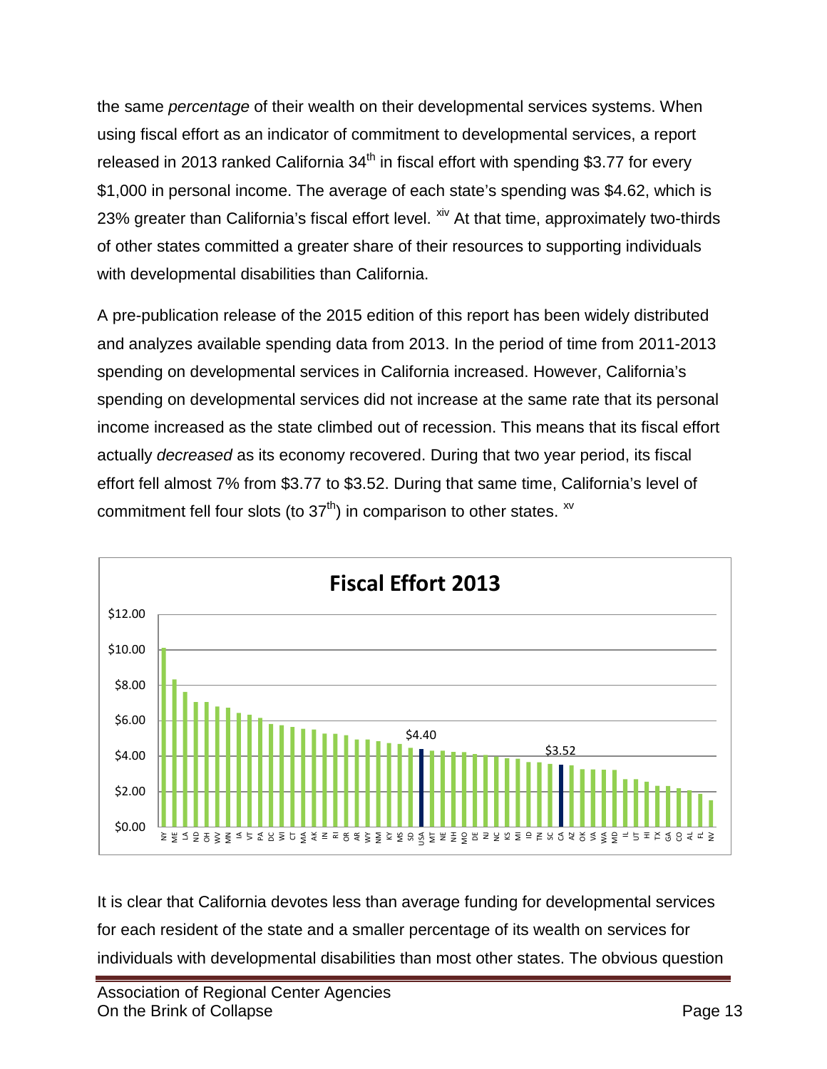the same *percentage* of their wealth on their developmental services systems. When using fiscal effort as an indicator of commitment to developmental services, a report released in 2013 ranked California 34th in fiscal effort with spending $3.77 for every $1,000 in personal income. The average of each state's spending was $4.62, which is 23% greater than California's fiscal effort level. [xiv] At that time, approximately two-thirds of other states committed a greater share of their resources to supporting individuals with developmental disabilities than California.

A pre-publication release of the 2015 edition of this report has been widely distributed and analyzes available spending data from 2013. In the period of time from 2011-2013 spending on developmental services in California increased. However, California's spending on developmental services did not increase at the same rate that its personal income increased as the state climbed out of recession. This means that its fiscal effort actually *decreased* as its economy recovered. During that two year period, its fiscal effort fell almost 7% from $3.77 to $3.52. During that same time, California's level of commitment fell four slots (to 37th) in comparison to other states. [xv]

**Fiscal Effort 2013**

[Bar chart of fiscal effort by state, 2013. USA: $4.40; CA: $3.52. States in order: NY, ME, LA, ND, OH, WV, MN, IA, VT, PA, DC, WI, CT, MA, AK, IN, RI, OR, AR, WY, NM, KY, MS, SD, USA, MT, NE, NH, MO, DE, NJ, NC, KS, MI, ID, TN, SC, CA, AZ, OK, VA, WA, MD, IL, UT, HI, TX, GA, CO, AL, FL, NV]

It is clear that California devotes less than average funding for developmental services for each resident of the state and a smaller percentage of its wealth on services for individuals with developmental disabilities than most other states. The obvious question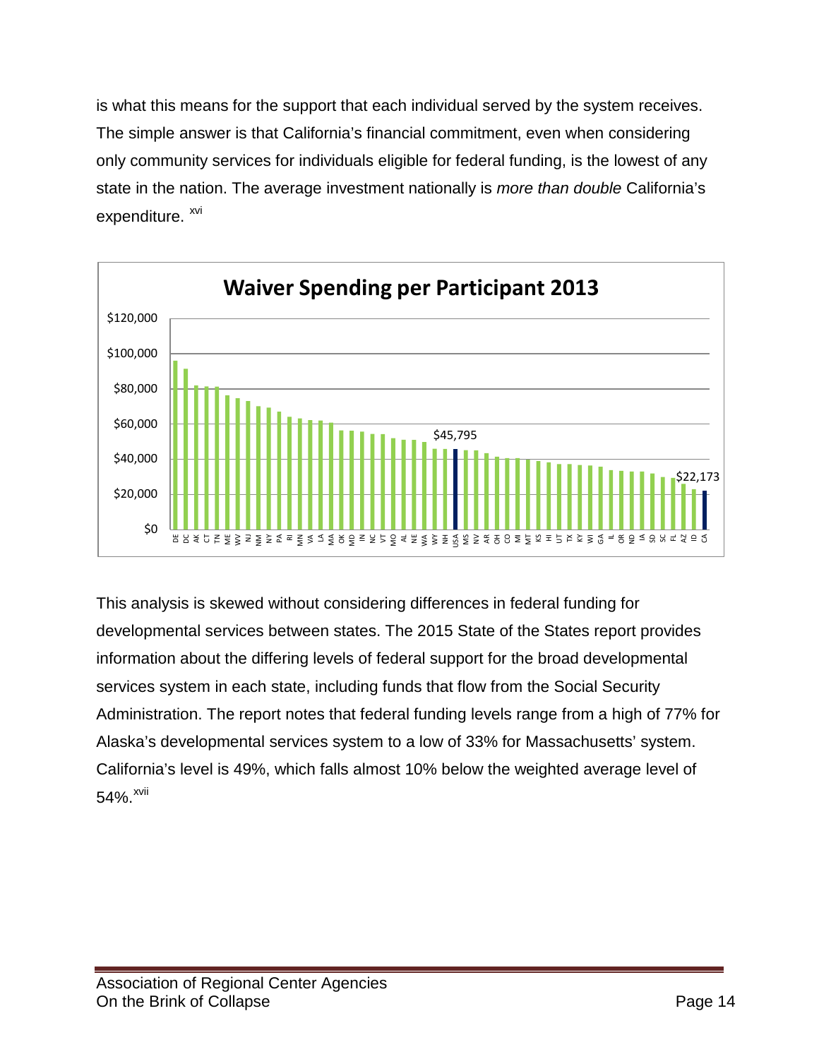is what this means for the support that each individual served by the system receives. The simple answer is that California's financial commitment, even when considering only community services for individuals eligible for federal funding, is the lowest of any state in the nation. The average investment nationally is *more than double* California's expenditure. [xvi]

**Waiver Spending per Participant 2013**

$45,795 (USA) — $22,173 (CA)

This analysis is skewed without considering differences in federal funding for developmental services between states. The 2015 State of the States report provides information about the differing levels of federal support for the broad developmental services system in each state, including funds that flow from the Social Security Administration. The report notes that federal funding levels range from a high of 77% for Alaska's developmental services system to a low of 33% for Massachusetts' system. California's level is 49%, which falls almost 10% below the weighted average level of 54%.[xvii]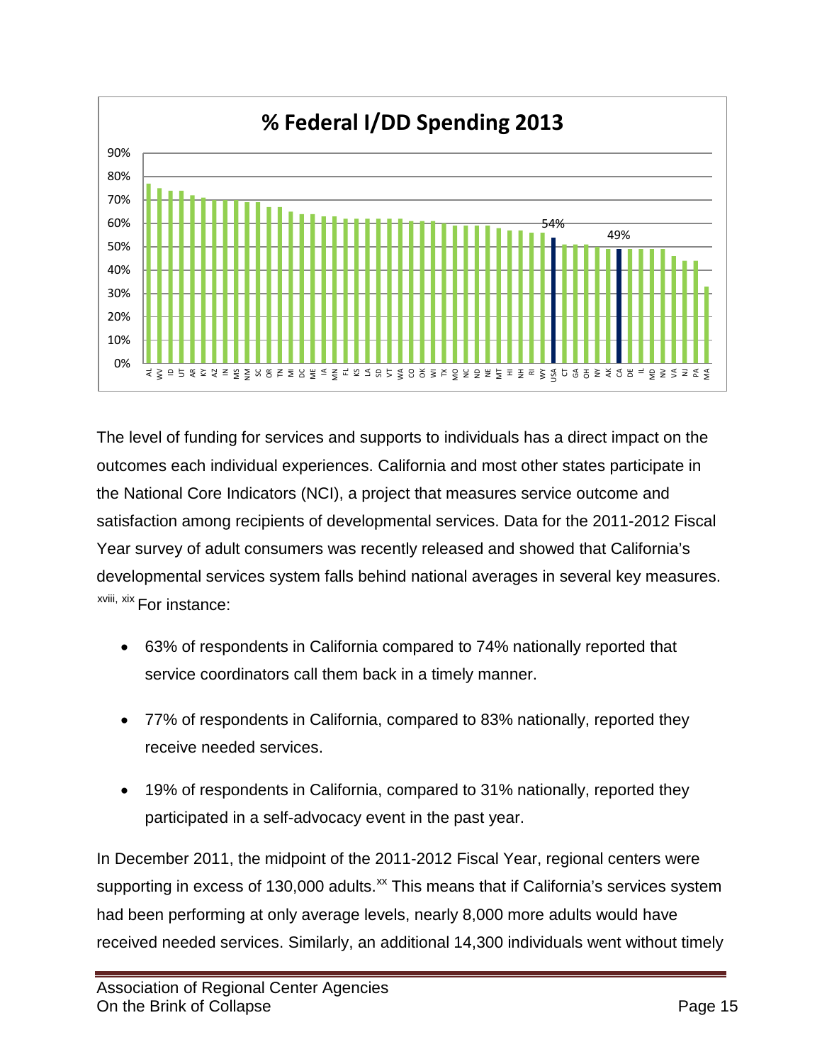**% Federal I/DD Spending 2013**

The level of funding for services and supports to individuals has a direct impact on the outcomes each individual experiences. California and most other states participate in the National Core Indicators (NCI), a project that measures service outcome and satisfaction among recipients of developmental services. Data for the 2011-2012 Fiscal Year survey of adult consumers was recently released and showed that California's developmental services system falls behind national averages in several key measures.[xviii, xix] For instance:

- 63% of respondents in California compared to 74% nationally reported that service coordinators call them back in a timely manner.
- 77% of respondents in California, compared to 83% nationally, reported they receive needed services.
- 19% of respondents in California, compared to 31% nationally, reported they participated in a self-advocacy event in the past year.

In December 2011, the midpoint of the 2011-2012 Fiscal Year, regional centers were supporting in excess of 130,000 adults.[xx] This means that if California's services system had been performing at only average levels, nearly 8,000 more adults would have received needed services. Similarly, an additional 14,300 individuals went without timely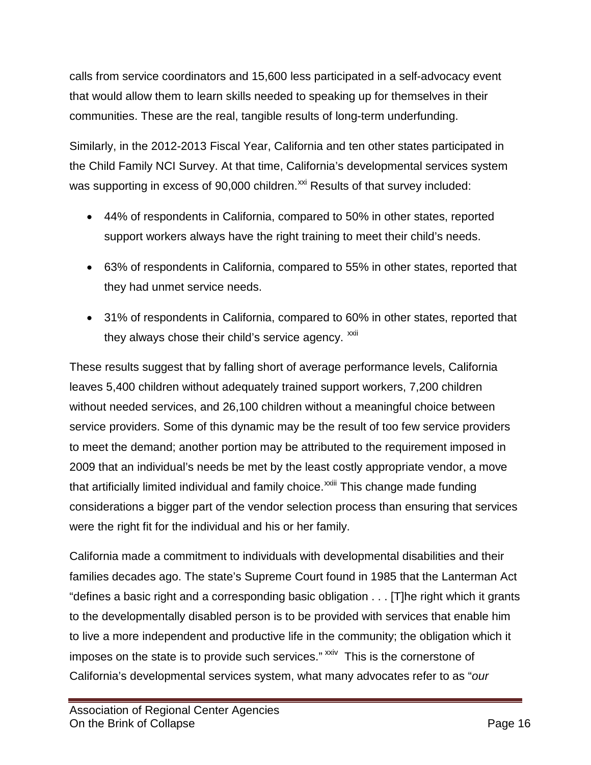calls from service coordinators and 15,600 less participated in a self-advocacy event that would allow them to learn skills needed to speaking up for themselves in their communities. These are the real, tangible results of long-term underfunding.

Similarly, in the 2012-2013 Fiscal Year, California and ten other states participated in the Child Family NCI Survey. At that time, California's developmental services system was supporting in excess of 90,000 children.[xxi] Results of that survey included:

- 44% of respondents in California, compared to 50% in other states, reported support workers always have the right training to meet their child's needs.
- 63% of respondents in California, compared to 55% in other states, reported that they had unmet service needs.
- 31% of respondents in California, compared to 60% in other states, reported that they always chose their child's service agency. [xxii]

These results suggest that by falling short of average performance levels, California leaves 5,400 children without adequately trained support workers, 7,200 children without needed services, and 26,100 children without a meaningful choice between service providers. Some of this dynamic may be the result of too few service providers to meet the demand; another portion may be attributed to the requirement imposed in 2009 that an individual's needs be met by the least costly appropriate vendor, a move that artificially limited individual and family choice.[xxiii] This change made funding considerations a bigger part of the vendor selection process than ensuring that services were the right fit for the individual and his or her family.

California made a commitment to individuals with developmental disabilities and their families decades ago. The state's Supreme Court found in 1985 that the Lanterman Act "defines a basic right and a corresponding basic obligation . . . [T]he right which it grants to the developmentally disabled person is to be provided with services that enable him to live a more independent and productive life in the community; the obligation which it imposes on the state is to provide such services." [xxiv] This is the cornerstone of California's developmental services system, what many advocates refer to as "*our*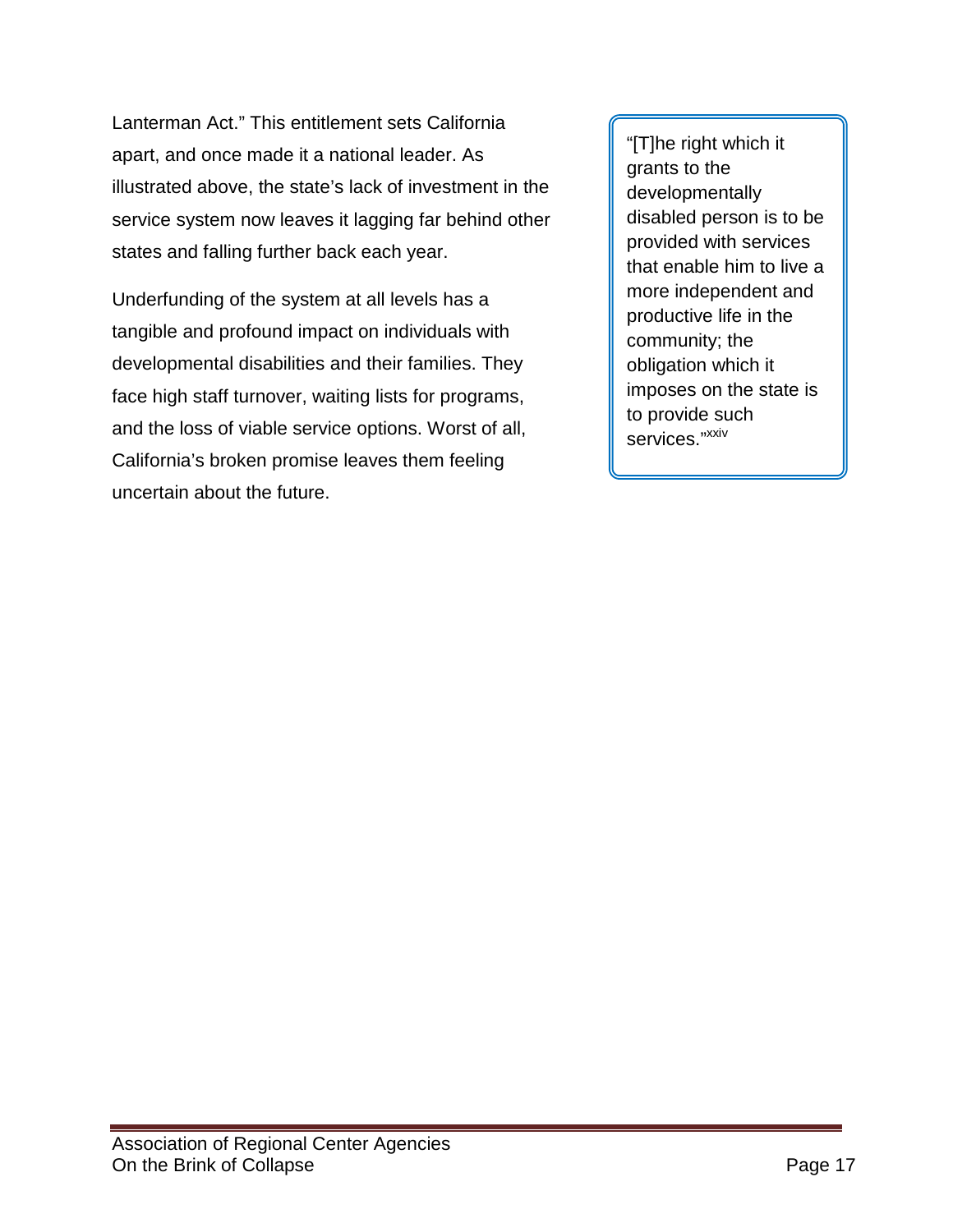Lanterman Act." This entitlement sets California apart, and once made it a national leader. As illustrated above, the state's lack of investment in the service system now leaves it lagging far behind other states and falling further back each year.

Underfunding of the system at all levels has a tangible and profound impact on individuals with developmental disabilities and their families. They face high staff turnover, waiting lists for programs, and the loss of viable service options. Worst of all, California's broken promise leaves them feeling uncertain about the future.

> "[T]he right which it grants to the developmentally disabled person is to be provided with services that enable him to live a more independent and productive life in the community; the obligation which it imposes on the state is to provide such services."[xxiv]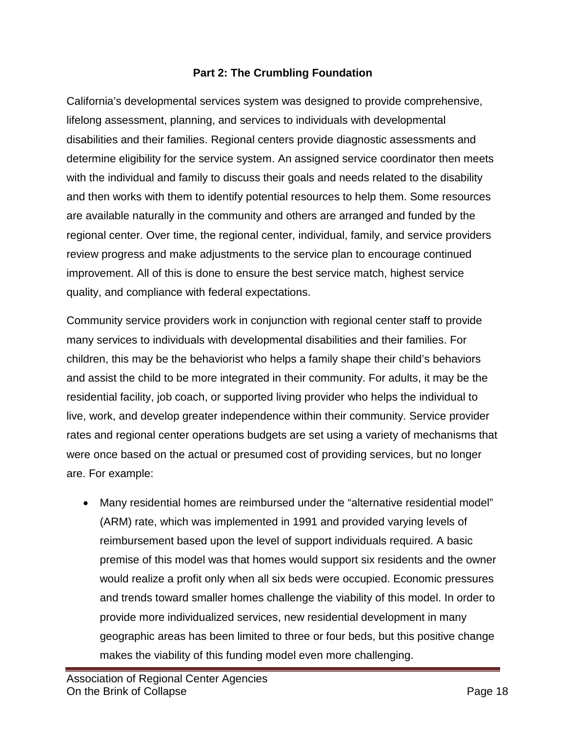## Part 2: The Crumbling Foundation

California's developmental services system was designed to provide comprehensive, lifelong assessment, planning, and services to individuals with developmental disabilities and their families. Regional centers provide diagnostic assessments and determine eligibility for the service system. An assigned service coordinator then meets with the individual and family to discuss their goals and needs related to the disability and then works with them to identify potential resources to help them. Some resources are available naturally in the community and others are arranged and funded by the regional center. Over time, the regional center, individual, family, and service providers review progress and make adjustments to the service plan to encourage continued improvement. All of this is done to ensure the best service match, highest service quality, and compliance with federal expectations.

Community service providers work in conjunction with regional center staff to provide many services to individuals with developmental disabilities and their families. For children, this may be the behaviorist who helps a family shape their child's behaviors and assist the child to be more integrated in their community. For adults, it may be the residential facility, job coach, or supported living provider who helps the individual to live, work, and develop greater independence within their community. Service provider rates and regional center operations budgets are set using a variety of mechanisms that were once based on the actual or presumed cost of providing services, but no longer are. For example:

- Many residential homes are reimbursed under the "alternative residential model" (ARM) rate, which was implemented in 1991 and provided varying levels of reimbursement based upon the level of support individuals required. A basic premise of this model was that homes would support six residents and the owner would realize a profit only when all six beds were occupied. Economic pressures and trends toward smaller homes challenge the viability of this model. In order to provide more individualized services, new residential development in many geographic areas has been limited to three or four beds, but this positive change makes the viability of this funding model even more challenging.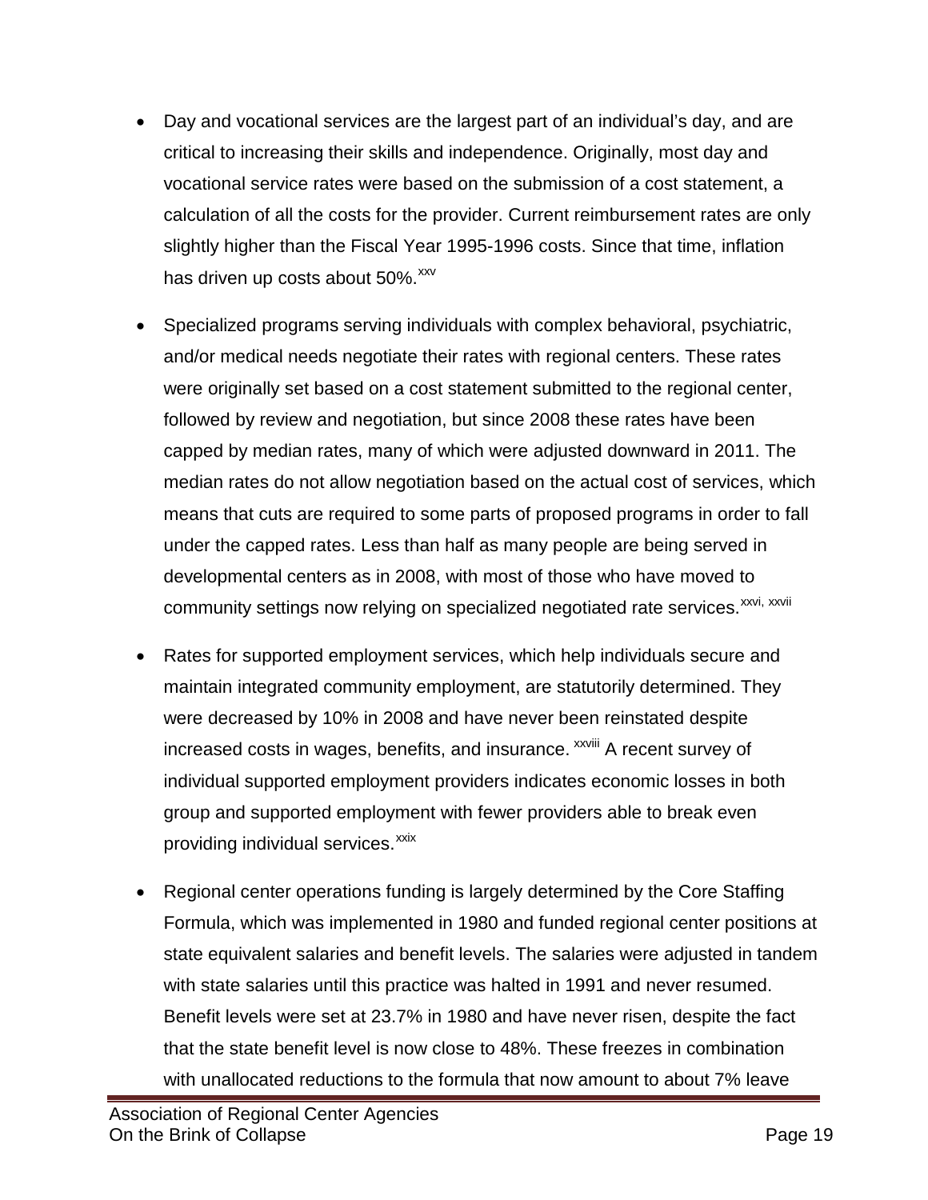- Day and vocational services are the largest part of an individual's day, and are critical to increasing their skills and independence. Originally, most day and vocational service rates were based on the submission of a cost statement, a calculation of all the costs for the provider. Current reimbursement rates are only slightly higher than the Fiscal Year 1995-1996 costs. Since that time, inflation has driven up costs about 50%.[xxv]

- Specialized programs serving individuals with complex behavioral, psychiatric, and/or medical needs negotiate their rates with regional centers. These rates were originally set based on a cost statement submitted to the regional center, followed by review and negotiation, but since 2008 these rates have been capped by median rates, many of which were adjusted downward in 2011. The median rates do not allow negotiation based on the actual cost of services, which means that cuts are required to some parts of proposed programs in order to fall under the capped rates. Less than half as many people are being served in developmental centers as in 2008, with most of those who have moved to community settings now relying on specialized negotiated rate services.[xxvi, xxvii]

- Rates for supported employment services, which help individuals secure and maintain integrated community employment, are statutorily determined. They were decreased by 10% in 2008 and have never been reinstated despite increased costs in wages, benefits, and insurance. [xxviii] A recent survey of individual supported employment providers indicates economic losses in both group and supported employment with fewer providers able to break even providing individual services.[xxix]

- Regional center operations funding is largely determined by the Core Staffing Formula, which was implemented in 1980 and funded regional center positions at state equivalent salaries and benefit levels. The salaries were adjusted in tandem with state salaries until this practice was halted in 1991 and never resumed. Benefit levels were set at 23.7% in 1980 and have never risen, despite the fact that the state benefit level is now close to 48%. These freezes in combination with unallocated reductions to the formula that now amount to about 7% leave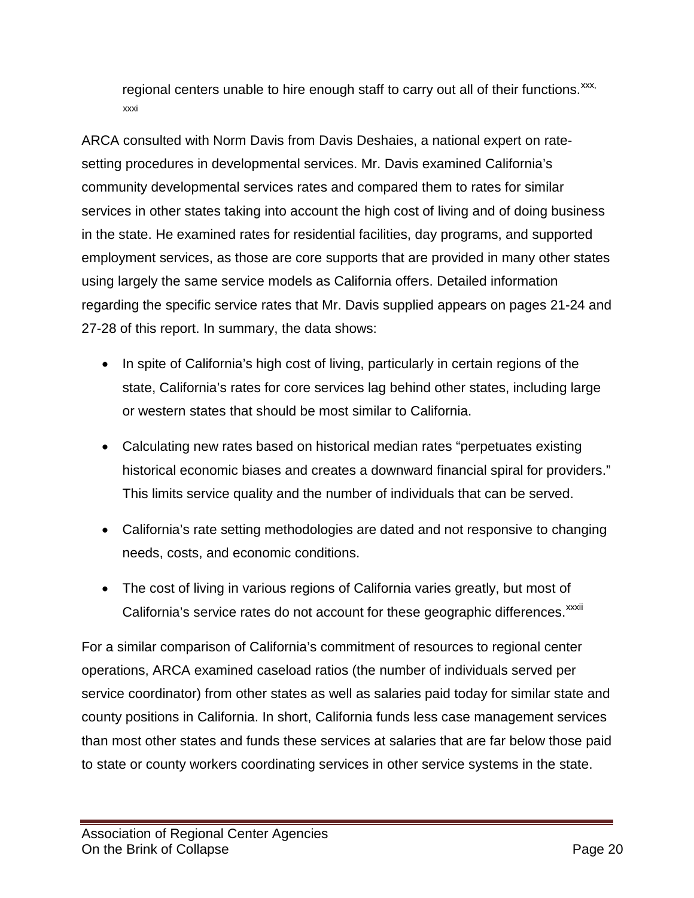regional centers unable to hire enough staff to carry out all of their functions.[xxx, xxxi]

ARCA consulted with Norm Davis from Davis Deshaies, a national expert on rate-setting procedures in developmental services. Mr. Davis examined California's community developmental services rates and compared them to rates for similar services in other states taking into account the high cost of living and of doing business in the state. He examined rates for residential facilities, day programs, and supported employment services, as those are core supports that are provided in many other states using largely the same service models as California offers. Detailed information regarding the specific service rates that Mr. Davis supplied appears on pages 21-24 and 27-28 of this report. In summary, the data shows:

- In spite of California's high cost of living, particularly in certain regions of the state, California's rates for core services lag behind other states, including large or western states that should be most similar to California.
- Calculating new rates based on historical median rates "perpetuates existing historical economic biases and creates a downward financial spiral for providers." This limits service quality and the number of individuals that can be served.
- California's rate setting methodologies are dated and not responsive to changing needs, costs, and economic conditions.
- The cost of living in various regions of California varies greatly, but most of California's service rates do not account for these geographic differences.[xxxii]

For a similar comparison of California's commitment of resources to regional center operations, ARCA examined caseload ratios (the number of individuals served per service coordinator) from other states as well as salaries paid today for similar state and county positions in California. In short, California funds less case management services than most other states and funds these services at salaries that are far below those paid to state or county workers coordinating services in other service systems in the state.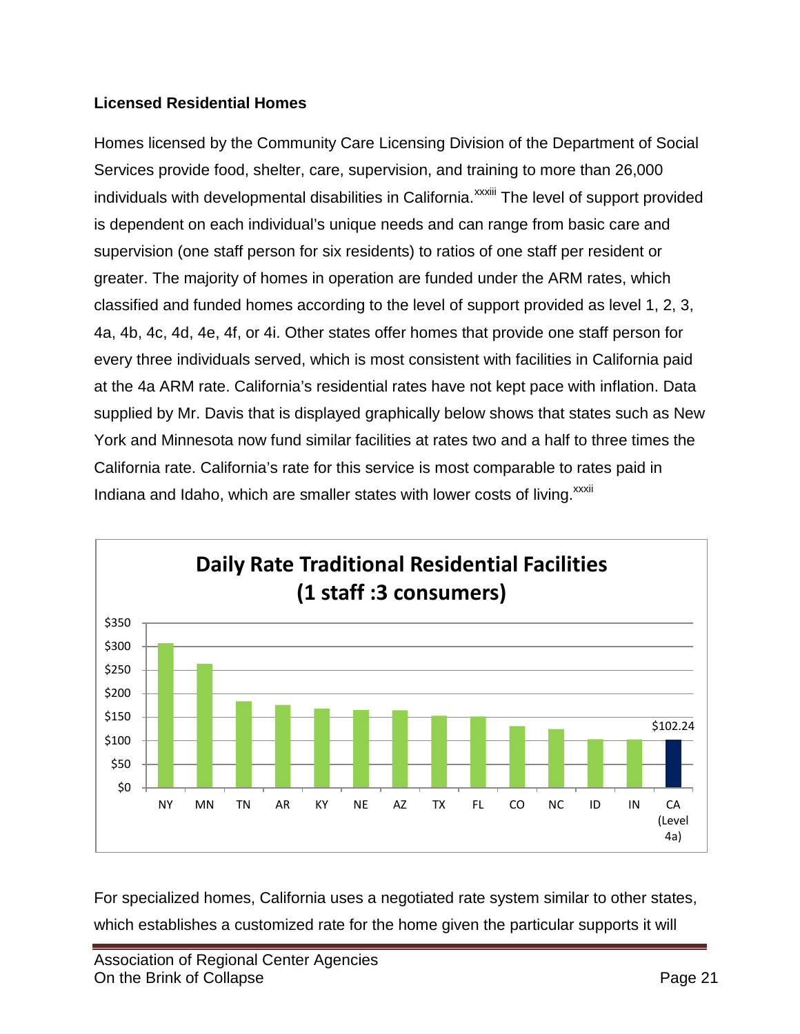### Licensed Residential Homes

Homes licensed by the Community Care Licensing Division of the Department of Social Services provide food, shelter, care, supervision, and training to more than 26,000 individuals with developmental disabilities in California.[xxxiii] The level of support provided is dependent on each individual's unique needs and can range from basic care and supervision (one staff person for six residents) to ratios of one staff per resident or greater. The majority of homes in operation are funded under the ARM rates, which classified and funded homes according to the level of support provided as level 1, 2, 3, 4a, 4b, 4c, 4d, 4e, 4f, or 4i. Other states offer homes that provide one staff person for every three individuals served, which is most consistent with facilities in California paid at the 4a ARM rate. California's residential rates have not kept pace with inflation. Data supplied by Mr. Davis that is displayed graphically below shows that states such as New York and Minnesota now fund similar facilities at rates two and a half to three times the California rate. California's rate for this service is most comparable to rates paid in Indiana and Idaho, which are smaller states with lower costs of living.[xxxii]

**Daily Rate Traditional Residential Facilities (1 staff :3 consumers)**

States shown (in order): NY, MN, TN, AR, KY, NE, AZ, TX, FL, CO, NC, ID, IN, CA (Level 4a) — CA (Level 4a): $102.24

For specialized homes, California uses a negotiated rate system similar to other states, which establishes a customized rate for the home given the particular supports it will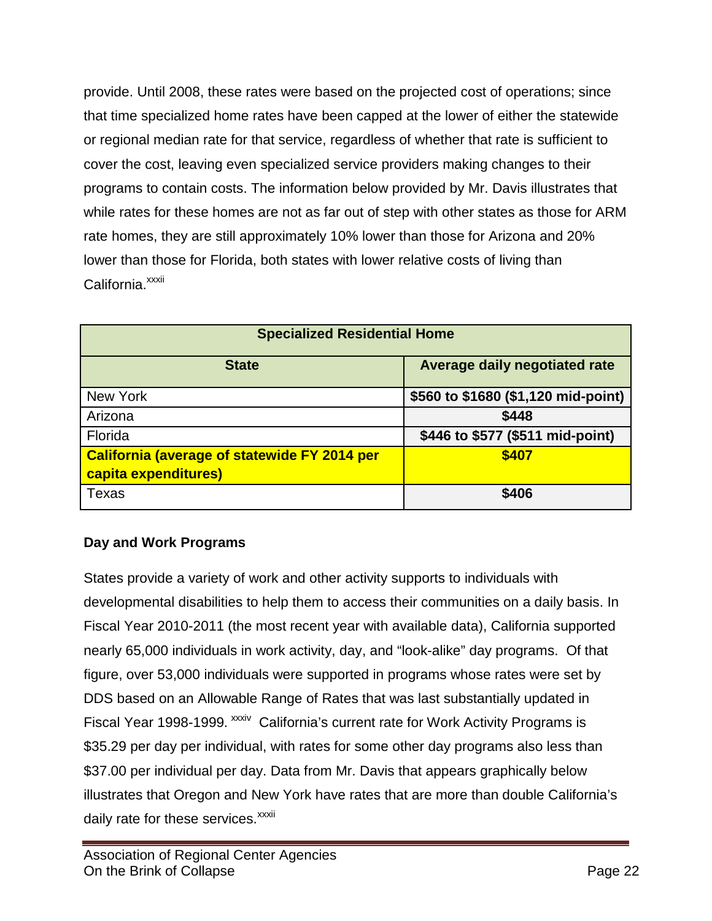provide. Until 2008, these rates were based on the projected cost of operations; since that time specialized home rates have been capped at the lower of either the statewide or regional median rate for that service, regardless of whether that rate is sufficient to cover the cost, leaving even specialized service providers making changes to their programs to contain costs. The information below provided by Mr. Davis illustrates that while rates for these homes are not as far out of step with other states as those for ARM rate homes, they are still approximately 10% lower than those for Arizona and 20% lower than those for Florida, both states with lower relative costs of living than California.[xxxii]

| Specialized Residential Home | |
|---|---|
| **State** | **Average daily negotiated rate** |
| New York | **$560 to $1680 ($1,120 mid-point)** |
| Arizona | **$448** |
| Florida | **$446 to $577 ($511 mid-point)** |
| **California (average of statewide FY 2014 per capita expenditures)** | **$407** |
| Texas | **$406** |

**Day and Work Programs**

States provide a variety of work and other activity supports to individuals with developmental disabilities to help them to access their communities on a daily basis. In Fiscal Year 2010-2011 (the most recent year with available data), California supported nearly 65,000 individuals in work activity, day, and "look-alike" day programs. Of that figure, over 53,000 individuals were supported in programs whose rates were set by DDS based on an Allowable Range of Rates that was last substantially updated in Fiscal Year 1998-1999. [xxxiv] California's current rate for Work Activity Programs is $35.29 per day per individual, with rates for some other day programs also less than $37.00 per individual per day. Data from Mr. Davis that appears graphically below illustrates that Oregon and New York have rates that are more than double California's daily rate for these services.[xxxii]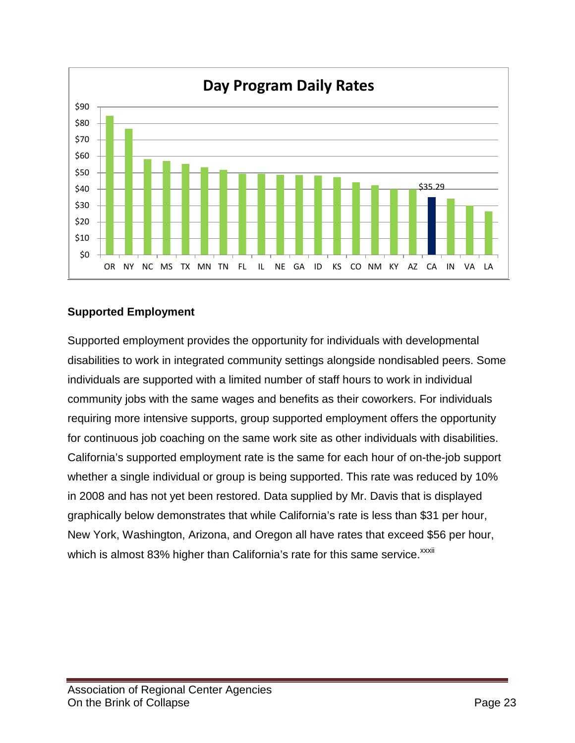**Day Program Daily Rates**

| State | Rate |
|---|---|
| OR | |
| NY | |
| NC | |
| MS | |
| TX | |
| MN | |
| TN | |
| FL | |
| IL | |
| NE | |
| GA | |
| ID | |
| KS | |
| CO | |
| NM | |
| KY | |
| AZ | |
| CA | $35.29 |
| IN | |
| VA | |
| LA | |

## Supported Employment

Supported employment provides the opportunity for individuals with developmental disabilities to work in integrated community settings alongside nondisabled peers. Some individuals are supported with a limited number of staff hours to work in individual community jobs with the same wages and benefits as their coworkers. For individuals requiring more intensive supports, group supported employment offers the opportunity for continuous job coaching on the same work site as other individuals with disabilities. California's supported employment rate is the same for each hour of on-the-job support whether a single individual or group is being supported. This rate was reduced by 10% in 2008 and has not yet been restored. Data supplied by Mr. Davis that is displayed graphically below demonstrates that while California's rate is less than $31 per hour, New York, Washington, Arizona, and Oregon all have rates that exceed $56 per hour, which is almost 83% higher than California's rate for this same service.[xxxii]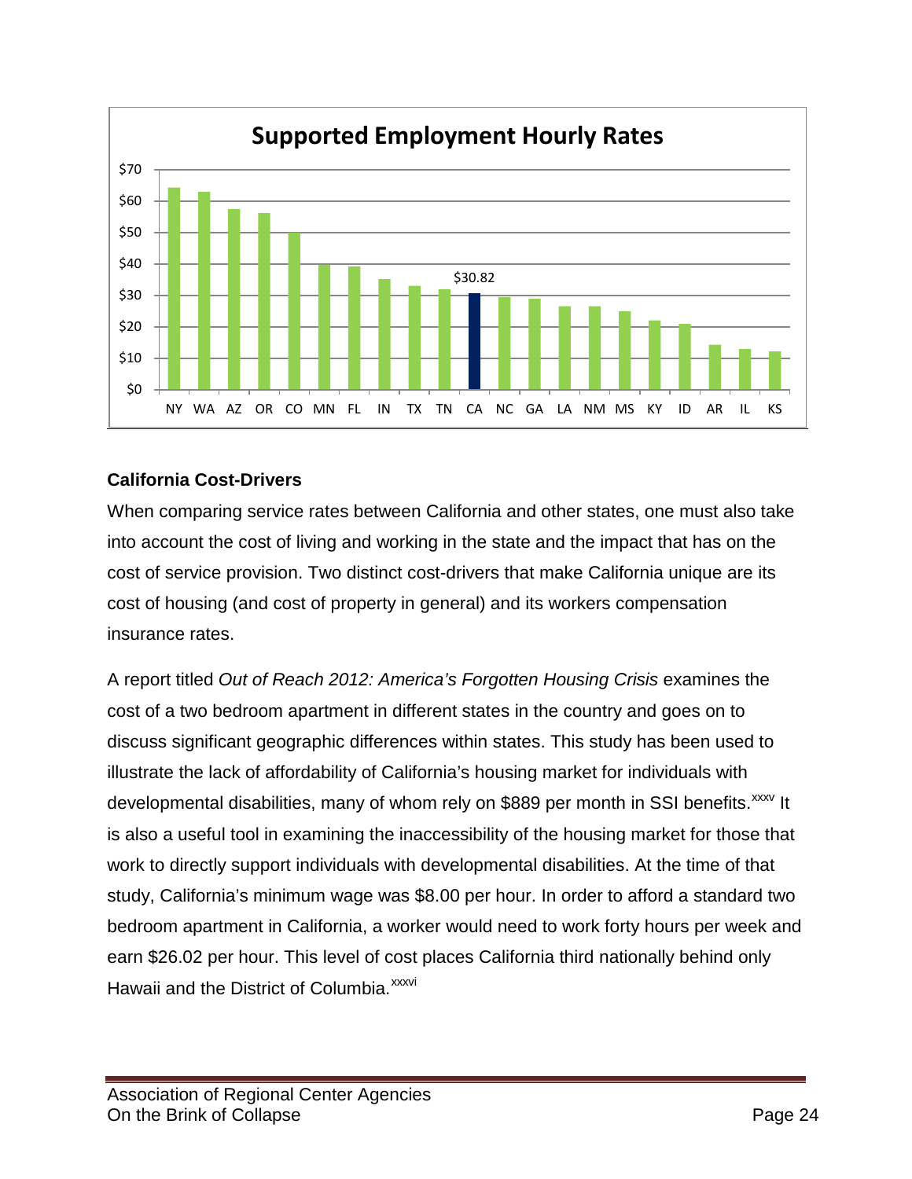**Supported Employment Hourly Rates**

## California Cost-Drivers

When comparing service rates between California and other states, one must also take into account the cost of living and working in the state and the impact that has on the cost of service provision. Two distinct cost-drivers that make California unique are its cost of housing (and cost of property in general) and its workers compensation insurance rates.

A report titled *Out of Reach 2012: America's Forgotten Housing Crisis* examines the cost of a two bedroom apartment in different states in the country and goes on to discuss significant geographic differences within states. This study has been used to illustrate the lack of affordability of California's housing market for individuals with developmental disabilities, many of whom rely on $889 per month in SSI benefits.[xxxv] It is also a useful tool in examining the inaccessibility of the housing market for those that work to directly support individuals with developmental disabilities. At the time of that study, California's minimum wage was $8.00 per hour. In order to afford a standard two bedroom apartment in California, a worker would need to work forty hours per week and earn $26.02 per hour. This level of cost places California third nationally behind only Hawaii and the District of Columbia.[xxxvi]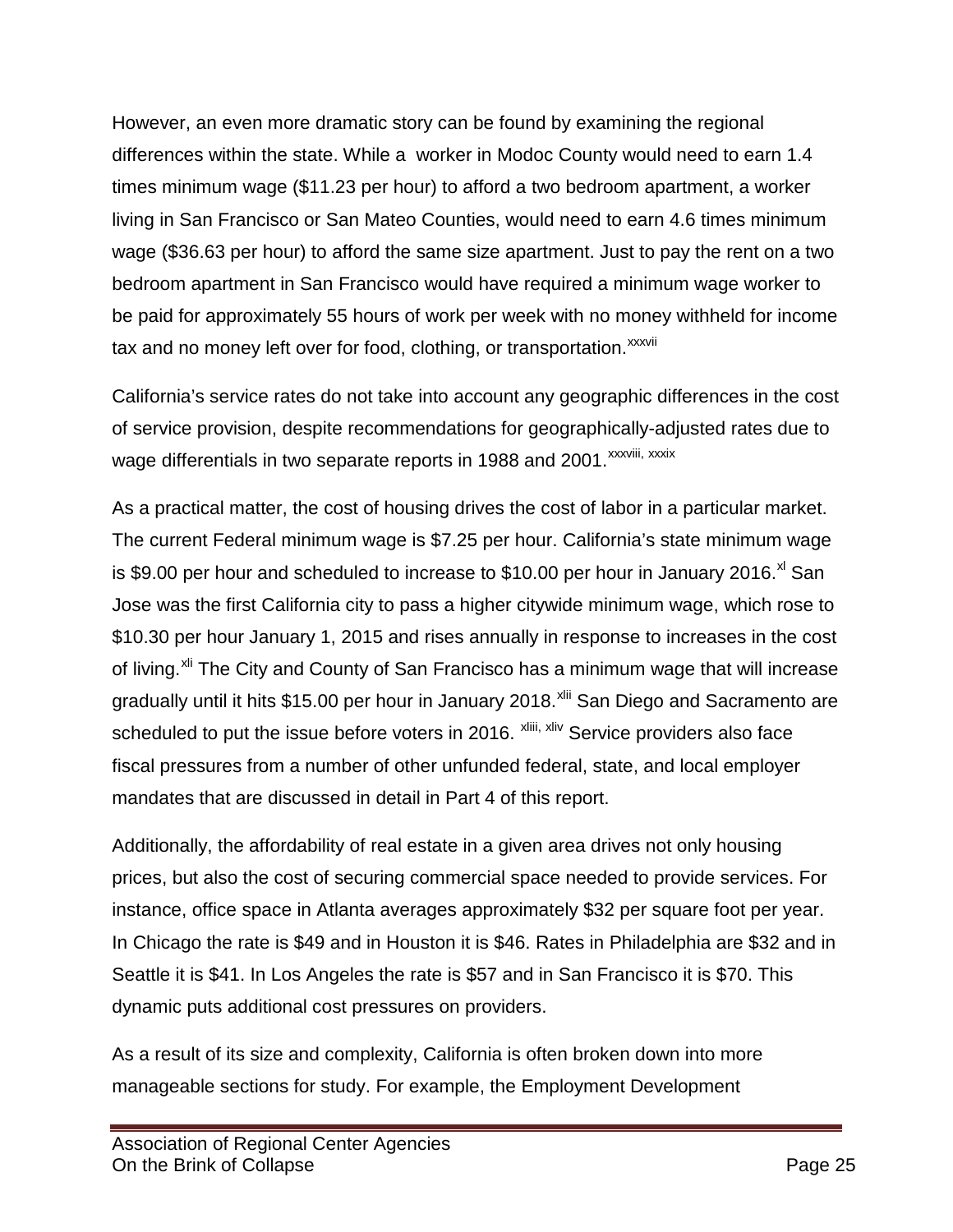However, an even more dramatic story can be found by examining the regional differences within the state. While a worker in Modoc County would need to earn 1.4 times minimum wage ($11.23 per hour) to afford a two bedroom apartment, a worker living in San Francisco or San Mateo Counties, would need to earn 4.6 times minimum wage ($36.63 per hour) to afford the same size apartment. Just to pay the rent on a two bedroom apartment in San Francisco would have required a minimum wage worker to be paid for approximately 55 hours of work per week with no money withheld for income tax and no money left over for food, clothing, or transportation.[xxxvii]

California's service rates do not take into account any geographic differences in the cost of service provision, despite recommendations for geographically-adjusted rates due to wage differentials in two separate reports in 1988 and 2001.[xxxviii, xxxix]

As a practical matter, the cost of housing drives the cost of labor in a particular market. The current Federal minimum wage is $7.25 per hour. California's state minimum wage is $9.00 per hour and scheduled to increase to $10.00 per hour in January 2016.[xl] San Jose was the first California city to pass a higher citywide minimum wage, which rose to $10.30 per hour January 1, 2015 and rises annually in response to increases in the cost of living.[xli] The City and County of San Francisco has a minimum wage that will increase gradually until it hits $15.00 per hour in January 2018.[xlii] San Diego and Sacramento are scheduled to put the issue before voters in 2016. [xliii, xliv] Service providers also face fiscal pressures from a number of other unfunded federal, state, and local employer mandates that are discussed in detail in Part 4 of this report.

Additionally, the affordability of real estate in a given area drives not only housing prices, but also the cost of securing commercial space needed to provide services. For instance, office space in Atlanta averages approximately $32 per square foot per year. In Chicago the rate is $49 and in Houston it is $46. Rates in Philadelphia are $32 and in Seattle it is $41. In Los Angeles the rate is $57 and in San Francisco it is $70. This dynamic puts additional cost pressures on providers.

As a result of its size and complexity, California is often broken down into more manageable sections for study. For example, the Employment Development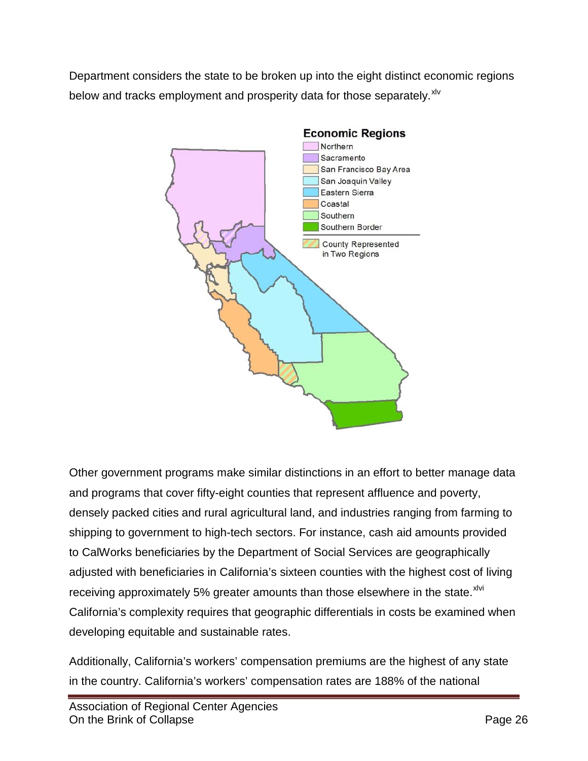Department considers the state to be broken up into the eight distinct economic regions below and tracks employment and prosperity data for those separately.[xlv]

Other government programs make similar distinctions in an effort to better manage data and programs that cover fifty-eight counties that represent affluence and poverty, densely packed cities and rural agricultural land, and industries ranging from farming to shipping to government to high-tech sectors. For instance, cash aid amounts provided to CalWorks beneficiaries by the Department of Social Services are geographically adjusted with beneficiaries in California's sixteen counties with the highest cost of living receiving approximately 5% greater amounts than those elsewhere in the state.[xlvi] California's complexity requires that geographic differentials in costs be examined when developing equitable and sustainable rates.

Additionally, California's workers' compensation premiums are the highest of any state in the country. California's workers' compensation rates are 188% of the national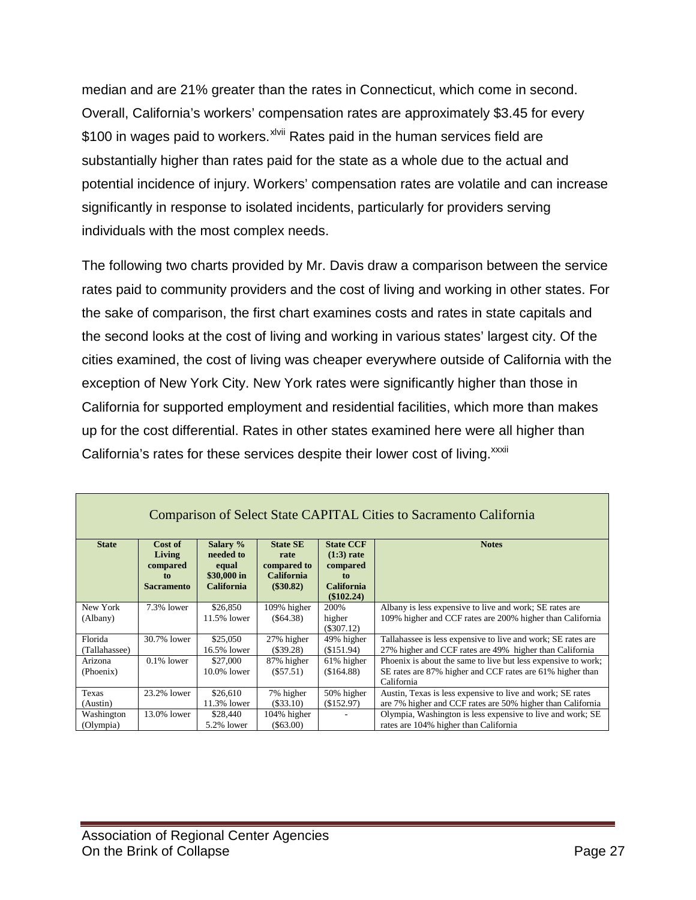median and are 21% greater than the rates in Connecticut, which come in second. Overall, California's workers' compensation rates are approximately $3.45 for every $100 in wages paid to workers.[xlvii] Rates paid in the human services field are substantially higher than rates paid for the state as a whole due to the actual and potential incidence of injury. Workers' compensation rates are volatile and can increase significantly in response to isolated incidents, particularly for providers serving individuals with the most complex needs.

The following two charts provided by Mr. Davis draw a comparison between the service rates paid to community providers and the cost of living and working in other states. For the sake of comparison, the first chart examines costs and rates in state capitals and the second looks at the cost of living and working in various states' largest city. Of the cities examined, the cost of living was cheaper everywhere outside of California with the exception of New York City. New York rates were significantly higher than those in California for supported employment and residential facilities, which more than makes up for the cost differential. Rates in other states examined here were all higher than California's rates for these services despite their lower cost of living.[xxxii]

| Comparison of Select State CAPITAL Cities to Sacramento California | | | | | |
|---|---|---|---|---|---|
| **State** | **Cost of Living compared to Sacramento** | **Salary % needed to equal $30,000 in California** | **State SE rate compared to California ($30.82)** | **State CCF (1:3) rate compared to California ($102.24)** | **Notes** |
| New York (Albany) | 7.3% lower | $26,850 11.5% lower | 109% higher ($64.38) | 200% higher ($307.12) | Albany is less expensive to live and work; SE rates are 109% higher and CCF rates are 200% higher than California |
| Florida (Tallahassee) | 30.7% lower | $25,050 16.5% lower | 27% higher ($39.28) | 49% higher ($151.94) | Tallahassee is less expensive to live and work; SE rates are 27% higher and CCF rates are 49% higher than California |
| Arizona (Phoenix) | 0.1% lower | $27,000 10.0% lower | 87% higher ($57.51) | 61% higher ($164.88) | Phoenix is about the same to live but less expensive to work; SE rates are 87% higher and CCF rates are 61% higher than California |
| Texas (Austin) | 23.2% lower | $26,610 11.3% lower | 7% higher ($33.10) | 50% higher ($152.97) | Austin, Texas is less expensive to live and work; SE rates are 7% higher and CCF rates are 50% higher than California |
| Washington (Olympia) | 13.0% lower | $28,440 5.2% lower | 104% higher ($63.00) | - | Olympia, Washington is less expensive to live and work; SE rates are 104% higher than California |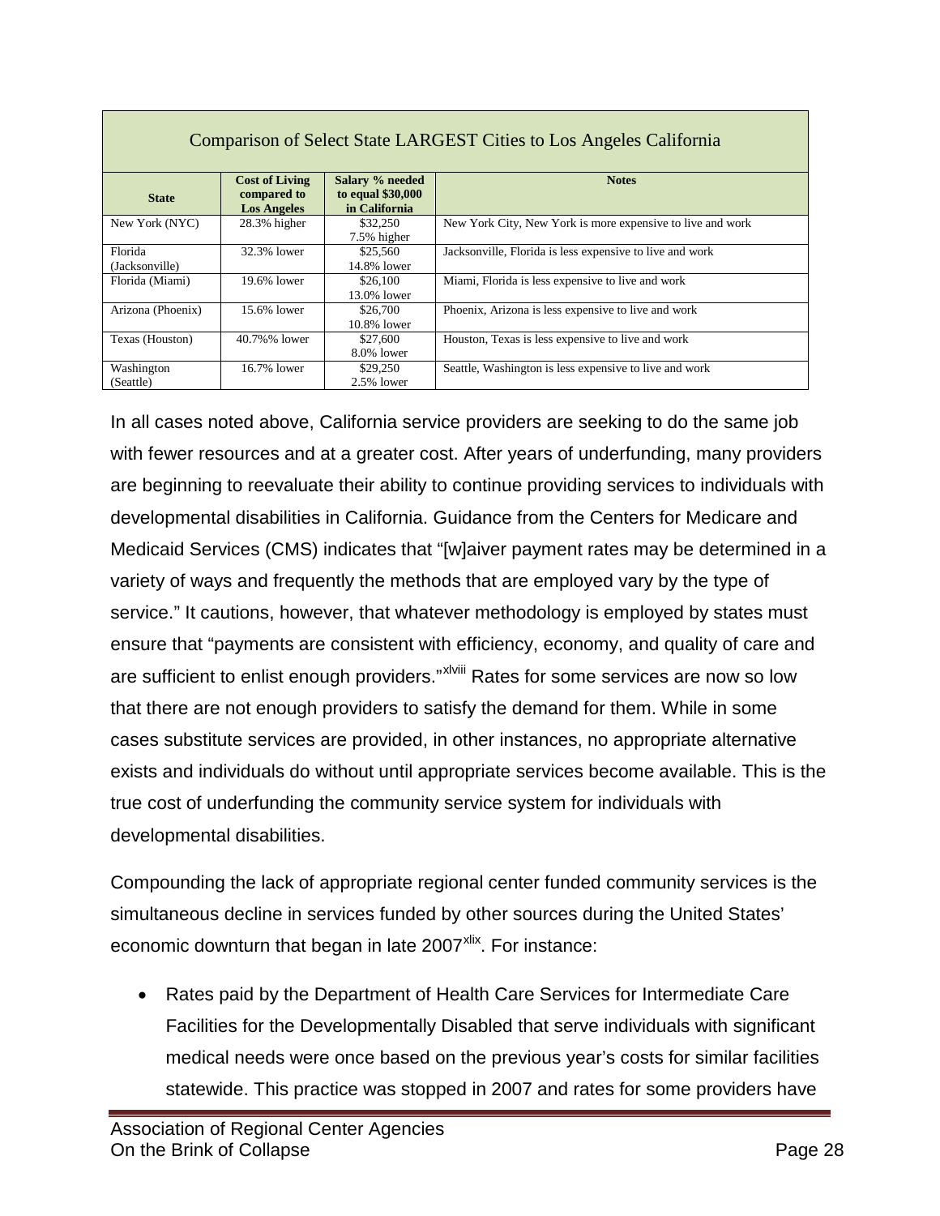| Comparison of Select State LARGEST Cities to Los Angeles California | | | |
|---|---|---|---|
| **State** | **Cost of Living compared to Los Angeles** | **Salary % needed to equal $30,000 in California** | **Notes** |
| New York (NYC) | 28.3% higher | $32,250 7.5% higher | New York City, New York is more expensive to live and work |
| Florida (Jacksonville) | 32.3% lower | $25,560 14.8% lower | Jacksonville, Florida is less expensive to live and work |
| Florida (Miami) | 19.6% lower | $26,100 13.0% lower | Miami, Florida is less expensive to live and work |
| Arizona (Phoenix) | 15.6% lower | $26,700 10.8% lower | Phoenix, Arizona is less expensive to live and work |
| Texas (Houston) | 40.7%% lower | $27,600 8.0% lower | Houston, Texas is less expensive to live and work |
| Washington (Seattle) | 16.7% lower | $29,250 2.5% lower | Seattle, Washington is less expensive to live and work |

In all cases noted above, California service providers are seeking to do the same job with fewer resources and at a greater cost. After years of underfunding, many providers are beginning to reevaluate their ability to continue providing services to individuals with developmental disabilities in California. Guidance from the Centers for Medicare and Medicaid Services (CMS) indicates that "[w]aiver payment rates may be determined in a variety of ways and frequently the methods that are employed vary by the type of service." It cautions, however, that whatever methodology is employed by states must ensure that "payments are consistent with efficiency, economy, and quality of care and are sufficient to enlist enough providers."[xlviii] Rates for some services are now so low that there are not enough providers to satisfy the demand for them. While in some cases substitute services are provided, in other instances, no appropriate alternative exists and individuals do without until appropriate services become available. This is the true cost of underfunding the community service system for individuals with developmental disabilities.

Compounding the lack of appropriate regional center funded community services is the simultaneous decline in services funded by other sources during the United States' economic downturn that began in late 2007[xlix]. For instance:

- Rates paid by the Department of Health Care Services for Intermediate Care Facilities for the Developmentally Disabled that serve individuals with significant medical needs were once based on the previous year's costs for similar facilities statewide. This practice was stopped in 2007 and rates for some providers have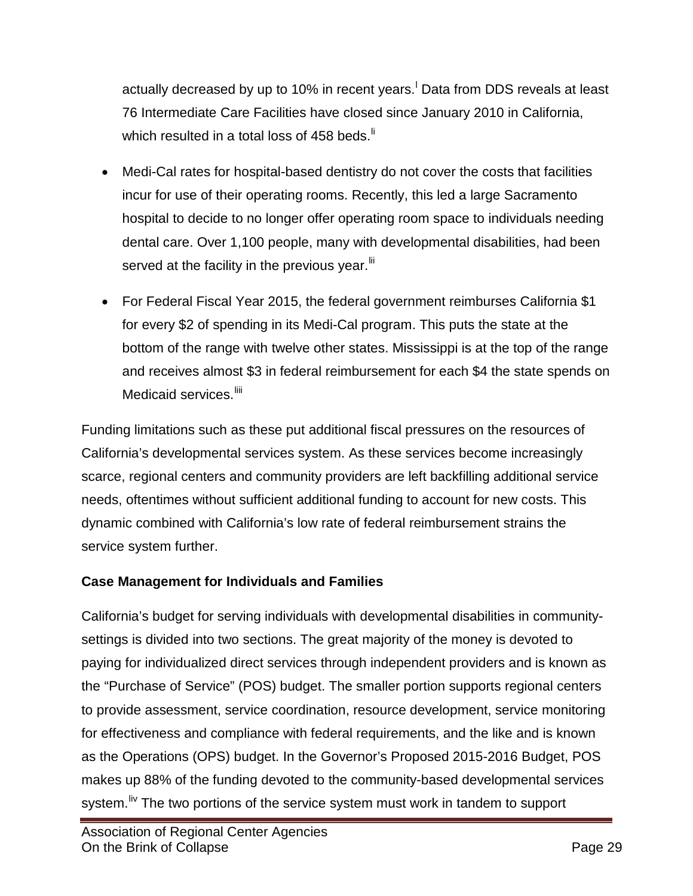actually decreased by up to 10% in recent years.[l] Data from DDS reveals at least 76 Intermediate Care Facilities have closed since January 2010 in California, which resulted in a total loss of 458 beds.[li]

- Medi-Cal rates for hospital-based dentistry do not cover the costs that facilities incur for use of their operating rooms. Recently, this led a large Sacramento hospital to decide to no longer offer operating room space to individuals needing dental care. Over 1,100 people, many with developmental disabilities, had been served at the facility in the previous year.[lii]
- For Federal Fiscal Year 2015, the federal government reimburses California $1 for every $2 of spending in its Medi-Cal program. This puts the state at the bottom of the range with twelve other states. Mississippi is at the top of the range and receives almost $3 in federal reimbursement for each $4 the state spends on Medicaid services.[liii]

Funding limitations such as these put additional fiscal pressures on the resources of California's developmental services system. As these services become increasingly scarce, regional centers and community providers are left backfilling additional service needs, oftentimes without sufficient additional funding to account for new costs. This dynamic combined with California's low rate of federal reimbursement strains the service system further.

**Case Management for Individuals and Families**

California's budget for serving individuals with developmental disabilities in community-settings is divided into two sections. The great majority of the money is devoted to paying for individualized direct services through independent providers and is known as the "Purchase of Service" (POS) budget. The smaller portion supports regional centers to provide assessment, service coordination, resource development, service monitoring for effectiveness and compliance with federal requirements, and the like and is known as the Operations (OPS) budget. In the Governor's Proposed 2015-2016 Budget, POS makes up 88% of the funding devoted to the community-based developmental services system.[liv] The two portions of the service system must work in tandem to support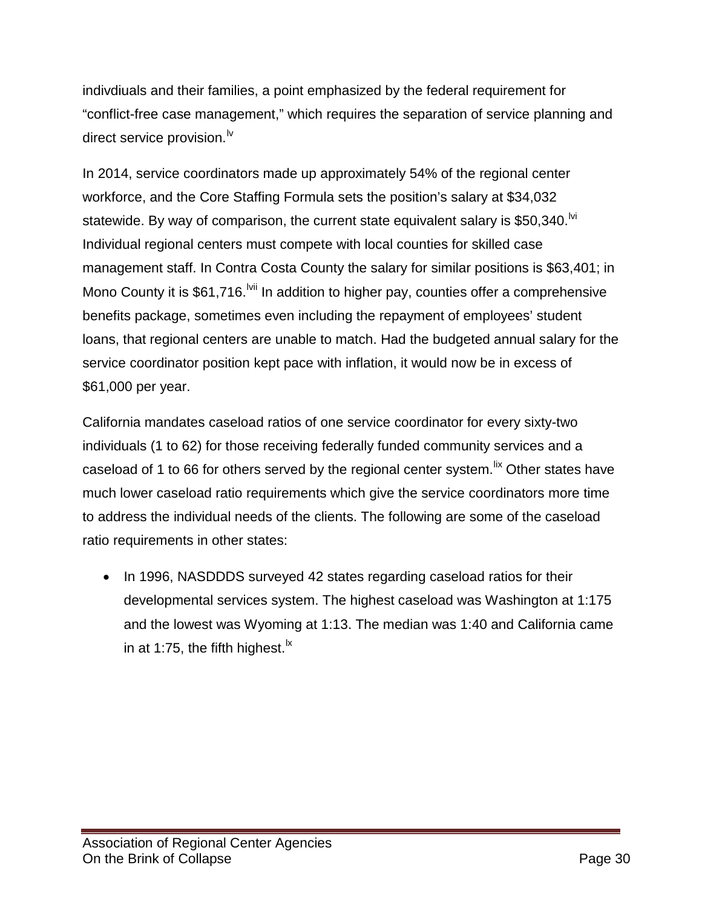indivdiuals and their families, a point emphasized by the federal requirement for "conflict-free case management," which requires the separation of service planning and direct service provision.[lv]

In 2014, service coordinators made up approximately 54% of the regional center workforce, and the Core Staffing Formula sets the position's salary at $34,032 statewide. By way of comparison, the current state equivalent salary is $50,340.[lvi] Individual regional centers must compete with local counties for skilled case management staff. In Contra Costa County the salary for similar positions is $63,401; in Mono County it is $61,716.[lvii] In addition to higher pay, counties offer a comprehensive benefits package, sometimes even including the repayment of employees' student loans, that regional centers are unable to match. Had the budgeted annual salary for the service coordinator position kept pace with inflation, it would now be in excess of $61,000 per year.

California mandates caseload ratios of one service coordinator for every sixty-two individuals (1 to 62) for those receiving federally funded community services and a caseload of 1 to 66 for others served by the regional center system.[lix] Other states have much lower caseload ratio requirements which give the service coordinators more time to address the individual needs of the clients. The following are some of the caseload ratio requirements in other states:

- In 1996, NASDDDS surveyed 42 states regarding caseload ratios for their developmental services system. The highest caseload was Washington at 1:175 and the lowest was Wyoming at 1:13. The median was 1:40 and California came in at 1:75, the fifth highest.[lx]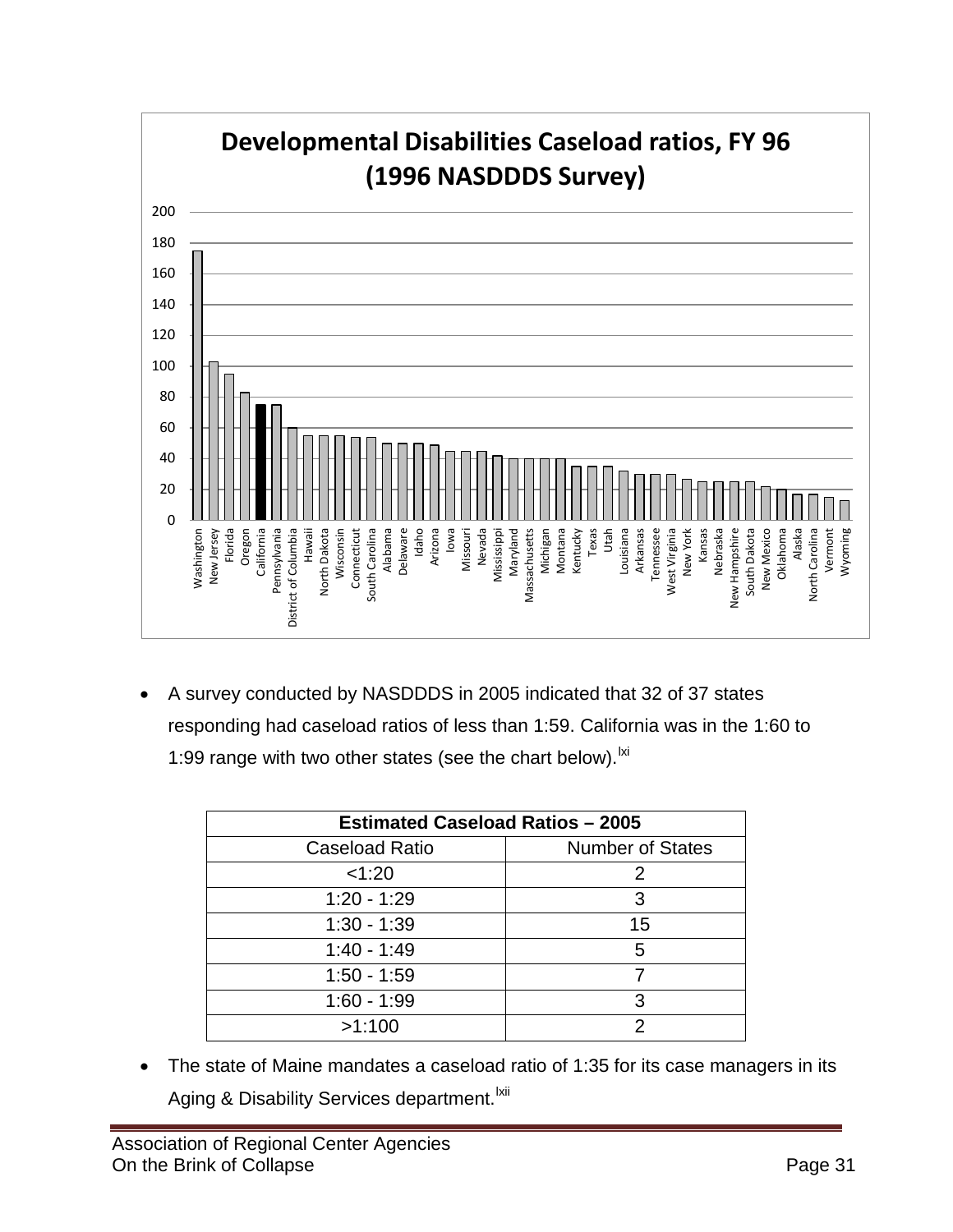**Developmental Disabilities Caseload ratios, FY 96 (1996 NASDDDS Survey)**

- A survey conducted by NASDDDS in 2005 indicated that 32 of 37 states responding had caseload ratios of less than 1:59. California was in the 1:60 to 1:99 range with two other states (see the chart below).[lxi]

| Estimated Caseload Ratios – 2005 | |
|---|---|
| Caseload Ratio | Number of States |
| <1:20 | 2 |
| 1:20 - 1:29 | 3 |
| 1:30 - 1:39 | 15 |
| 1:40 - 1:49 | 5 |
| 1:50 - 1:59 | 7 |
| 1:60 - 1:99 | 3 |
| >1:100 | 2 |

- The state of Maine mandates a caseload ratio of 1:35 for its case managers in its Aging & Disability Services department.[lxii]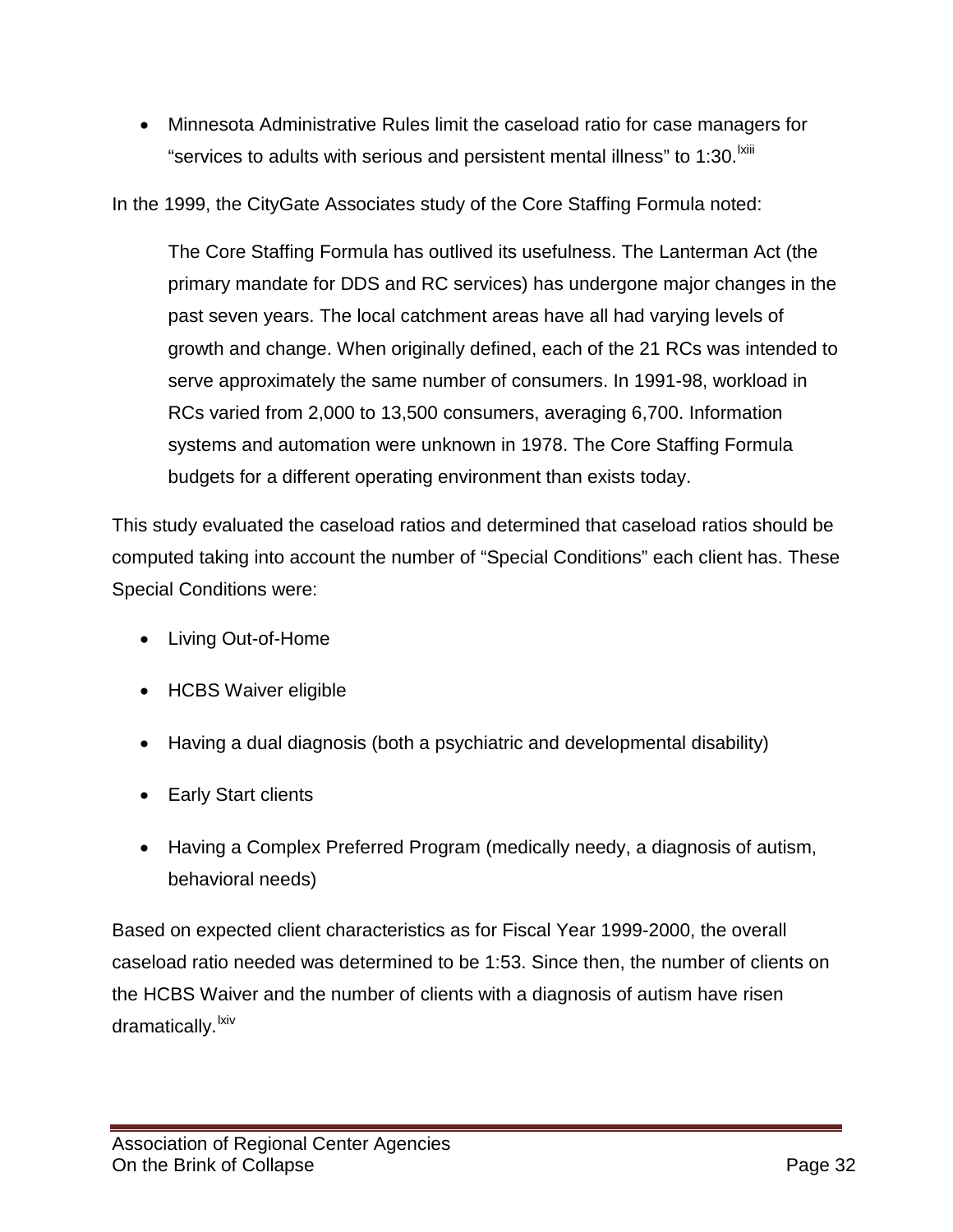- Minnesota Administrative Rules limit the caseload ratio for case managers for "services to adults with serious and persistent mental illness" to 1:30.[lxiii]

In the 1999, the CityGate Associates study of the Core Staffing Formula noted:

> The Core Staffing Formula has outlived its usefulness. The Lanterman Act (the primary mandate for DDS and RC services) has undergone major changes in the past seven years. The local catchment areas have all had varying levels of growth and change. When originally defined, each of the 21 RCs was intended to serve approximately the same number of consumers. In 1991-98, workload in RCs varied from 2,000 to 13,500 consumers, averaging 6,700. Information systems and automation were unknown in 1978. The Core Staffing Formula budgets for a different operating environment than exists today.

This study evaluated the caseload ratios and determined that caseload ratios should be computed taking into account the number of "Special Conditions" each client has. These Special Conditions were:

- Living Out-of-Home
- HCBS Waiver eligible
- Having a dual diagnosis (both a psychiatric and developmental disability)
- Early Start clients
- Having a Complex Preferred Program (medically needy, a diagnosis of autism, behavioral needs)

Based on expected client characteristics as for Fiscal Year 1999-2000, the overall caseload ratio needed was determined to be 1:53. Since then, the number of clients on the HCBS Waiver and the number of clients with a diagnosis of autism have risen dramatically.[lxiv]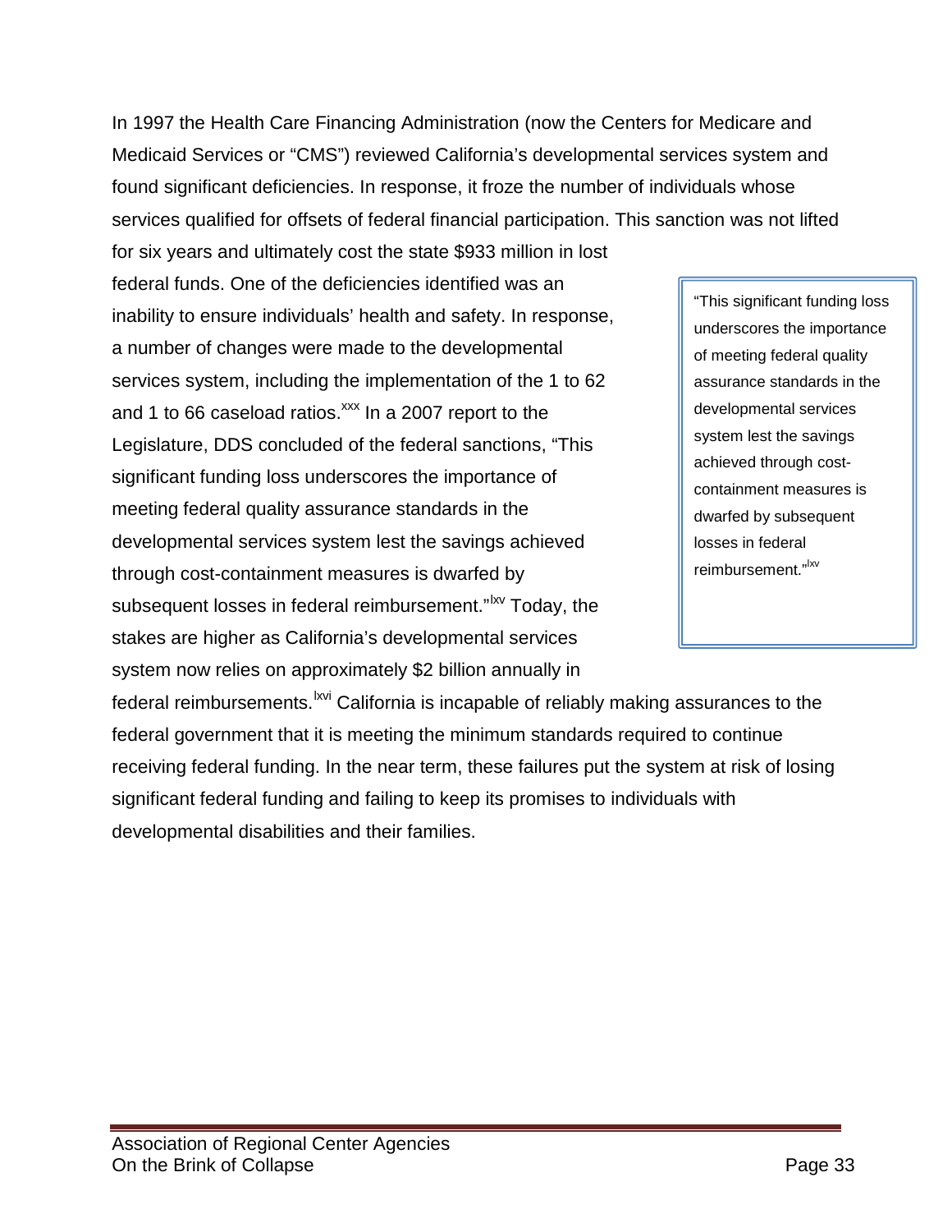In 1997 the Health Care Financing Administration (now the Centers for Medicare and Medicaid Services or "CMS") reviewed California's developmental services system and found significant deficiencies. In response, it froze the number of individuals whose services qualified for offsets of federal financial participation. This sanction was not lifted for six years and ultimately cost the state $933 million in lost federal funds. One of the deficiencies identified was an inability to ensure individuals' health and safety. In response, a number of changes were made to the developmental services system, including the implementation of the 1 to 62 and 1 to 66 caseload ratios.[xxx] In a 2007 report to the Legislature, DDS concluded of the federal sanctions, "This significant funding loss underscores the importance of meeting federal quality assurance standards in the developmental services system lest the savings achieved through cost-containment measures is dwarfed by subsequent losses in federal reimbursement."[lxv] Today, the stakes are higher as California's developmental services system now relies on approximately $2 billion annually in federal reimbursements.[lxvi] California is incapable of reliably making assurances to the federal government that it is meeting the minimum standards required to continue receiving federal funding. In the near term, these failures put the system at risk of losing significant federal funding and failing to keep its promises to individuals with developmental disabilities and their families.

> "This significant funding loss underscores the importance of meeting federal quality assurance standards in the developmental services system lest the savings achieved through cost-containment measures is dwarfed by subsequent losses in federal reimbursement."[lxv]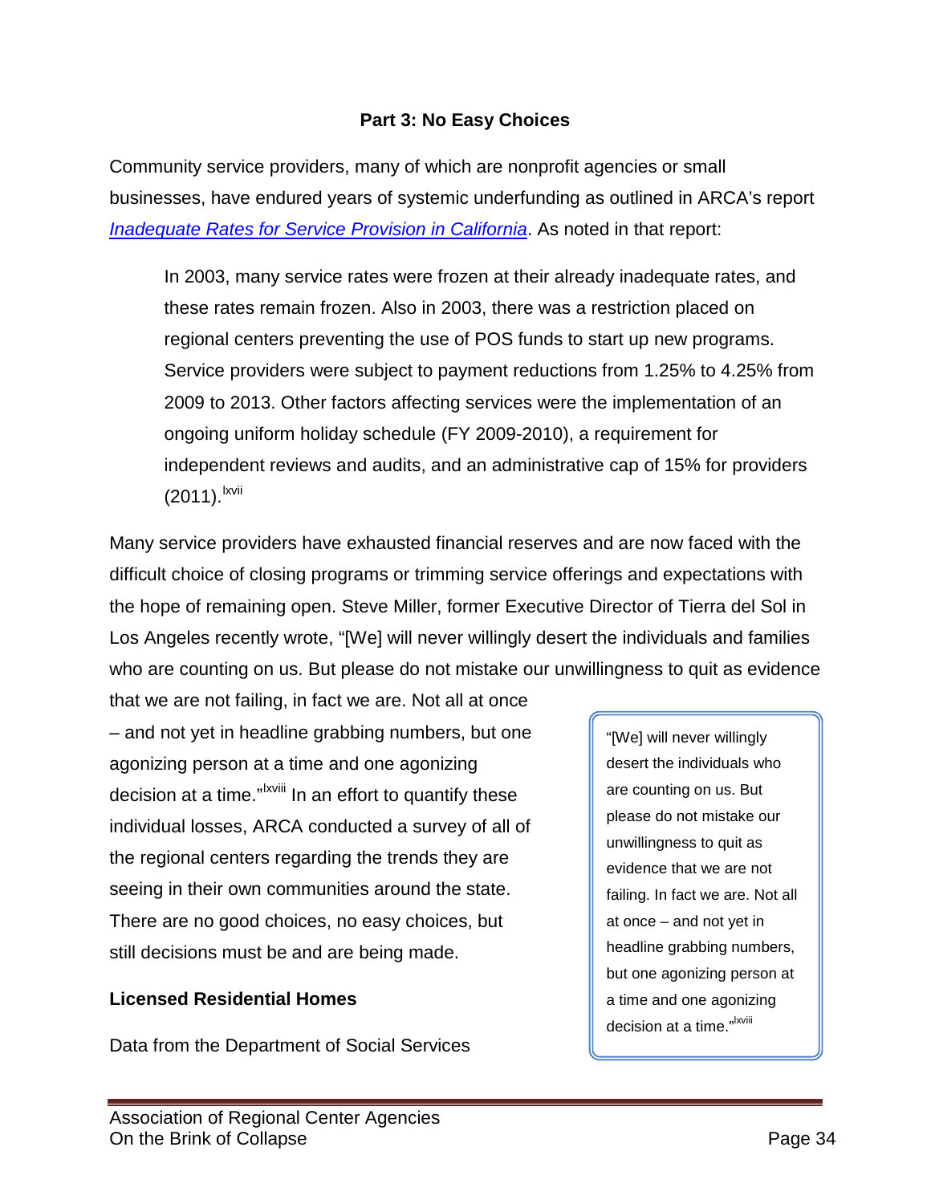## Part 3: No Easy Choices

Community service providers, many of which are nonprofit agencies or small businesses, have endured years of systemic underfunding as outlined in ARCA's report *Inadequate Rates for Service Provision in California*. As noted in that report:

> In 2003, many service rates were frozen at their already inadequate rates, and these rates remain frozen. Also in 2003, there was a restriction placed on regional centers preventing the use of POS funds to start up new programs. Service providers were subject to payment reductions from 1.25% to 4.25% from 2009 to 2013. Other factors affecting services were the implementation of an ongoing uniform holiday schedule (FY 2009-2010), a requirement for independent reviews and audits, and an administrative cap of 15% for providers (2011).[lxvii]

Many service providers have exhausted financial reserves and are now faced with the difficult choice of closing programs or trimming service offerings and expectations with the hope of remaining open. Steve Miller, former Executive Director of Tierra del Sol in Los Angeles recently wrote, "[We] will never willingly desert the individuals and families who are counting on us. But please do not mistake our unwillingness to quit as evidence that we are not failing, in fact we are. Not all at once – and not yet in headline grabbing numbers, but one agonizing person at a time and one agonizing decision at a time."[lxviii] In an effort to quantify these individual losses, ARCA conducted a survey of all of the regional centers regarding the trends they are seeing in their own communities around the state. There are no good choices, no easy choices, but still decisions must be and are being made.

> "[We] will never willingly desert the individuals who are counting on us. But please do not mistake our unwillingness to quit as evidence that we are not failing. In fact we are. Not all at once – and not yet in headline grabbing numbers, but one agonizing person at a time and one agonizing decision at a time."[lxviii]

### Licensed Residential Homes

Data from the Department of Social Services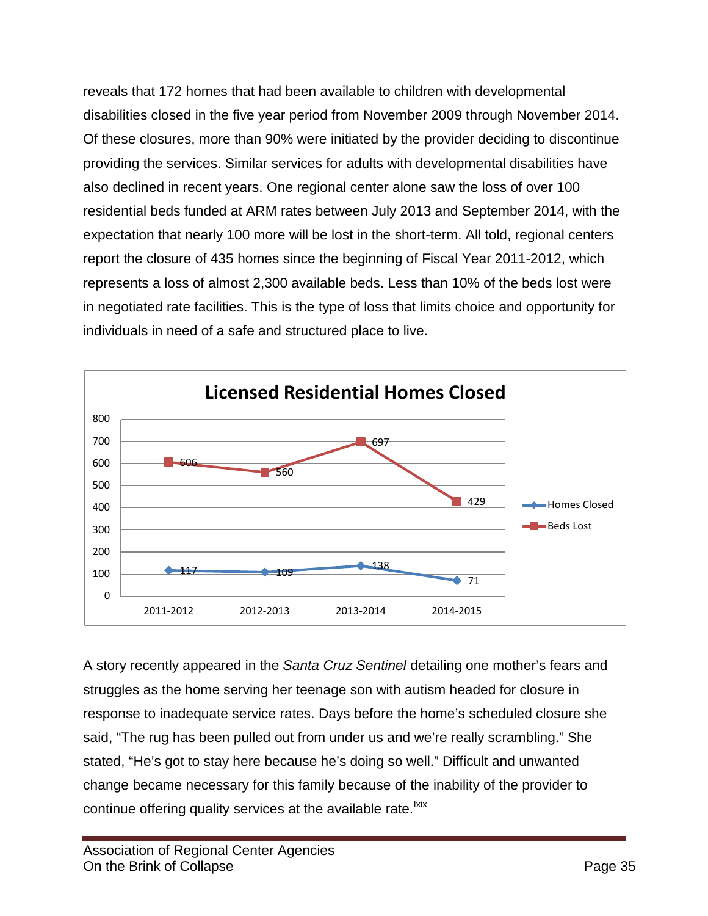reveals that 172 homes that had been available to children with developmental disabilities closed in the five year period from November 2009 through November 2014. Of these closures, more than 90% were initiated by the provider deciding to discontinue providing the services. Similar services for adults with developmental disabilities have also declined in recent years. One regional center alone saw the loss of over 100 residential beds funded at ARM rates between July 2013 and September 2014, with the expectation that nearly 100 more will be lost in the short-term. All told, regional centers report the closure of 435 homes since the beginning of Fiscal Year 2011-2012, which represents a loss of almost 2,300 available beds. Less than 10% of the beds lost were in negotiated rate facilities. This is the type of loss that limits choice and opportunity for individuals in need of a safe and structured place to live.

**Licensed Residential Homes Closed**

| | 2011-2012 | 2012-2013 | 2013-2014 | 2014-2015 |
|---|---|---|---|---|
| Homes Closed | 117 | 109 | 138 | 71 |
| Beds Lost | 606 | 560 | 697 | 429 |

A story recently appeared in the *Santa Cruz Sentinel* detailing one mother's fears and struggles as the home serving her teenage son with autism headed for closure in response to inadequate service rates. Days before the home's scheduled closure she said, "The rug has been pulled out from under us and we're really scrambling." She stated, "He's got to stay here because he's doing so well." Difficult and unwanted change became necessary for this family because of the inability of the provider to continue offering quality services at the available rate.[lxix]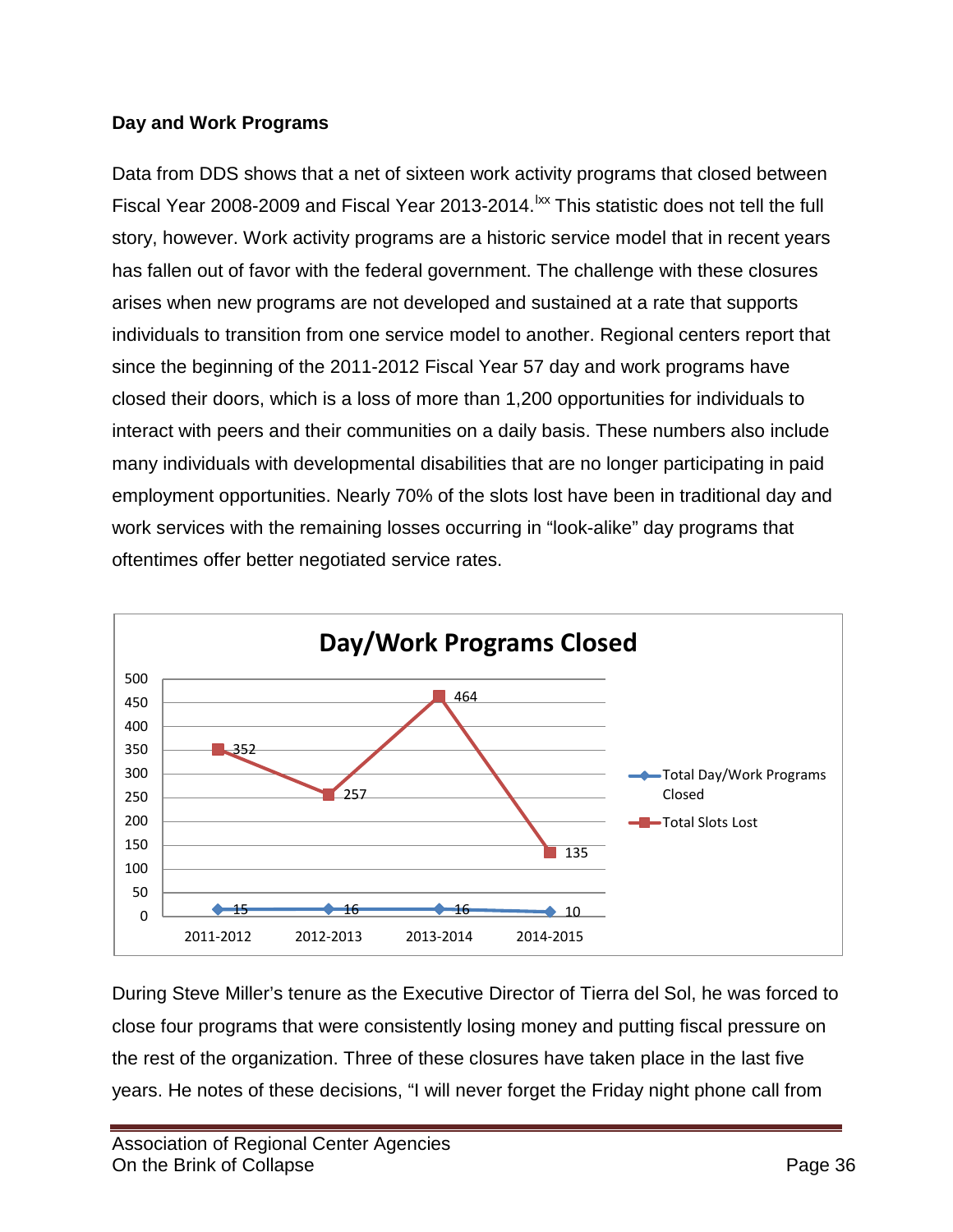### Day and Work Programs

Data from DDS shows that a net of sixteen work activity programs that closed between Fiscal Year 2008-2009 and Fiscal Year 2013-2014.[lxx] This statistic does not tell the full story, however. Work activity programs are a historic service model that in recent years has fallen out of favor with the federal government. The challenge with these closures arises when new programs are not developed and sustained at a rate that supports individuals to transition from one service model to another. Regional centers report that since the beginning of the 2011-2012 Fiscal Year 57 day and work programs have closed their doors, which is a loss of more than 1,200 opportunities for individuals to interact with peers and their communities on a daily basis. These numbers also include many individuals with developmental disabilities that are no longer participating in paid employment opportunities. Nearly 70% of the slots lost have been in traditional day and work services with the remaining losses occurring in "look-alike" day programs that oftentimes offer better negotiated service rates.

**Day/Work Programs Closed**

| | 2011-2012 | 2012-2013 | 2013-2014 | 2014-2015 |
|---|---|---|---|---|
| Total Day/Work Programs Closed | 15 | 16 | 16 | 10 |
| Total Slots Lost | 352 | 257 | 464 | 135 |

During Steve Miller's tenure as the Executive Director of Tierra del Sol, he was forced to close four programs that were consistently losing money and putting fiscal pressure on the rest of the organization. Three of these closures have taken place in the last five years. He notes of these decisions, "I will never forget the Friday night phone call from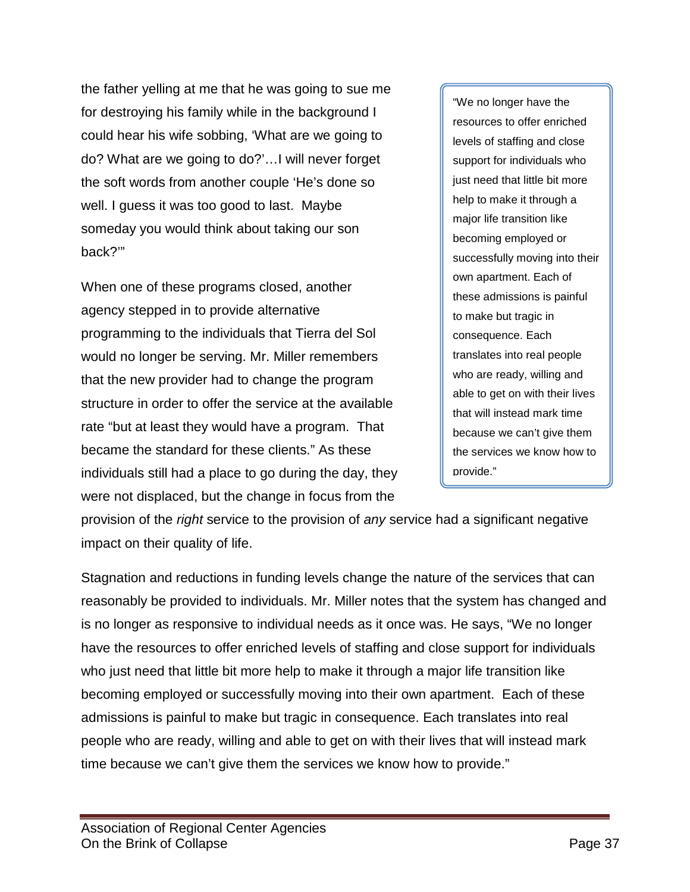the father yelling at me that he was going to sue me for destroying his family while in the background I could hear his wife sobbing, 'What are we going to do? What are we going to do?'…I will never forget the soft words from another couple 'He's done so well. I guess it was too good to last. Maybe someday you would think about taking our son back?'"

> "We no longer have the resources to offer enriched levels of staffing and close support for individuals who just need that little bit more help to make it through a major life transition like becoming employed or successfully moving into their own apartment. Each of these admissions is painful to make but tragic in consequence. Each translates into real people who are ready, willing and able to get on with their lives that will instead mark time because we can't give them the services we know how to provide."

When one of these programs closed, another agency stepped in to provide alternative programming to the individuals that Tierra del Sol would no longer be serving. Mr. Miller remembers that the new provider had to change the program structure in order to offer the service at the available rate "but at least they would have a program. That became the standard for these clients." As these individuals still had a place to go during the day, they were not displaced, but the change in focus from the provision of the *right* service to the provision of *any* service had a significant negative impact on their quality of life.

Stagnation and reductions in funding levels change the nature of the services that can reasonably be provided to individuals. Mr. Miller notes that the system has changed and is no longer as responsive to individual needs as it once was. He says, "We no longer have the resources to offer enriched levels of staffing and close support for individuals who just need that little bit more help to make it through a major life transition like becoming employed or successfully moving into their own apartment. Each of these admissions is painful to make but tragic in consequence. Each translates into real people who are ready, willing and able to get on with their lives that will instead mark time because we can't give them the services we know how to provide."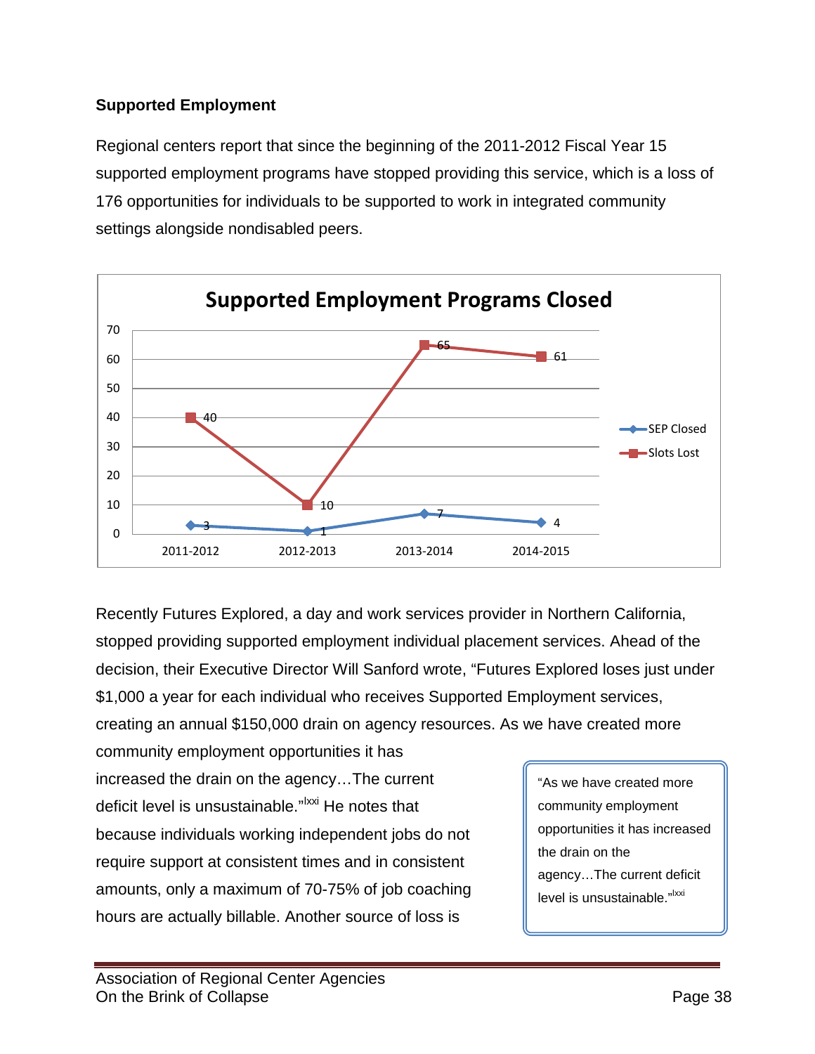### Supported Employment

Regional centers report that since the beginning of the 2011-2012 Fiscal Year 15 supported employment programs have stopped providing this service, which is a loss of 176 opportunities for individuals to be supported to work in integrated community settings alongside nondisabled peers.

**Supported Employment Programs Closed**

| | 2011-2012 | 2012-2013 | 2013-2014 | 2014-2015 |
|---|---|---|---|---|
| SEP Closed | 3 | 1 | 7 | 4 |
| Slots Lost | 40 | 10 | 65 | 61 |

Recently Futures Explored, a day and work services provider in Northern California, stopped providing supported employment individual placement services. Ahead of the decision, their Executive Director Will Sanford wrote, "Futures Explored loses just under $1,000 a year for each individual who receives Supported Employment services, creating an annual $150,000 drain on agency resources. As we have created more community employment opportunities it has increased the drain on the agency…The current deficit level is unsustainable."[lxxi] He notes that because individuals working independent jobs do not require support at consistent times and in consistent amounts, only a maximum of 70-75% of job coaching hours are actually billable. Another source of loss is

> "As we have created more community employment opportunities it has increased the drain on the agency…The current deficit level is unsustainable."[lxxi]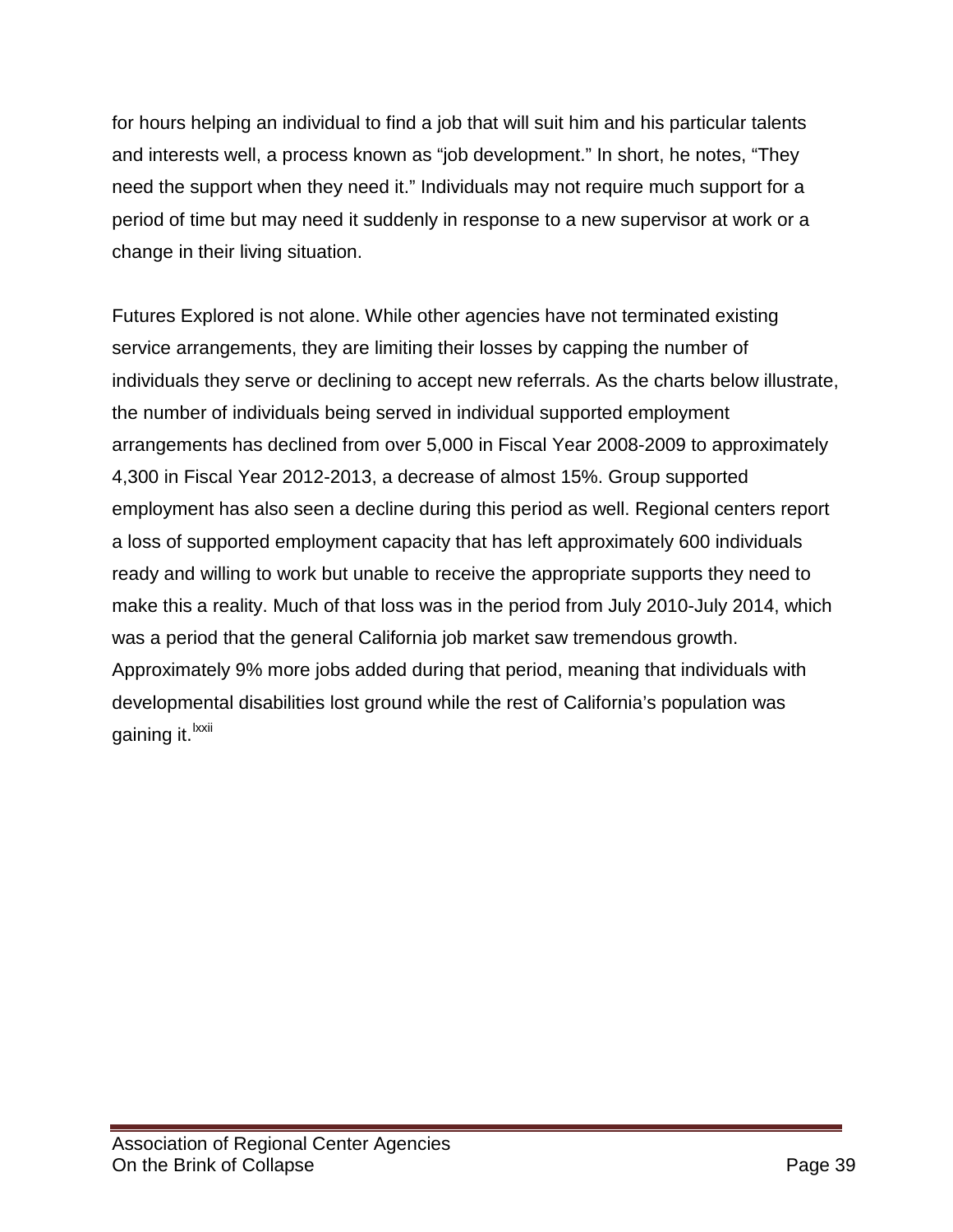for hours helping an individual to find a job that will suit him and his particular talents and interests well, a process known as "job development." In short, he notes, "They need the support when they need it." Individuals may not require much support for a period of time but may need it suddenly in response to a new supervisor at work or a change in their living situation.

Futures Explored is not alone. While other agencies have not terminated existing service arrangements, they are limiting their losses by capping the number of individuals they serve or declining to accept new referrals. As the charts below illustrate, the number of individuals being served in individual supported employment arrangements has declined from over 5,000 in Fiscal Year 2008-2009 to approximately 4,300 in Fiscal Year 2012-2013, a decrease of almost 15%. Group supported employment has also seen a decline during this period as well. Regional centers report a loss of supported employment capacity that has left approximately 600 individuals ready and willing to work but unable to receive the appropriate supports they need to make this a reality. Much of that loss was in the period from July 2010-July 2014, which was a period that the general California job market saw tremendous growth. Approximately 9% more jobs added during that period, meaning that individuals with developmental disabilities lost ground while the rest of California's population was gaining it.[lxxii]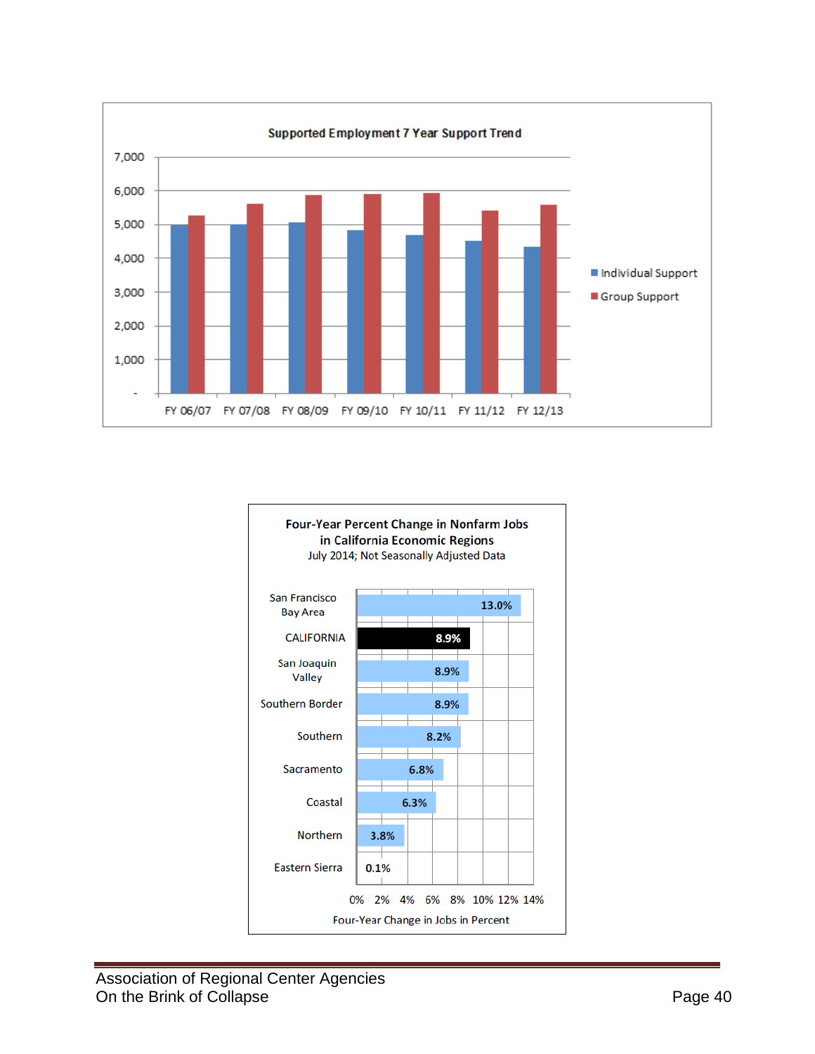**Supported Employment 7 Year Support Trend**

- Individual Support
- Group Support

FY 06/07, FY 07/08, FY 08/09, FY 09/10, FY 10/11, FY 11/12, FY 12/13

**Four-Year Percent Change in Nonfarm Jobs in California Economic Regions**
July 2014; Not Seasonally Adjusted Data

| Region | Four-Year Change in Jobs in Percent |
| --- | --- |
| San Francisco Bay Area | 13.0% |
| CALIFORNIA | 8.9% |
| San Joaquin Valley | 8.9% |
| Southern Border | 8.9% |
| Southern | 8.2% |
| Sacramento | 6.8% |
| Coastal | 6.3% |
| Northern | 3.8% |
| Eastern Sierra | 0.1% |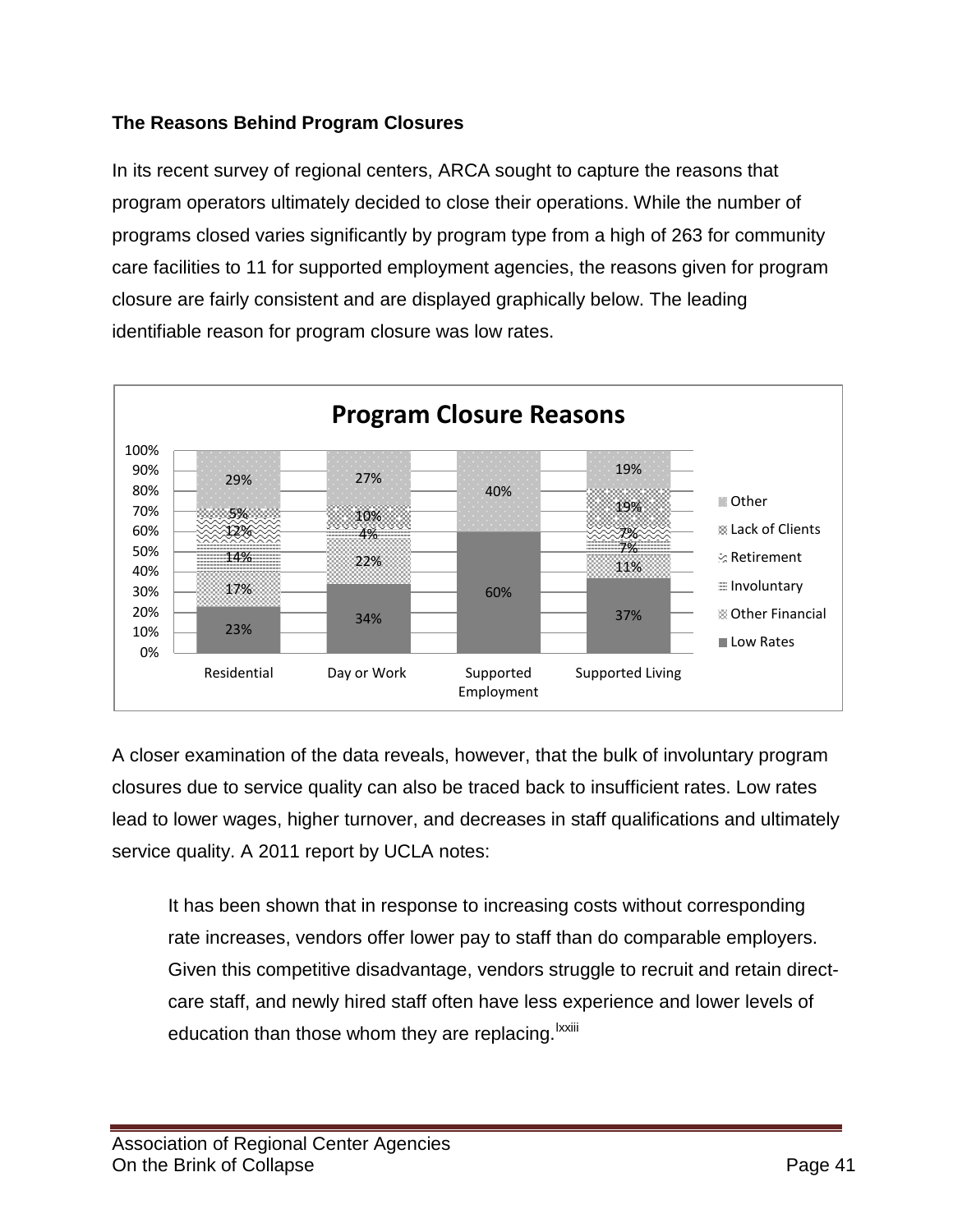### The Reasons Behind Program Closures

In its recent survey of regional centers, ARCA sought to capture the reasons that program operators ultimately decided to close their operations. While the number of programs closed varies significantly by program type from a high of 263 for community care facilities to 11 for supported employment agencies, the reasons given for program closure are fairly consistent and are displayed graphically below. The leading identifiable reason for program closure was low rates.

**Program Closure Reasons**

| | Residential | Day or Work | Supported Employment | Supported Living |
|---|---|---|---|---|
| Low Rates | 23% | 34% | 60% | 37% |
| Other Financial | 17% | 22% | | 11% |
| Involuntary | 14% | 4% | | 7% |
| Retirement | 12% | | | 7% |
| Lack of Clients | 5% | 10% | | 19% |
| Other | 29% | 27% | 40% | 19% |

A closer examination of the data reveals, however, that the bulk of involuntary program closures due to service quality can also be traced back to insufficient rates. Low rates lead to lower wages, higher turnover, and decreases in staff qualifications and ultimately service quality. A 2011 report by UCLA notes:

> It has been shown that in response to increasing costs without corresponding rate increases, vendors offer lower pay to staff than do comparable employers. Given this competitive disadvantage, vendors struggle to recruit and retain direct-care staff, and newly hired staff often have less experience and lower levels of education than those whom they are replacing.[lxxiii]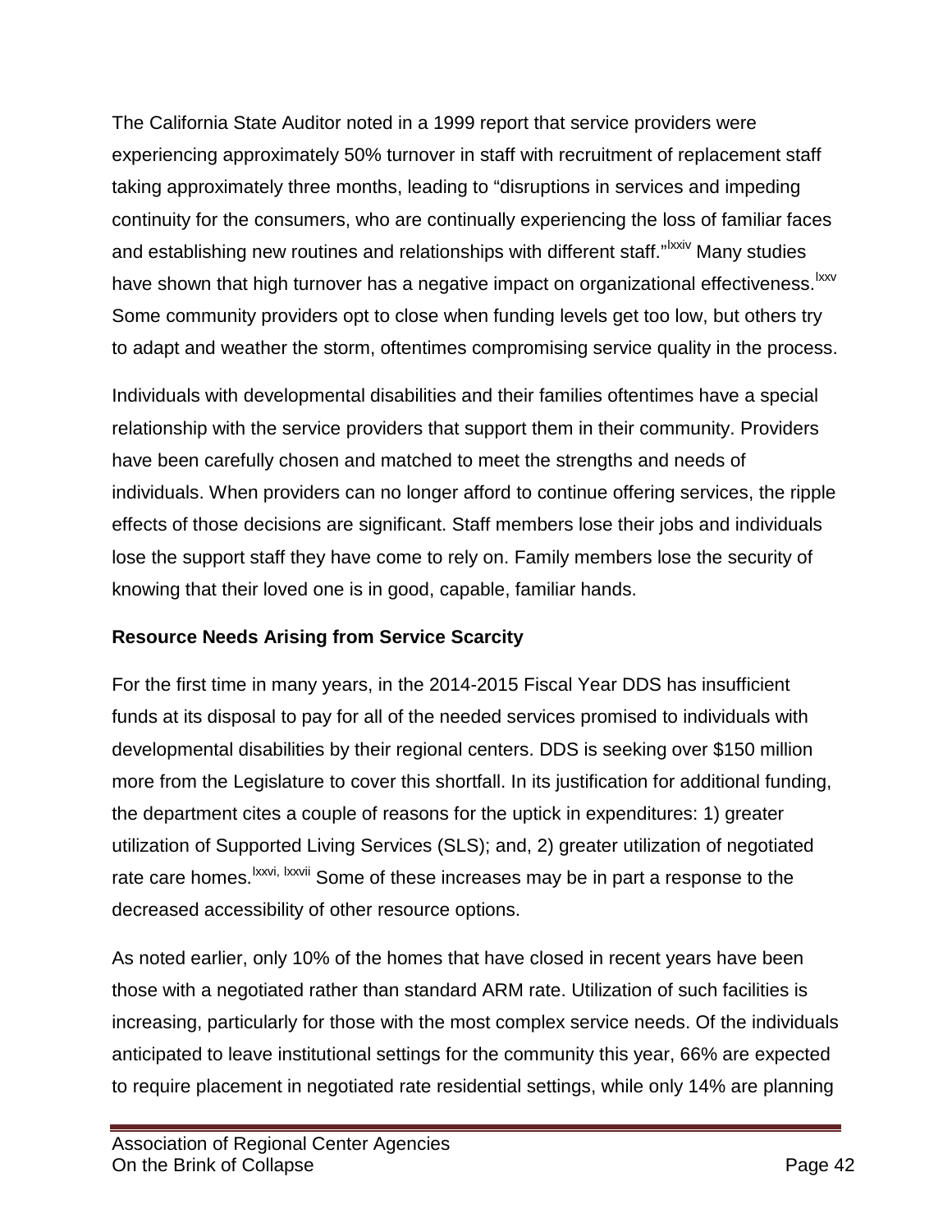The California State Auditor noted in a 1999 report that service providers were experiencing approximately 50% turnover in staff with recruitment of replacement staff taking approximately three months, leading to "disruptions in services and impeding continuity for the consumers, who are continually experiencing the loss of familiar faces and establishing new routines and relationships with different staff."[lxxiv] Many studies have shown that high turnover has a negative impact on organizational effectiveness.[lxxv] Some community providers opt to close when funding levels get too low, but others try to adapt and weather the storm, oftentimes compromising service quality in the process.

Individuals with developmental disabilities and their families oftentimes have a special relationship with the service providers that support them in their community. Providers have been carefully chosen and matched to meet the strengths and needs of individuals. When providers can no longer afford to continue offering services, the ripple effects of those decisions are significant. Staff members lose their jobs and individuals lose the support staff they have come to rely on. Family members lose the security of knowing that their loved one is in good, capable, familiar hands.

**Resource Needs Arising from Service Scarcity**

For the first time in many years, in the 2014-2015 Fiscal Year DDS has insufficient funds at its disposal to pay for all of the needed services promised to individuals with developmental disabilities by their regional centers. DDS is seeking over $150 million more from the Legislature to cover this shortfall. In its justification for additional funding, the department cites a couple of reasons for the uptick in expenditures: 1) greater utilization of Supported Living Services (SLS); and, 2) greater utilization of negotiated rate care homes.[lxxvi, lxxvii] Some of these increases may be in part a response to the decreased accessibility of other resource options.

As noted earlier, only 10% of the homes that have closed in recent years have been those with a negotiated rather than standard ARM rate. Utilization of such facilities is increasing, particularly for those with the most complex service needs. Of the individuals anticipated to leave institutional settings for the community this year, 66% are expected to require placement in negotiated rate residential settings, while only 14% are planning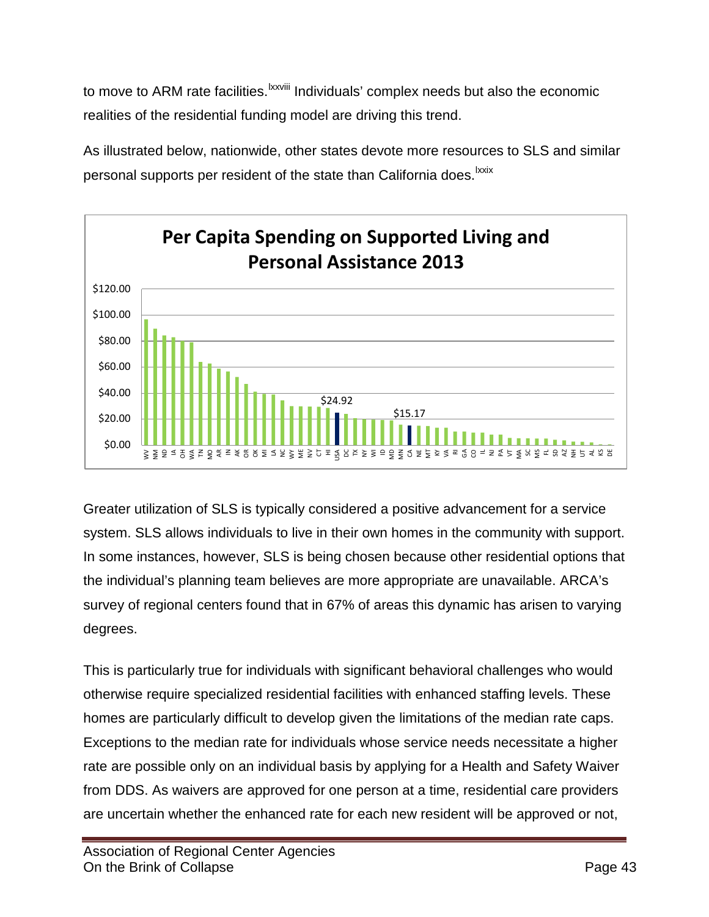to move to ARM rate facilities.[lxxviii] Individuals' complex needs but also the economic realities of the residential funding model are driving this trend.

As illustrated below, nationwide, other states devote more resources to SLS and similar personal supports per resident of the state than California does.[lxxix]

**Per Capita Spending on Supported Living and Personal Assistance 2013**

$24.92 (USA) — $15.17 (CA)

WV, NM, ND, IA, OH, WA, TN, MO, AR, IN, AK, OR, OK, MI, LA, NC, WY, ME, NV, CT, HI, USA, DC, TX, NY, WI, ID, MD, MN, CA, NE, MT, KY, VA, RI, GA, CO, IL, NJ, PA, VT, MA, SC, MS, FL, SD, AZ, NH, UT, AL, KS, DE

Greater utilization of SLS is typically considered a positive advancement for a service system. SLS allows individuals to live in their own homes in the community with support. In some instances, however, SLS is being chosen because other residential options that the individual's planning team believes are more appropriate are unavailable. ARCA's survey of regional centers found that in 67% of areas this dynamic has arisen to varying degrees.

This is particularly true for individuals with significant behavioral challenges who would otherwise require specialized residential facilities with enhanced staffing levels. These homes are particularly difficult to develop given the limitations of the median rate caps. Exceptions to the median rate for individuals whose service needs necessitate a higher rate are possible only on an individual basis by applying for a Health and Safety Waiver from DDS. As waivers are approved for one person at a time, residential care providers are uncertain whether the enhanced rate for each new resident will be approved or not,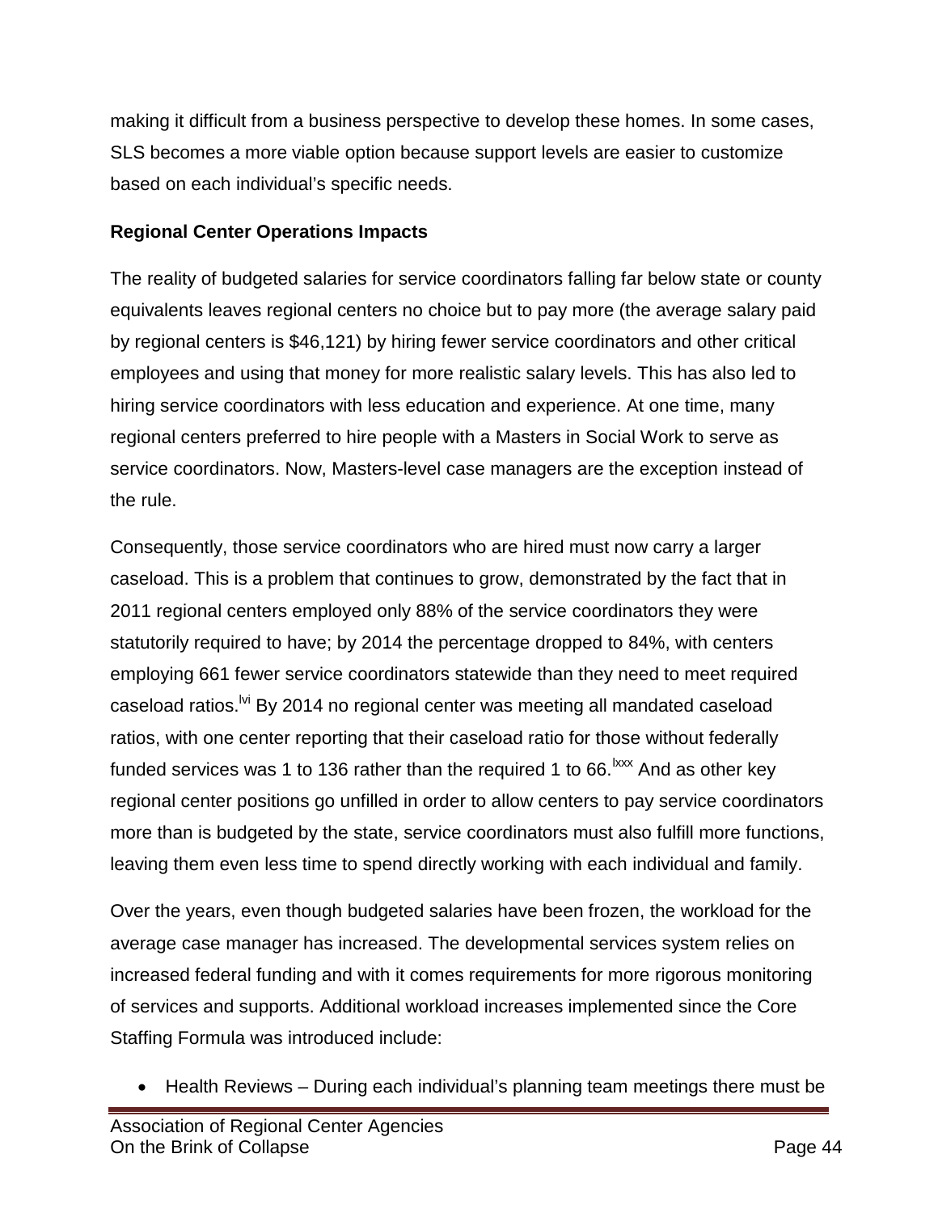making it difficult from a business perspective to develop these homes. In some cases, SLS becomes a more viable option because support levels are easier to customize based on each individual's specific needs.

**Regional Center Operations Impacts**

The reality of budgeted salaries for service coordinators falling far below state or county equivalents leaves regional centers no choice but to pay more (the average salary paid by regional centers is $46,121) by hiring fewer service coordinators and other critical employees and using that money for more realistic salary levels. This has also led to hiring service coordinators with less education and experience. At one time, many regional centers preferred to hire people with a Masters in Social Work to serve as service coordinators. Now, Masters-level case managers are the exception instead of the rule.

Consequently, those service coordinators who are hired must now carry a larger caseload. This is a problem that continues to grow, demonstrated by the fact that in 2011 regional centers employed only 88% of the service coordinators they were statutorily required to have; by 2014 the percentage dropped to 84%, with centers employing 661 fewer service coordinators statewide than they need to meet required caseload ratios.[lvi] By 2014 no regional center was meeting all mandated caseload ratios, with one center reporting that their caseload ratio for those without federally funded services was 1 to 136 rather than the required 1 to 66.[lxxx] And as other key regional center positions go unfilled in order to allow centers to pay service coordinators more than is budgeted by the state, service coordinators must also fulfill more functions, leaving them even less time to spend directly working with each individual and family.

Over the years, even though budgeted salaries have been frozen, the workload for the average case manager has increased. The developmental services system relies on increased federal funding and with it comes requirements for more rigorous monitoring of services and supports. Additional workload increases implemented since the Core Staffing Formula was introduced include:

- Health Reviews – During each individual's planning team meetings there must be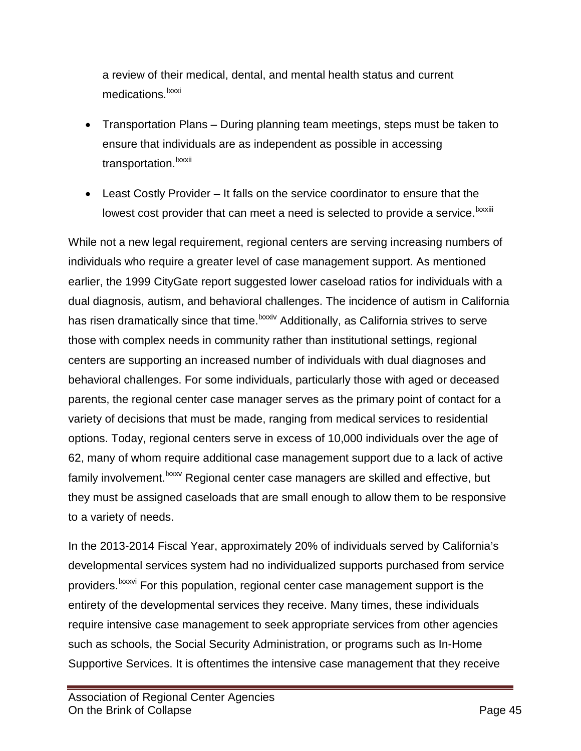a review of their medical, dental, and mental health status and current medications.[lxxxi]

- Transportation Plans – During planning team meetings, steps must be taken to ensure that individuals are as independent as possible in accessing transportation.[lxxxii]
- Least Costly Provider – It falls on the service coordinator to ensure that the lowest cost provider that can meet a need is selected to provide a service.[lxxxiii]

While not a new legal requirement, regional centers are serving increasing numbers of individuals who require a greater level of case management support. As mentioned earlier, the 1999 CityGate report suggested lower caseload ratios for individuals with a dual diagnosis, autism, and behavioral challenges. The incidence of autism in California has risen dramatically since that time.[lxxxiv] Additionally, as California strives to serve those with complex needs in community rather than institutional settings, regional centers are supporting an increased number of individuals with dual diagnoses and behavioral challenges. For some individuals, particularly those with aged or deceased parents, the regional center case manager serves as the primary point of contact for a variety of decisions that must be made, ranging from medical services to residential options. Today, regional centers serve in excess of 10,000 individuals over the age of 62, many of whom require additional case management support due to a lack of active family involvement.[lxxxv] Regional center case managers are skilled and effective, but they must be assigned caseloads that are small enough to allow them to be responsive to a variety of needs.

In the 2013-2014 Fiscal Year, approximately 20% of individuals served by California's developmental services system had no individualized supports purchased from service providers.[lxxxvi] For this population, regional center case management support is the entirety of the developmental services they receive. Many times, these individuals require intensive case management to seek appropriate services from other agencies such as schools, the Social Security Administration, or programs such as In-Home Supportive Services. It is oftentimes the intensive case management that they receive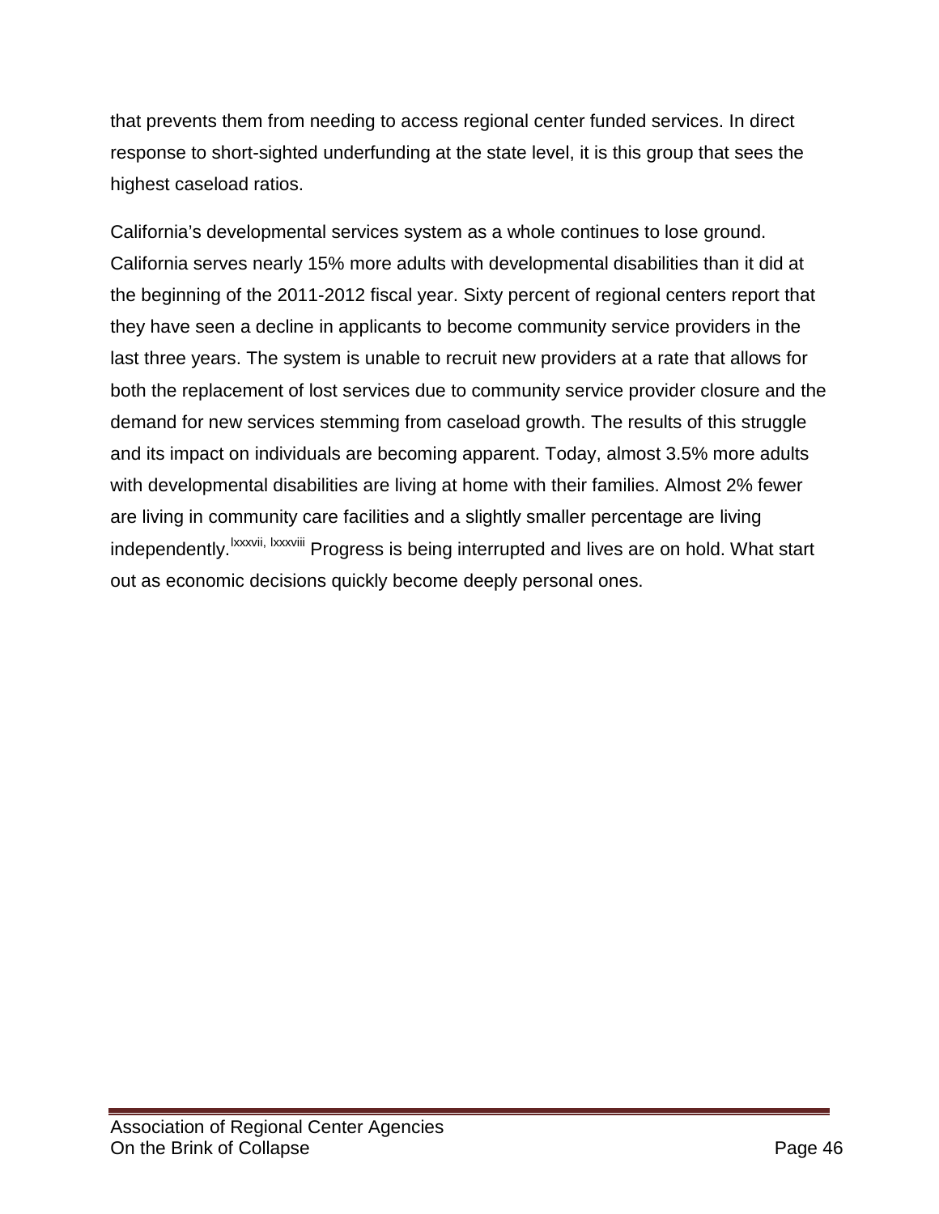that prevents them from needing to access regional center funded services. In direct response to short-sighted underfunding at the state level, it is this group that sees the highest caseload ratios.

California's developmental services system as a whole continues to lose ground. California serves nearly 15% more adults with developmental disabilities than it did at the beginning of the 2011-2012 fiscal year. Sixty percent of regional centers report that they have seen a decline in applicants to become community service providers in the last three years. The system is unable to recruit new providers at a rate that allows for both the replacement of lost services due to community service provider closure and the demand for new services stemming from caseload growth. The results of this struggle and its impact on individuals are becoming apparent. Today, almost 3.5% more adults with developmental disabilities are living at home with their families. Almost 2% fewer are living in community care facilities and a slightly smaller percentage are living independently.[lxxxvii, lxxxviii] Progress is being interrupted and lives are on hold. What start out as economic decisions quickly become deeply personal ones.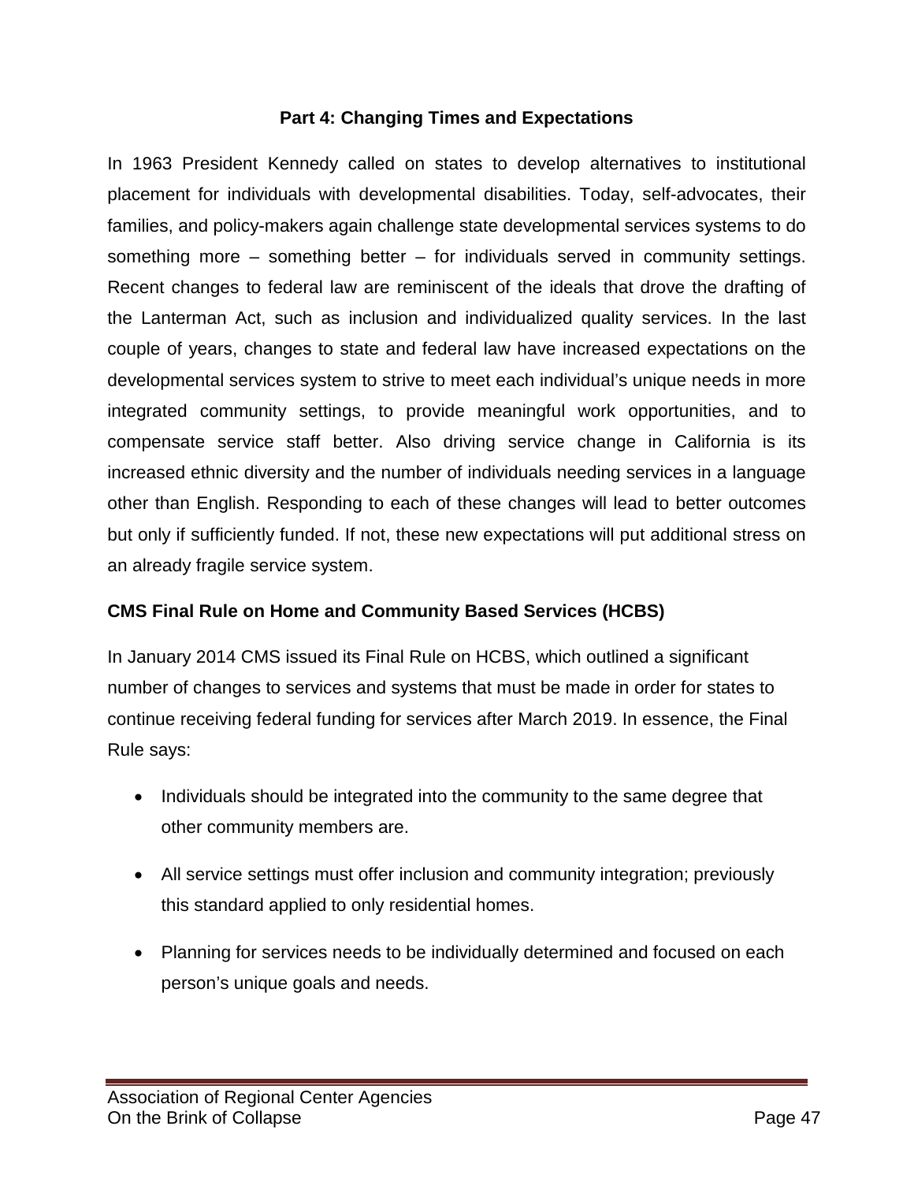## Part 4: Changing Times and Expectations

In 1963 President Kennedy called on states to develop alternatives to institutional placement for individuals with developmental disabilities. Today, self-advocates, their families, and policy-makers again challenge state developmental services systems to do something more – something better – for individuals served in community settings. Recent changes to federal law are reminiscent of the ideals that drove the drafting of the Lanterman Act, such as inclusion and individualized quality services. In the last couple of years, changes to state and federal law have increased expectations on the developmental services system to strive to meet each individual's unique needs in more integrated community settings, to provide meaningful work opportunities, and to compensate service staff better. Also driving service change in California is its increased ethnic diversity and the number of individuals needing services in a language other than English. Responding to each of these changes will lead to better outcomes but only if sufficiently funded. If not, these new expectations will put additional stress on an already fragile service system.

### CMS Final Rule on Home and Community Based Services (HCBS)

In January 2014 CMS issued its Final Rule on HCBS, which outlined a significant number of changes to services and systems that must be made in order for states to continue receiving federal funding for services after March 2019. In essence, the Final Rule says:

- Individuals should be integrated into the community to the same degree that other community members are.
- All service settings must offer inclusion and community integration; previously this standard applied to only residential homes.
- Planning for services needs to be individually determined and focused on each person's unique goals and needs.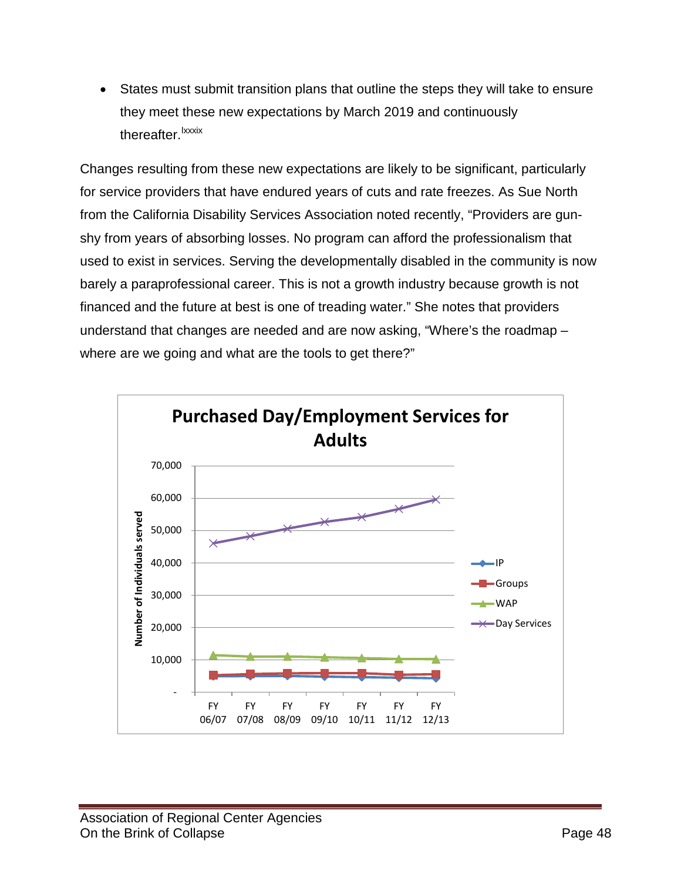- States must submit transition plans that outline the steps they will take to ensure they meet these new expectations by March 2019 and continuously thereafter.[lxxxix]

Changes resulting from these new expectations are likely to be significant, particularly for service providers that have endured years of cuts and rate freezes. As Sue North from the California Disability Services Association noted recently, "Providers are gun-shy from years of absorbing losses. No program can afford the professionalism that used to exist in services. Serving the developmentally disabled in the community is now barely a paraprofessional career. This is not a growth industry because growth is not financed and the future at best is one of treading water." She notes that providers understand that changes are needed and are now asking, "Where's the roadmap – where are we going and what are the tools to get there?"

**Purchased Day/Employment Services for Adults**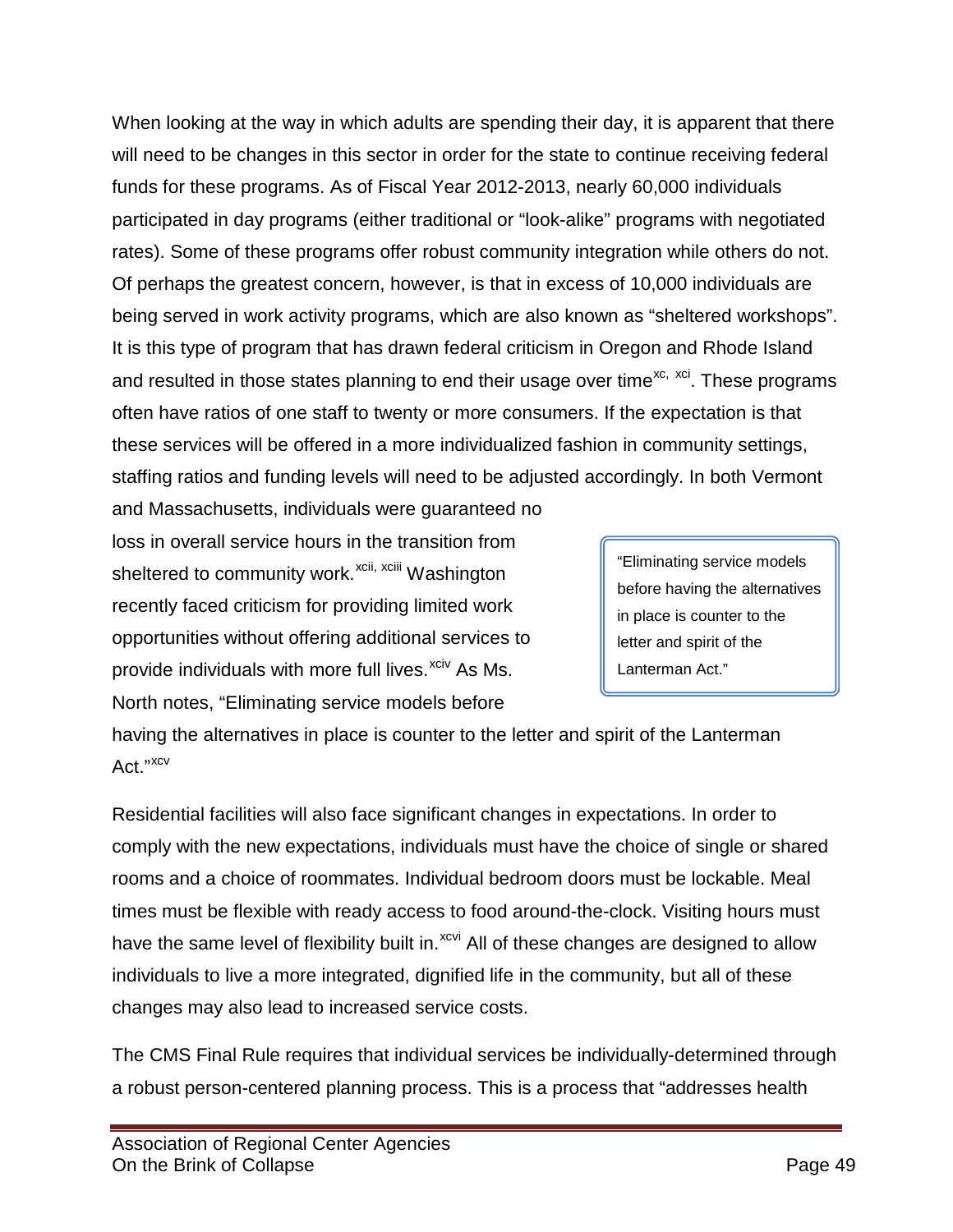When looking at the way in which adults are spending their day, it is apparent that there will need to be changes in this sector in order for the state to continue receiving federal funds for these programs. As of Fiscal Year 2012-2013, nearly 60,000 individuals participated in day programs (either traditional or "look-alike" programs with negotiated rates). Some of these programs offer robust community integration while others do not. Of perhaps the greatest concern, however, is that in excess of 10,000 individuals are being served in work activity programs, which are also known as "sheltered workshops". It is this type of program that has drawn federal criticism in Oregon and Rhode Island and resulted in those states planning to end their usage over time[xc, xci]. These programs often have ratios of one staff to twenty or more consumers. If the expectation is that these services will be offered in a more individualized fashion in community settings, staffing ratios and funding levels will need to be adjusted accordingly. In both Vermont and Massachusetts, individuals were guaranteed no loss in overall service hours in the transition from sheltered to community work.[xcii, xciii] Washington recently faced criticism for providing limited work opportunities without offering additional services to provide individuals with more full lives.[xciv] As Ms. North notes, "Eliminating service models before having the alternatives in place is counter to the letter and spirit of the Lanterman Act."[xcv]

> "Eliminating service models before having the alternatives in place is counter to the letter and spirit of the Lanterman Act."

Residential facilities will also face significant changes in expectations. In order to comply with the new expectations, individuals must have the choice of single or shared rooms and a choice of roommates. Individual bedroom doors must be lockable. Meal times must be flexible with ready access to food around-the-clock. Visiting hours must have the same level of flexibility built in.[xcvi] All of these changes are designed to allow individuals to live a more integrated, dignified life in the community, but all of these changes may also lead to increased service costs.

The CMS Final Rule requires that individual services be individually-determined through a robust person-centered planning process. This is a process that "addresses health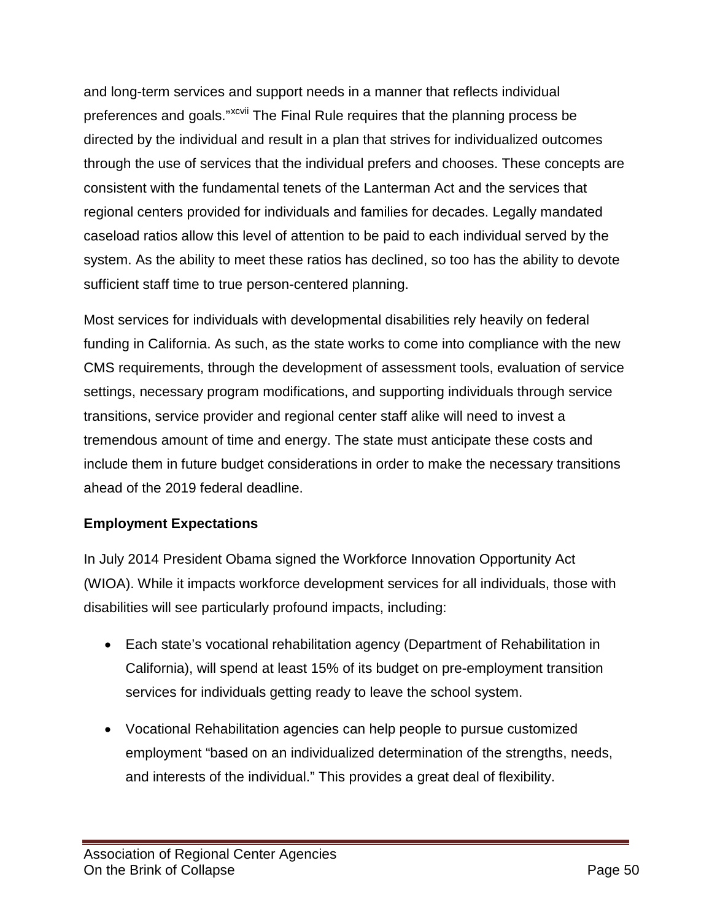and long-term services and support needs in a manner that reflects individual preferences and goals."[xcvii] The Final Rule requires that the planning process be directed by the individual and result in a plan that strives for individualized outcomes through the use of services that the individual prefers and chooses. These concepts are consistent with the fundamental tenets of the Lanterman Act and the services that regional centers provided for individuals and families for decades. Legally mandated caseload ratios allow this level of attention to be paid to each individual served by the system. As the ability to meet these ratios has declined, so too has the ability to devote sufficient staff time to true person-centered planning.

Most services for individuals with developmental disabilities rely heavily on federal funding in California. As such, as the state works to come into compliance with the new CMS requirements, through the development of assessment tools, evaluation of service settings, necessary program modifications, and supporting individuals through service transitions, service provider and regional center staff alike will need to invest a tremendous amount of time and energy. The state must anticipate these costs and include them in future budget considerations in order to make the necessary transitions ahead of the 2019 federal deadline.

**Employment Expectations**

In July 2014 President Obama signed the Workforce Innovation Opportunity Act (WIOA). While it impacts workforce development services for all individuals, those with disabilities will see particularly profound impacts, including:

- Each state's vocational rehabilitation agency (Department of Rehabilitation in California), will spend at least 15% of its budget on pre-employment transition services for individuals getting ready to leave the school system.
- Vocational Rehabilitation agencies can help people to pursue customized employment "based on an individualized determination of the strengths, needs, and interests of the individual." This provides a great deal of flexibility.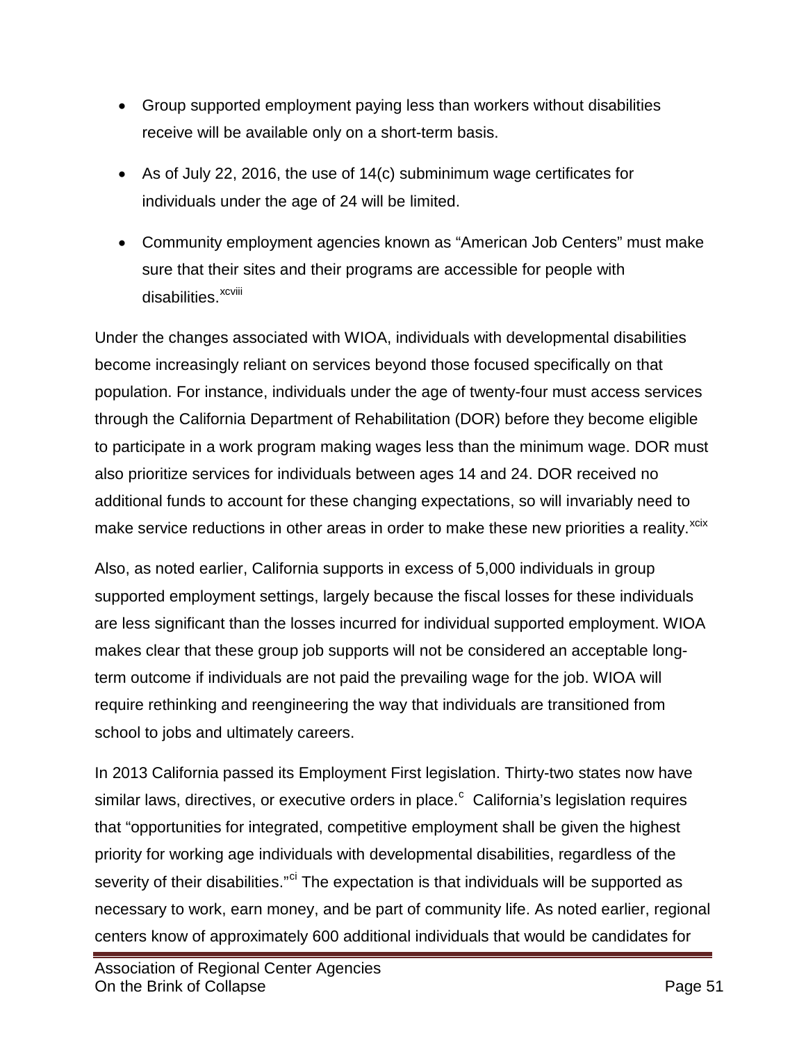- Group supported employment paying less than workers without disabilities receive will be available only on a short-term basis.
- As of July 22, 2016, the use of 14(c) subminimum wage certificates for individuals under the age of 24 will be limited.
- Community employment agencies known as "American Job Centers" must make sure that their sites and their programs are accessible for people with disabilities.[xcviii]

Under the changes associated with WIOA, individuals with developmental disabilities become increasingly reliant on services beyond those focused specifically on that population. For instance, individuals under the age of twenty-four must access services through the California Department of Rehabilitation (DOR) before they become eligible to participate in a work program making wages less than the minimum wage. DOR must also prioritize services for individuals between ages 14 and 24. DOR received no additional funds to account for these changing expectations, so will invariably need to make service reductions in other areas in order to make these new priorities a reality.[xcix]

Also, as noted earlier, California supports in excess of 5,000 individuals in group supported employment settings, largely because the fiscal losses for these individuals are less significant than the losses incurred for individual supported employment. WIOA makes clear that these group job supports will not be considered an acceptable long-term outcome if individuals are not paid the prevailing wage for the job. WIOA will require rethinking and reengineering the way that individuals are transitioned from school to jobs and ultimately careers.

In 2013 California passed its Employment First legislation. Thirty-two states now have similar laws, directives, or executive orders in place.[c] California's legislation requires that "opportunities for integrated, competitive employment shall be given the highest priority for working age individuals with developmental disabilities, regardless of the severity of their disabilities."[ci] The expectation is that individuals will be supported as necessary to work, earn money, and be part of community life. As noted earlier, regional centers know of approximately 600 additional individuals that would be candidates for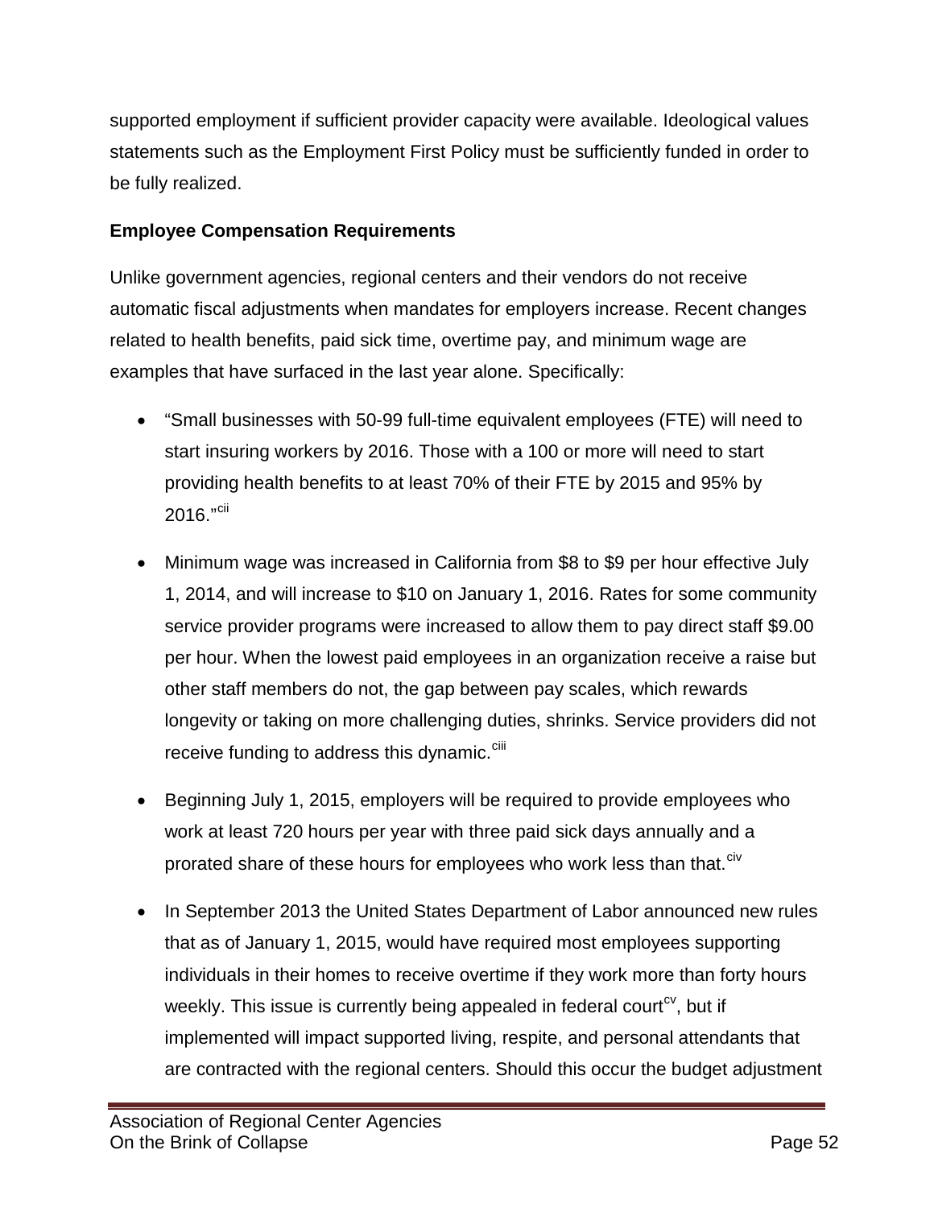supported employment if sufficient provider capacity were available. Ideological values statements such as the Employment First Policy must be sufficiently funded in order to be fully realized.

**Employee Compensation Requirements**

Unlike government agencies, regional centers and their vendors do not receive automatic fiscal adjustments when mandates for employers increase. Recent changes related to health benefits, paid sick time, overtime pay, and minimum wage are examples that have surfaced in the last year alone. Specifically:

- "Small businesses with 50-99 full-time equivalent employees (FTE) will need to start insuring workers by 2016. Those with a 100 or more will need to start providing health benefits to at least 70% of their FTE by 2015 and 95% by 2016."[cii]
- Minimum wage was increased in California from $8 to $9 per hour effective July 1, 2014, and will increase to $10 on January 1, 2016. Rates for some community service provider programs were increased to allow them to pay direct staff $9.00 per hour. When the lowest paid employees in an organization receive a raise but other staff members do not, the gap between pay scales, which rewards longevity or taking on more challenging duties, shrinks. Service providers did not receive funding to address this dynamic.[ciii]
- Beginning July 1, 2015, employers will be required to provide employees who work at least 720 hours per year with three paid sick days annually and a prorated share of these hours for employees who work less than that.[civ]
- In September 2013 the United States Department of Labor announced new rules that as of January 1, 2015, would have required most employees supporting individuals in their homes to receive overtime if they work more than forty hours weekly. This issue is currently being appealed in federal court[cv], but if implemented will impact supported living, respite, and personal attendants that are contracted with the regional centers. Should this occur the budget adjustment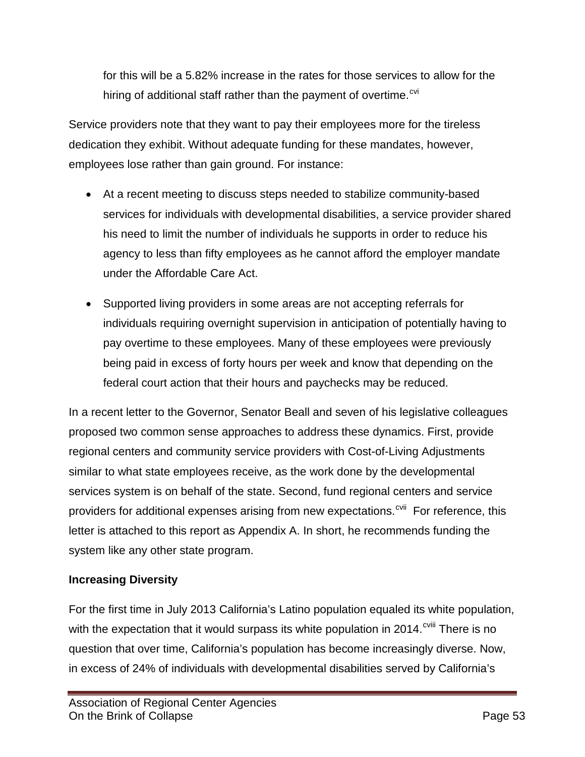for this will be a 5.82% increase in the rates for those services to allow for the hiring of additional staff rather than the payment of overtime.[cvi]

Service providers note that they want to pay their employees more for the tireless dedication they exhibit. Without adequate funding for these mandates, however, employees lose rather than gain ground. For instance:

- At a recent meeting to discuss steps needed to stabilize community-based services for individuals with developmental disabilities, a service provider shared his need to limit the number of individuals he supports in order to reduce his agency to less than fifty employees as he cannot afford the employer mandate under the Affordable Care Act.
- Supported living providers in some areas are not accepting referrals for individuals requiring overnight supervision in anticipation of potentially having to pay overtime to these employees. Many of these employees were previously being paid in excess of forty hours per week and know that depending on the federal court action that their hours and paychecks may be reduced.

In a recent letter to the Governor, Senator Beall and seven of his legislative colleagues proposed two common sense approaches to address these dynamics. First, provide regional centers and community service providers with Cost-of-Living Adjustments similar to what state employees receive, as the work done by the developmental services system is on behalf of the state. Second, fund regional centers and service providers for additional expenses arising from new expectations.[cvii] For reference, this letter is attached to this report as Appendix A. In short, he recommends funding the system like any other state program.

**Increasing Diversity**

For the first time in July 2013 California's Latino population equaled its white population, with the expectation that it would surpass its white population in 2014.[cviii] There is no question that over time, California's population has become increasingly diverse. Now, in excess of 24% of individuals with developmental disabilities served by California's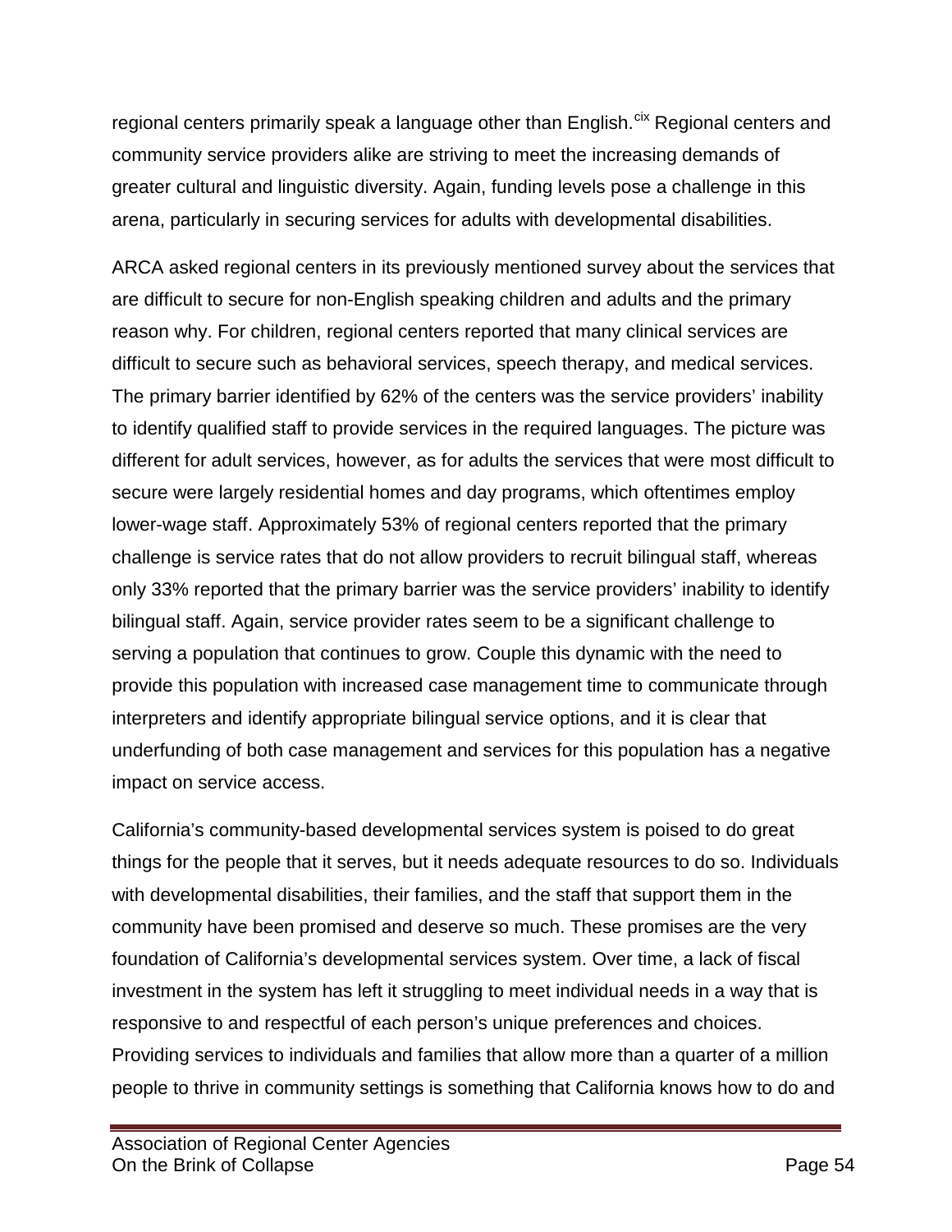regional centers primarily speak a language other than English.[cix] Regional centers and community service providers alike are striving to meet the increasing demands of greater cultural and linguistic diversity. Again, funding levels pose a challenge in this arena, particularly in securing services for adults with developmental disabilities.

ARCA asked regional centers in its previously mentioned survey about the services that are difficult to secure for non-English speaking children and adults and the primary reason why. For children, regional centers reported that many clinical services are difficult to secure such as behavioral services, speech therapy, and medical services. The primary barrier identified by 62% of the centers was the service providers' inability to identify qualified staff to provide services in the required languages. The picture was different for adult services, however, as for adults the services that were most difficult to secure were largely residential homes and day programs, which oftentimes employ lower-wage staff. Approximately 53% of regional centers reported that the primary challenge is service rates that do not allow providers to recruit bilingual staff, whereas only 33% reported that the primary barrier was the service providers' inability to identify bilingual staff. Again, service provider rates seem to be a significant challenge to serving a population that continues to grow. Couple this dynamic with the need to provide this population with increased case management time to communicate through interpreters and identify appropriate bilingual service options, and it is clear that underfunding of both case management and services for this population has a negative impact on service access.

California's community-based developmental services system is poised to do great things for the people that it serves, but it needs adequate resources to do so. Individuals with developmental disabilities, their families, and the staff that support them in the community have been promised and deserve so much. These promises are the very foundation of California's developmental services system. Over time, a lack of fiscal investment in the system has left it struggling to meet individual needs in a way that is responsive to and respectful of each person's unique preferences and choices. Providing services to individuals and families that allow more than a quarter of a million people to thrive in community settings is something that California knows how to do and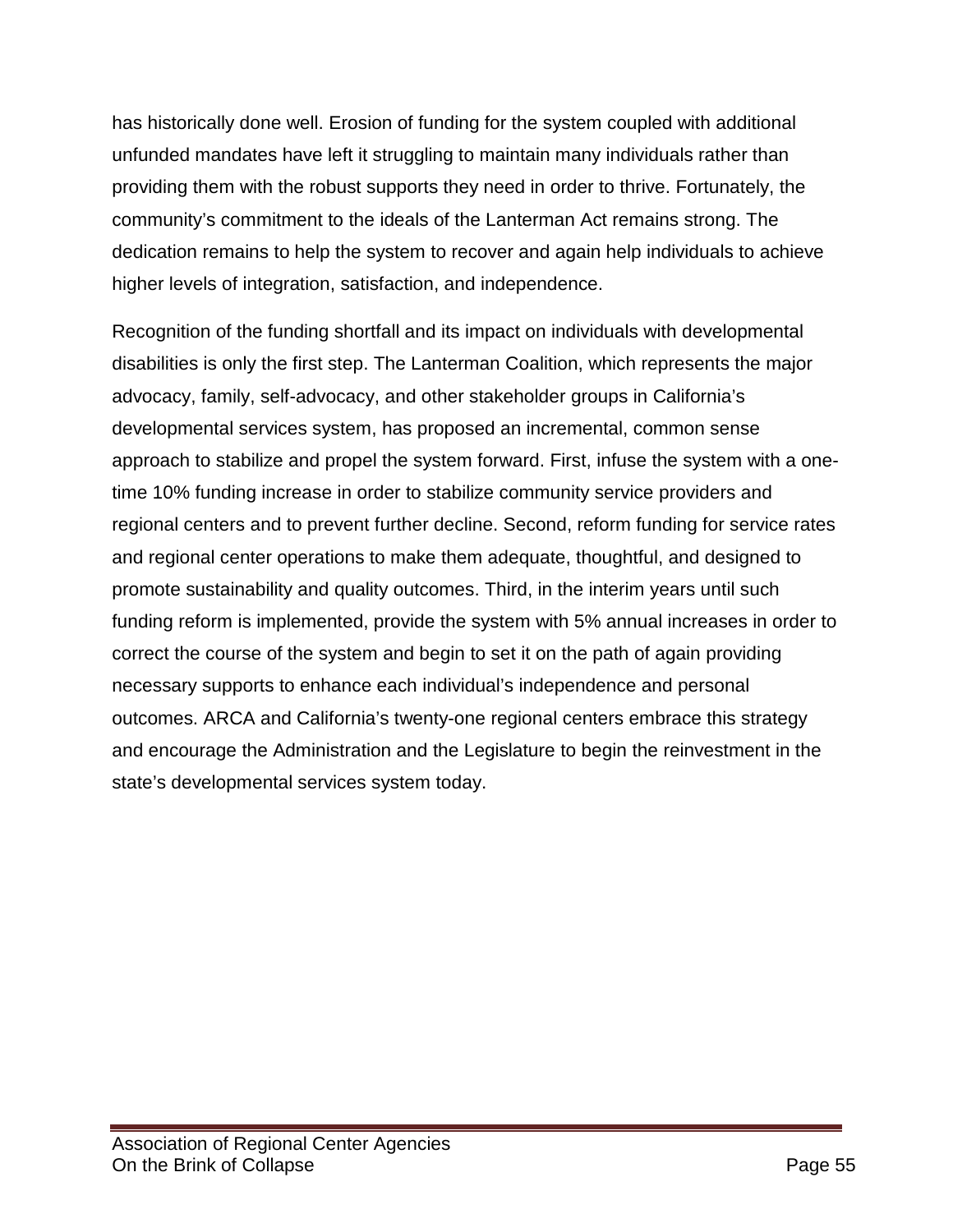has historically done well. Erosion of funding for the system coupled with additional unfunded mandates have left it struggling to maintain many individuals rather than providing them with the robust supports they need in order to thrive. Fortunately, the community's commitment to the ideals of the Lanterman Act remains strong. The dedication remains to help the system to recover and again help individuals to achieve higher levels of integration, satisfaction, and independence.

Recognition of the funding shortfall and its impact on individuals with developmental disabilities is only the first step. The Lanterman Coalition, which represents the major advocacy, family, self-advocacy, and other stakeholder groups in California's developmental services system, has proposed an incremental, common sense approach to stabilize and propel the system forward. First, infuse the system with a one-time 10% funding increase in order to stabilize community service providers and regional centers and to prevent further decline. Second, reform funding for service rates and regional center operations to make them adequate, thoughtful, and designed to promote sustainability and quality outcomes. Third, in the interim years until such funding reform is implemented, provide the system with 5% annual increases in order to correct the course of the system and begin to set it on the path of again providing necessary supports to enhance each individual's independence and personal outcomes. ARCA and California's twenty-one regional centers embrace this strategy and encourage the Administration and the Legislature to begin the reinvestment in the state's developmental services system today.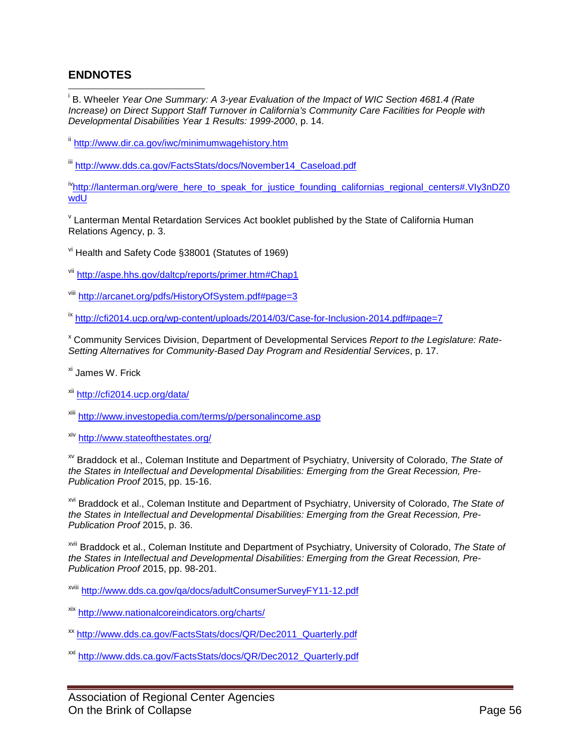## ENDNOTES

[i] B. Wheeler *Year One Summary: A 3-year Evaluation of the Impact of WIC Section 4681.4 (Rate Increase) on Direct Support Staff Turnover in California's Community Care Facilities for People with Developmental Disabilities Year 1 Results: 1999-2000*, p. 14.

[ii] http://www.dir.ca.gov/iwc/minimumwagehistory.htm

[iii] http://www.dds.ca.gov/FactsStats/docs/November14_Caseload.pdf

[iv] http://lanterman.org/were_here_to_speak_for_justice_founding_californias_regional_centers#.VIy3nDZ0wdU

[v] Lanterman Mental Retardation Services Act booklet published by the State of California Human Relations Agency, p. 3.

[vi] Health and Safety Code §38001 (Statutes of 1969)

[vii] http://aspe.hhs.gov/daltcp/reports/primer.htm#Chap1

[viii] http://arcanet.org/pdfs/HistoryOfSystem.pdf#page=3

[ix] http://cfi2014.ucp.org/wp-content/uploads/2014/03/Case-for-Inclusion-2014.pdf#page=7

[x] Community Services Division, Department of Developmental Services *Report to the Legislature: Rate-Setting Alternatives for Community-Based Day Program and Residential Services*, p. 17.

[xi] James W. Frick

[xii] http://cfi2014.ucp.org/data/

[xiii] http://www.investopedia.com/terms/p/personalincome.asp

[xiv] http://www.stateofthestates.org/

[xv] Braddock et al., Coleman Institute and Department of Psychiatry, University of Colorado, *The State of the States in Intellectual and Developmental Disabilities: Emerging from the Great Recession, Pre-Publication Proof* 2015, pp. 15-16.

[xvi] Braddock et al., Coleman Institute and Department of Psychiatry, University of Colorado, *The State of the States in Intellectual and Developmental Disabilities: Emerging from the Great Recession, Pre-Publication Proof* 2015, p. 36.

[xvii] Braddock et al., Coleman Institute and Department of Psychiatry, University of Colorado, *The State of the States in Intellectual and Developmental Disabilities: Emerging from the Great Recession, Pre-Publication Proof* 2015, pp. 98-201.

[xviii] http://www.dds.ca.gov/qa/docs/adultConsumerSurveyFY11-12.pdf

[xix] http://www.nationalcoreindicators.org/charts/

[xx] http://www.dds.ca.gov/FactsStats/docs/QR/Dec2011_Quarterly.pdf

[xxi] http://www.dds.ca.gov/FactsStats/docs/QR/Dec2012_Quarterly.pdf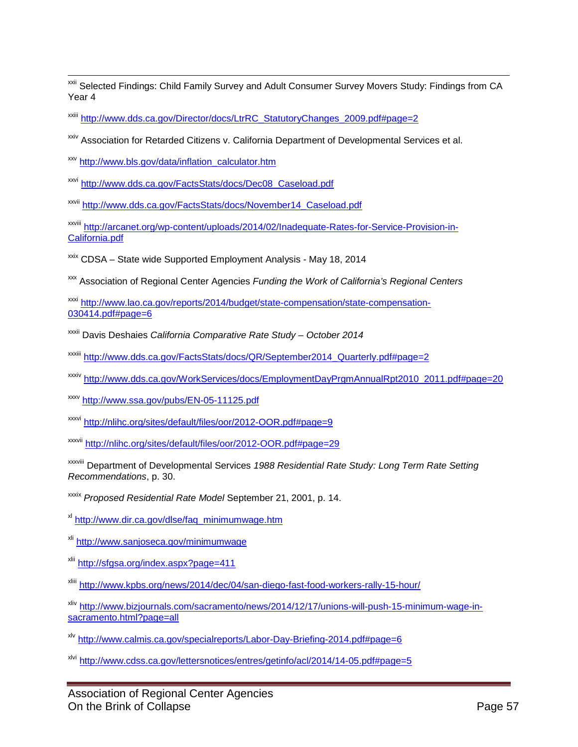[xxii] Selected Findings: Child Family Survey and Adult Consumer Survey Movers Study: Findings from CA Year 4

[xxiii] http://www.dds.ca.gov/Director/docs/LtrRC_StatutoryChanges_2009.pdf#page=2

[xxiv] Association for Retarded Citizens v. California Department of Developmental Services et al.

[xxv] http://www.bls.gov/data/inflation_calculator.htm

[xxvi] http://www.dds.ca.gov/FactsStats/docs/Dec08_Caseload.pdf

[xxvii] http://www.dds.ca.gov/FactsStats/docs/November14_Caseload.pdf

[xxviii] http://arcanet.org/wp-content/uploads/2014/02/Inadequate-Rates-for-Service-Provision-in-California.pdf

[xxix] CDSA – State wide Supported Employment Analysis - May 18, 2014

[xxx] Association of Regional Center Agencies *Funding the Work of California's Regional Centers*

[xxxi] http://www.lao.ca.gov/reports/2014/budget/state-compensation/state-compensation-030414.pdf#page=6

[xxxii] Davis Deshaies *California Comparative Rate Study – October 2014*

[xxxiii] http://www.dds.ca.gov/FactsStats/docs/QR/September2014_Quarterly.pdf#page=2

[xxxiv] http://www.dds.ca.gov/WorkServices/docs/EmploymentDayPrgmAnnualRpt2010_2011.pdf#page=20

[xxxv] http://www.ssa.gov/pubs/EN-05-11125.pdf

[xxxvi] http://nlihc.org/sites/default/files/oor/2012-OOR.pdf#page=9

[xxxvii] http://nlihc.org/sites/default/files/oor/2012-OOR.pdf#page=29

[xxxviii] Department of Developmental Services *1988 Residential Rate Study: Long Term Rate Setting Recommendations*, p. 30.

[xxxix] *Proposed Residential Rate Model* September 21, 2001, p. 14.

[xl] http://www.dir.ca.gov/dlse/faq_minimumwage.htm

[xli] http://www.sanjoseca.gov/minimumwage

[xlii] http://sfgsa.org/index.aspx?page=411

[xliii] http://www.kpbs.org/news/2014/dec/04/san-diego-fast-food-workers-rally-15-hour/

[xliv] http://www.bizjournals.com/sacramento/news/2014/12/17/unions-will-push-15-minimum-wage-in-sacramento.html?page=all

[xlv] http://www.calmis.ca.gov/specialreports/Labor-Day-Briefing-2014.pdf#page=6

[xlvi] http://www.cdss.ca.gov/lettersnotices/entres/getinfo/acl/2014/14-05.pdf#page=5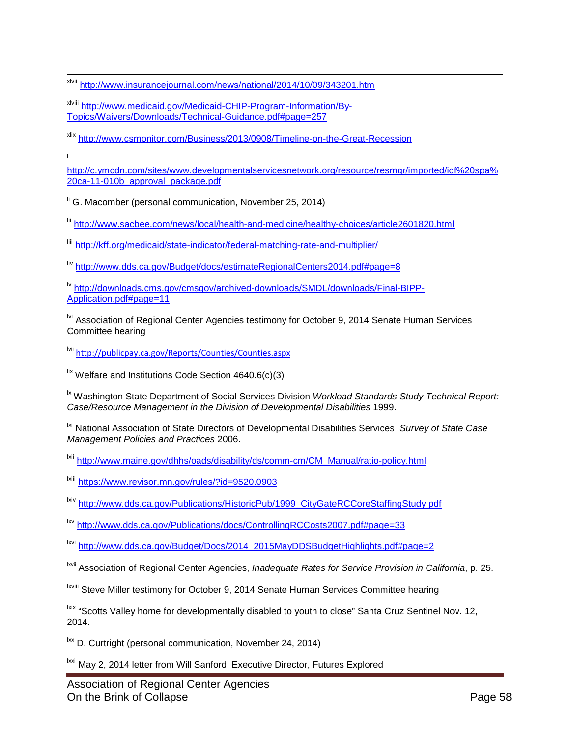[xlvii] http://www.insurancejournal.com/news/national/2014/10/09/343201.htm

[xlviii] http://www.medicaid.gov/Medicaid-CHIP-Program-Information/By-Topics/Waivers/Downloads/Technical-Guidance.pdf#page=257

[xlix] http://www.csmonitor.com/Business/2013/0908/Timeline-on-the-Great-Recession

[l] http://c.ymcdn.com/sites/www.developmentalservicesnetwork.org/resource/resmgr/imported/icf%20spa%20ca-11-010b_approval_package.pdf

[li] G. Macomber (personal communication, November 25, 2014)

[lii] http://www.sacbee.com/news/local/health-and-medicine/healthy-choices/article2601820.html

[liii] http://kff.org/medicaid/state-indicator/federal-matching-rate-and-multiplier/

[liv] http://www.dds.ca.gov/Budget/docs/estimateRegionalCenters2014.pdf#page=8

[lv] http://downloads.cms.gov/cmsgov/archived-downloads/SMDL/downloads/Final-BIPP-Application.pdf#page=11

[lvi] Association of Regional Center Agencies testimony for October 9, 2014 Senate Human Services Committee hearing

[lvii] http://publicpay.ca.gov/Reports/Counties/Counties.aspx

[lix] Welfare and Institutions Code Section 4640.6(c)(3)

[lx] Washington State Department of Social Services Division *Workload Standards Study Technical Report: Case/Resource Management in the Division of Developmental Disabilities* 1999.

[lxi] National Association of State Directors of Developmental Disabilities Services *Survey of State Case Management Policies and Practices* 2006.

[lxii] http://www.maine.gov/dhhs/oads/disability/ds/comm-cm/CM_Manual/ratio-policy.html

[lxiii] https://www.revisor.mn.gov/rules/?id=9520.0903

[lxiv] http://www.dds.ca.gov/Publications/HistoricPub/1999_CityGateRCCoreStaffingStudy.pdf

[lxv] http://www.dds.ca.gov/Publications/docs/ControllingRCCosts2007.pdf#page=33

[lxvi] http://www.dds.ca.gov/Budget/Docs/2014_2015MayDDSBudgetHighlights.pdf#page=2

[lxvii] Association of Regional Center Agencies, *Inadequate Rates for Service Provision in California*, p. 25.

[lxviii] Steve Miller testimony for October 9, 2014 Senate Human Services Committee hearing

[lxix] "Scotts Valley home for developmentally disabled to youth to close" Santa Cruz Sentinel Nov. 12, 2014.

[lxx] D. Curtright (personal communication, November 24, 2014)

[lxxi] May 2, 2014 letter from Will Sanford, Executive Director, Futures Explored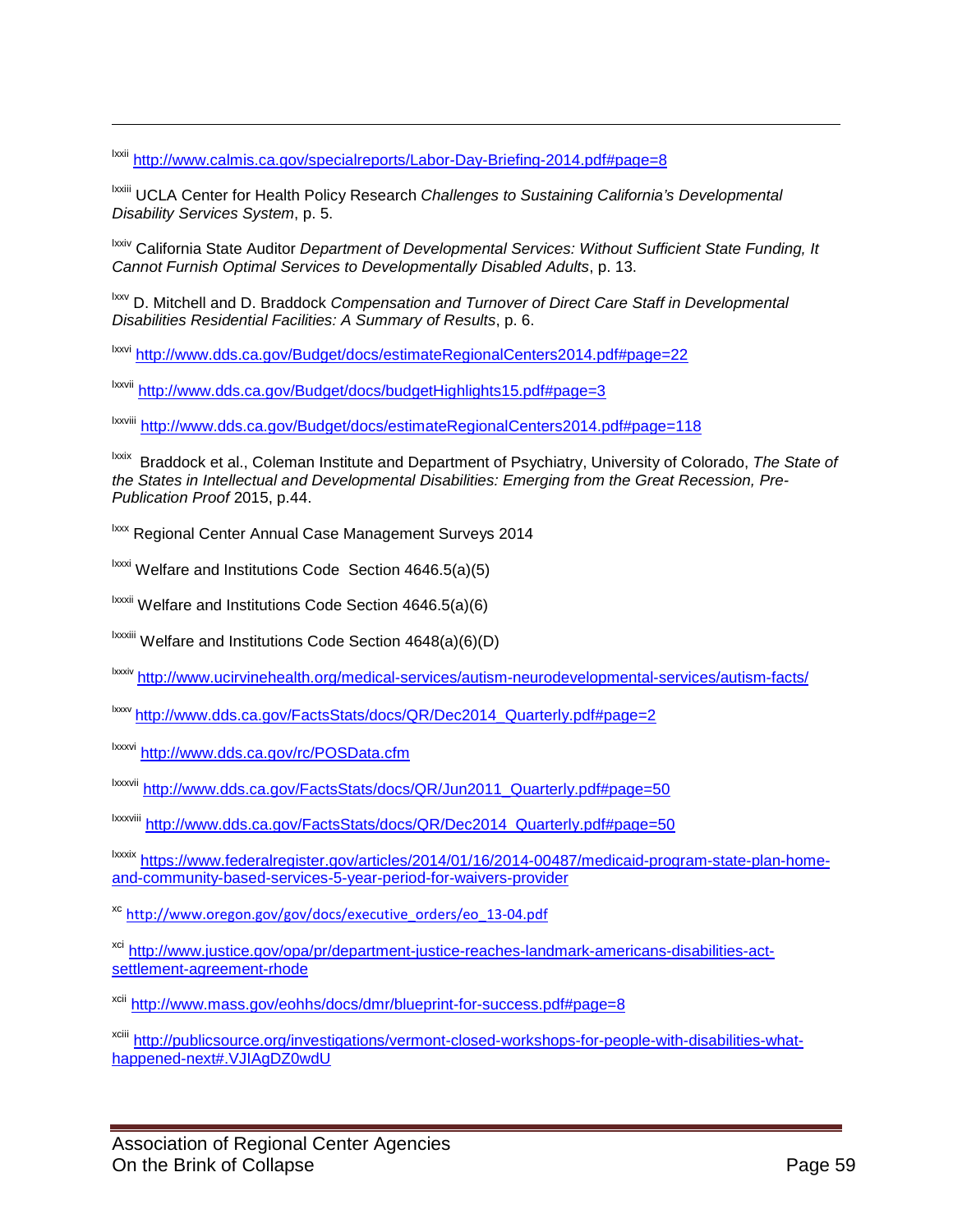[lxxii] http://www.calmis.ca.gov/specialreports/Labor-Day-Briefing-2014.pdf#page=8

[lxxiii] UCLA Center for Health Policy Research *Challenges to Sustaining California's Developmental Disability Services System*, p. 5.

[lxxiv] California State Auditor *Department of Developmental Services: Without Sufficient State Funding, It Cannot Furnish Optimal Services to Developmentally Disabled Adults*, p. 13.

[lxxv] D. Mitchell and D. Braddock *Compensation and Turnover of Direct Care Staff in Developmental Disabilities Residential Facilities: A Summary of Results*, p. 6.

[lxxvi] http://www.dds.ca.gov/Budget/docs/estimateRegionalCenters2014.pdf#page=22

[lxxvii] http://www.dds.ca.gov/Budget/docs/budgetHighlights15.pdf#page=3

[lxxviii] http://www.dds.ca.gov/Budget/docs/estimateRegionalCenters2014.pdf#page=118

[lxxix] Braddock et al., Coleman Institute and Department of Psychiatry, University of Colorado, *The State of the States in Intellectual and Developmental Disabilities: Emerging from the Great Recession, Pre-Publication Proof* 2015, p.44.

[lxxx] Regional Center Annual Case Management Surveys 2014

[lxxxi] Welfare and Institutions Code Section 4646.5(a)(5)

[lxxxii] Welfare and Institutions Code Section 4646.5(a)(6)

[lxxxiii] Welfare and Institutions Code Section 4648(a)(6)(D)

[lxxxiv] http://www.ucirvinehealth.org/medical-services/autism-neurodevelopmental-services/autism-facts/

[lxxxv] http://www.dds.ca.gov/FactsStats/docs/QR/Dec2014_Quarterly.pdf#page=2

[lxxxvi] http://www.dds.ca.gov/rc/POSData.cfm

[lxxxvii] http://www.dds.ca.gov/FactsStats/docs/QR/Jun2011_Quarterly.pdf#page=50

[lxxxviii] http://www.dds.ca.gov/FactsStats/docs/QR/Dec2014_Quarterly.pdf#page=50

[lxxxix] https://www.federalregister.gov/articles/2014/01/16/2014-00487/medicaid-program-state-plan-home-and-community-based-services-5-year-period-for-waivers-provider

[xc] http://www.oregon.gov/gov/docs/executive_orders/eo_13-04.pdf

[xci] http://www.justice.gov/opa/pr/department-justice-reaches-landmark-americans-disabilities-act-settlement-agreement-rhode

[xcii] http://www.mass.gov/eohhs/docs/dmr/blueprint-for-success.pdf#page=8

[xciii] http://publicsource.org/investigations/vermont-closed-workshops-for-people-with-disabilities-what-happened-next#.VJIAgDZ0wdU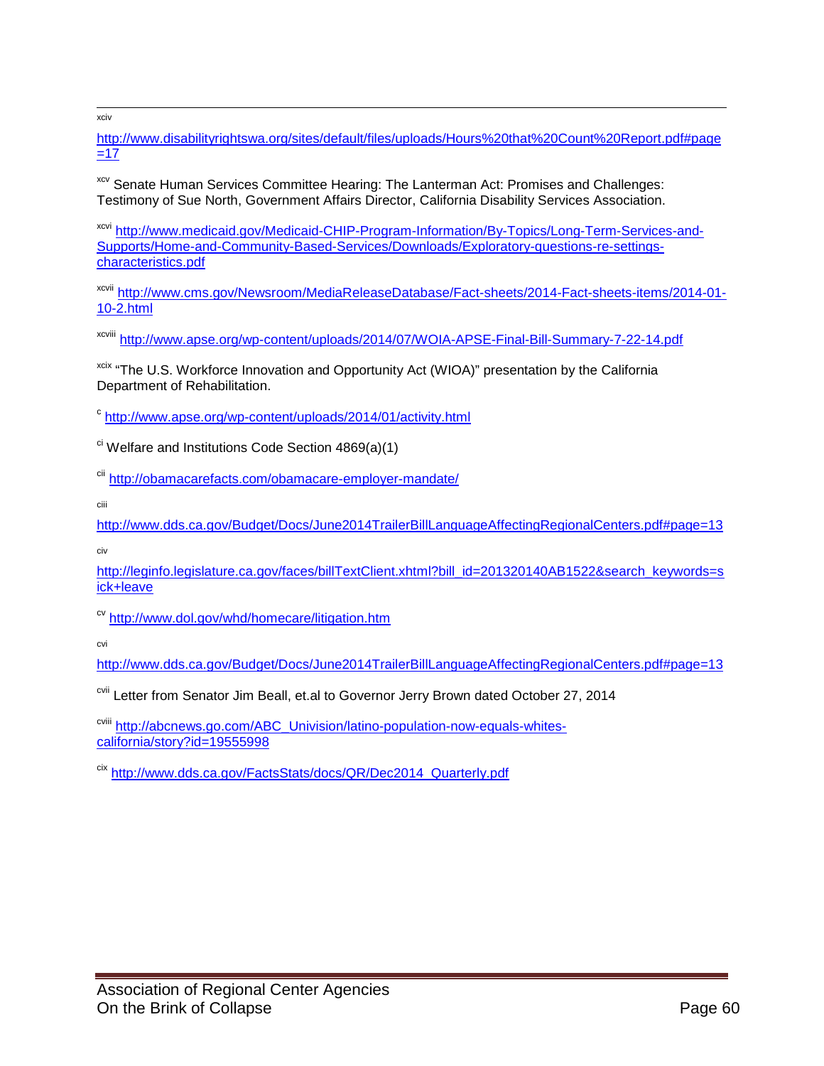[xciv] http://www.disabilityrightswa.org/sites/default/files/uploads/Hours%20that%20Count%20Report.pdf#page=17

[xcv] Senate Human Services Committee Hearing: The Lanterman Act: Promises and Challenges: Testimony of Sue North, Government Affairs Director, California Disability Services Association.

[xcvi] http://www.medicaid.gov/Medicaid-CHIP-Program-Information/By-Topics/Long-Term-Services-and-Supports/Home-and-Community-Based-Services/Downloads/Exploratory-questions-re-settings-characteristics.pdf

[xcvii] http://www.cms.gov/Newsroom/MediaReleaseDatabase/Fact-sheets/2014-Fact-sheets-items/2014-01-10-2.html

[xcviii] http://www.apse.org/wp-content/uploads/2014/07/WOIA-APSE-Final-Bill-Summary-7-22-14.pdf

[xcix] "The U.S. Workforce Innovation and Opportunity Act (WIOA)" presentation by the California Department of Rehabilitation.

[c] http://www.apse.org/wp-content/uploads/2014/01/activity.html

[ci] Welfare and Institutions Code Section 4869(a)(1)

[cii] http://obamacarefacts.com/obamacare-employer-mandate/

[ciii] http://www.dds.ca.gov/Budget/Docs/June2014TrailerBillLanguageAffectingRegionalCenters.pdf#page=13

[civ] http://leginfo.legislature.ca.gov/faces/billTextClient.xhtml?bill_id=201320140AB1522&search_keywords=sick+leave

[cv] http://www.dol.gov/whd/homecare/litigation.htm

[cvi] http://www.dds.ca.gov/Budget/Docs/June2014TrailerBillLanguageAffectingRegionalCenters.pdf#page=13

[cvii] Letter from Senator Jim Beall, et.al to Governor Jerry Brown dated October 27, 2014

[cviii] http://abcnews.go.com/ABC_Univision/latino-population-now-equals-whites-california/story?id=19555998

[cix] http://www.dds.ca.gov/FactsStats/docs/QR/Dec2014_Quarterly.pdf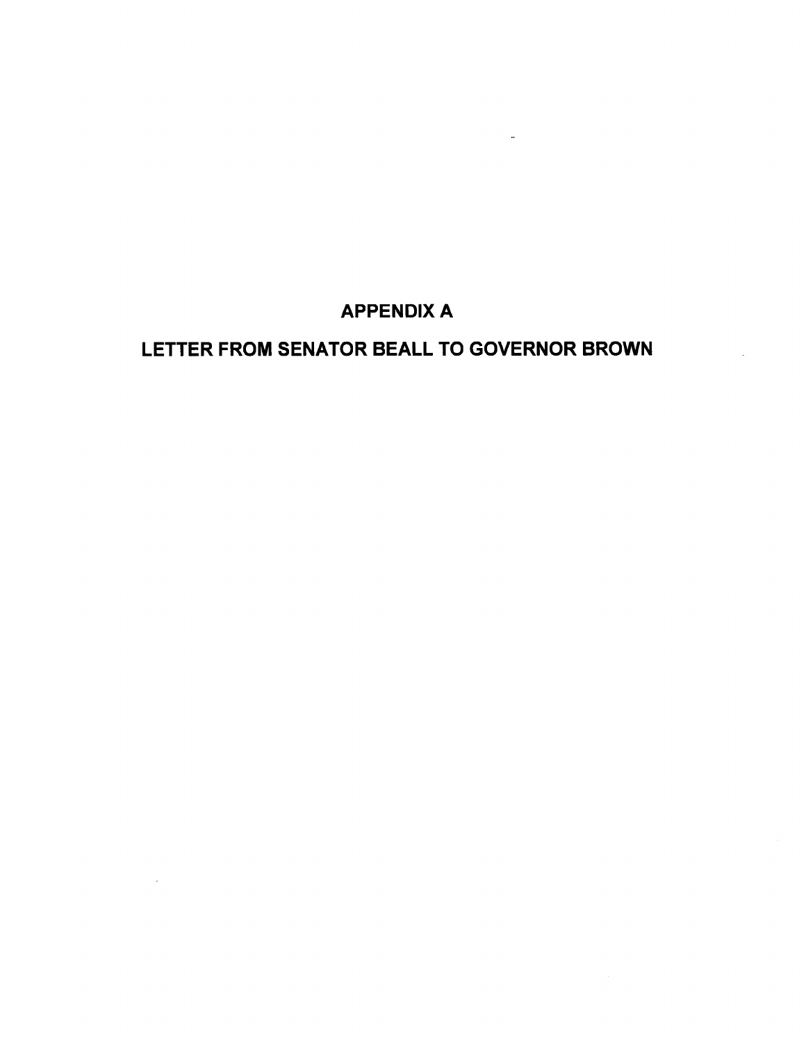# APPENDIX A

# LETTER FROM SENATOR BEALL TO GOVERNOR BROWN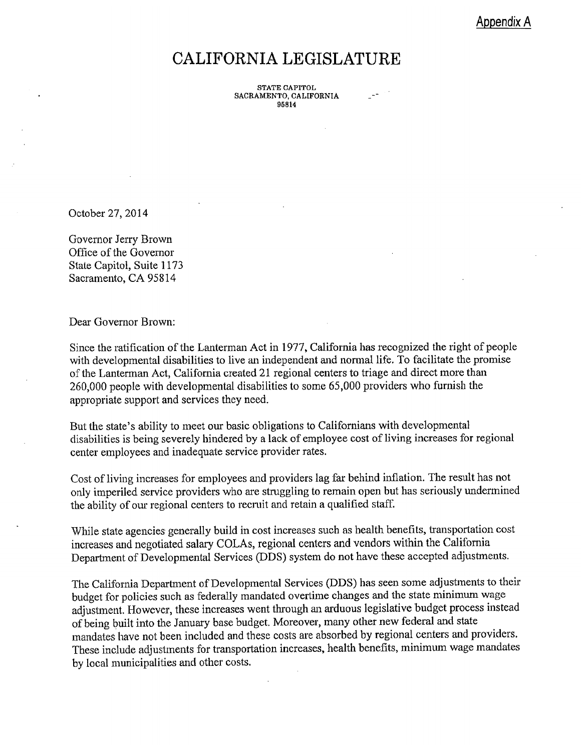Appendix A

# CALIFORNIA LEGISLATURE

STATE CAPITOL
SACRAMENTO, CALIFORNIA
95814

October 27, 2014

Governor Jerry Brown
Office of the Governor
State Capitol, Suite 1173
Sacramento, CA 95814

Dear Governor Brown:

Since the ratification of the Lanterman Act in 1977, California has recognized the right of people with developmental disabilities to live an independent and normal life. To facilitate the promise of the Lanterman Act, California created 21 regional centers to triage and direct more than 260,000 people with developmental disabilities to some 65,000 providers who furnish the appropriate support and services they need.

But the state's ability to meet our basic obligations to Californians with developmental disabilities is being severely hindered by a lack of employee cost of living increases for regional center employees and inadequate service provider rates.

Cost of living increases for employees and providers lag far behind inflation. The result has not only imperiled service providers who are struggling to remain open but has seriously undermined the ability of our regional centers to recruit and retain a qualified staff.

While state agencies generally build in cost increases such as health benefits, transportation cost increases and negotiated salary COLAs, regional centers and vendors within the California Department of Developmental Services (DDS) system do not have these accepted adjustments.

The California Department of Developmental Services (DDS) has seen some adjustments to their budget for policies such as federally mandated overtime changes and the state minimum wage adjustment. However, these increases went through an arduous legislative budget process instead of being built into the January base budget. Moreover, many other new federal and state mandates have not been included and these costs are absorbed by regional centers and providers. These include adjustments for transportation increases, health benefits, minimum wage mandates by local municipalities and other costs.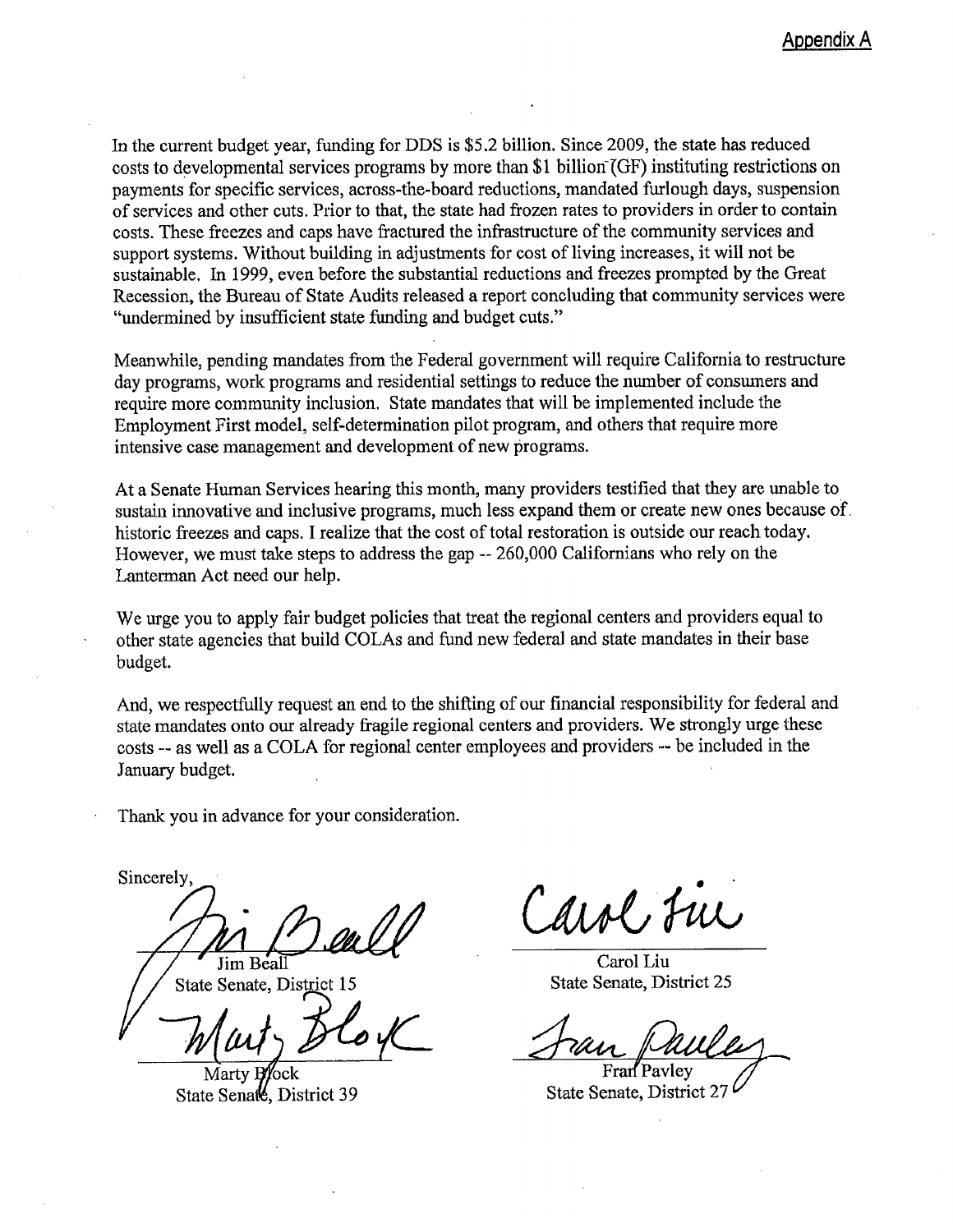Appendix A

In the current budget year, funding for DDS is $5.2 billion. Since 2009, the state has reduced costs to developmental services programs by more than $1 billion (GF) instituting restrictions on payments for specific services, across-the-board reductions, mandated furlough days, suspension of services and other cuts. Prior to that, the state had frozen rates to providers in order to contain costs. These freezes and caps have fractured the infrastructure of the community services and support systems. Without building in adjustments for cost of living increases, it will not be sustainable. In 1999, even before the substantial reductions and freezes prompted by the Great Recession, the Bureau of State Audits released a report concluding that community services were "undermined by insufficient state funding and budget cuts."

Meanwhile, pending mandates from the Federal government will require California to restructure day programs, work programs and residential settings to reduce the number of consumers and require more community inclusion. State mandates that will be implemented include the Employment First model, self-determination pilot program, and others that require more intensive case management and development of new programs.

At a Senate Human Services hearing this month, many providers testified that they are unable to sustain innovative and inclusive programs, much less expand them or create new ones because of historic freezes and caps. I realize that the cost of total restoration is outside our reach today. However, we must take steps to address the gap -- 260,000 Californians who rely on the Lanterman Act need our help.

We urge you to apply fair budget policies that treat the regional centers and providers equal to other state agencies that build COLAs and fund new federal and state mandates in their base budget.

And, we respectfully request an end to the shifting of our financial responsibility for federal and state mandates onto our already fragile regional centers and providers. We strongly urge these costs -- as well as a COLA for regional center employees and providers -- be included in the January budget.

Thank you in advance for your consideration.

Sincerely,

Jim Beall
State Senate, District 15

Carol Liu
State Senate, District 25

Marty Block
State Senate, District 39

Fran Pavley
State Senate, District 27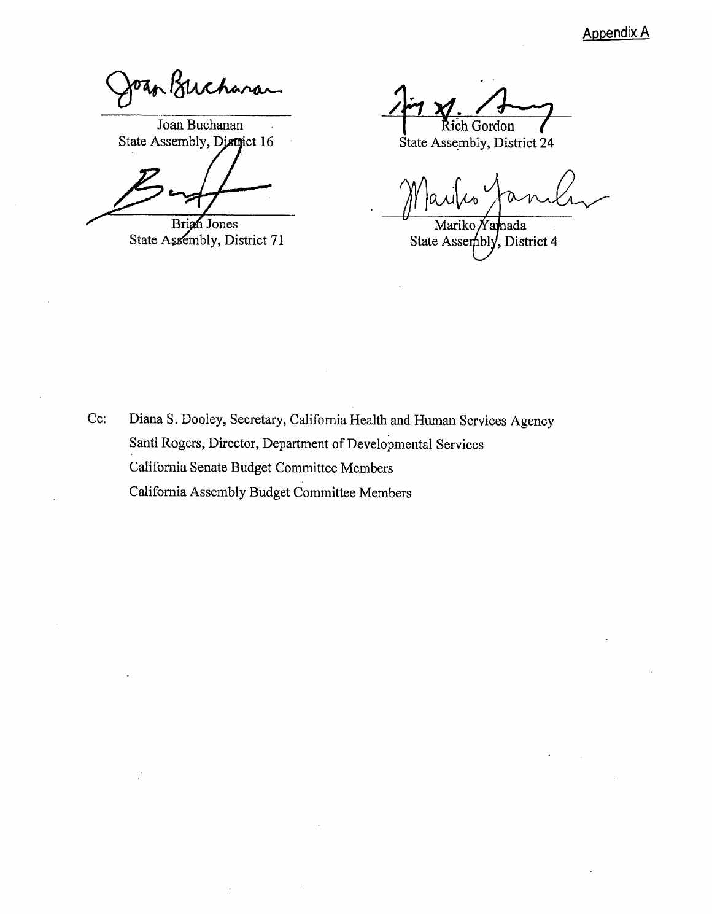Appendix A

Joan Buchanan
State Assembly, District 16

Rich Gordon
State Assembly, District 24

Brian Jones
State Assembly, District 71

Mariko Yamada
State Assembly, District 4

Cc: Diana S. Dooley, Secretary, California Health and Human Services Agency
Santi Rogers, Director, Department of Developmental Services
California Senate Budget Committee Members
California Assembly Budget Committee Members